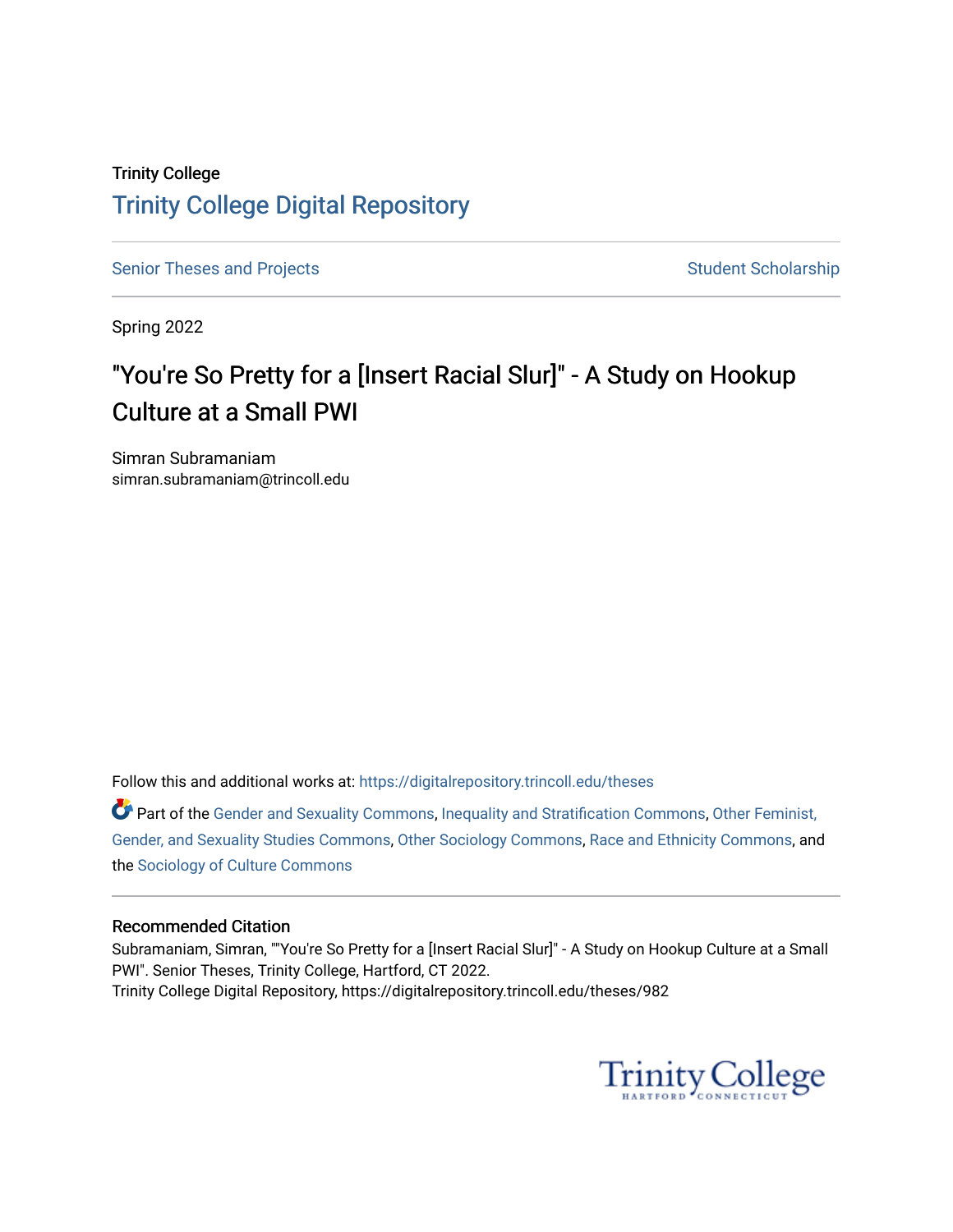Trinity College

# Trinity College Digital Repository

Senior Theses and Projects | Student Scholarship

Spring 2022

## "You're So Pretty for a [Insert Racial Slur]" - A Study on Hookup Culture at a Small PWI

Simran Subramaniam
simran.subramaniam@trincoll.edu

Follow this and additional works at: https://digitalrepository.trincoll.edu/theses

Part of the Gender and Sexuality Commons, Inequality and Stratification Commons, Other Feminist, Gender, and Sexuality Studies Commons, Other Sociology Commons, Race and Ethnicity Commons, and the Sociology of Culture Commons

### Recommended Citation

Subramaniam, Simran, ""You're So Pretty for a [Insert Racial Slur]" - A Study on Hookup Culture at a Small PWI". Senior Theses, Trinity College, Hartford, CT 2022.
Trinity College Digital Repository, https://digitalrepository.trincoll.edu/theses/982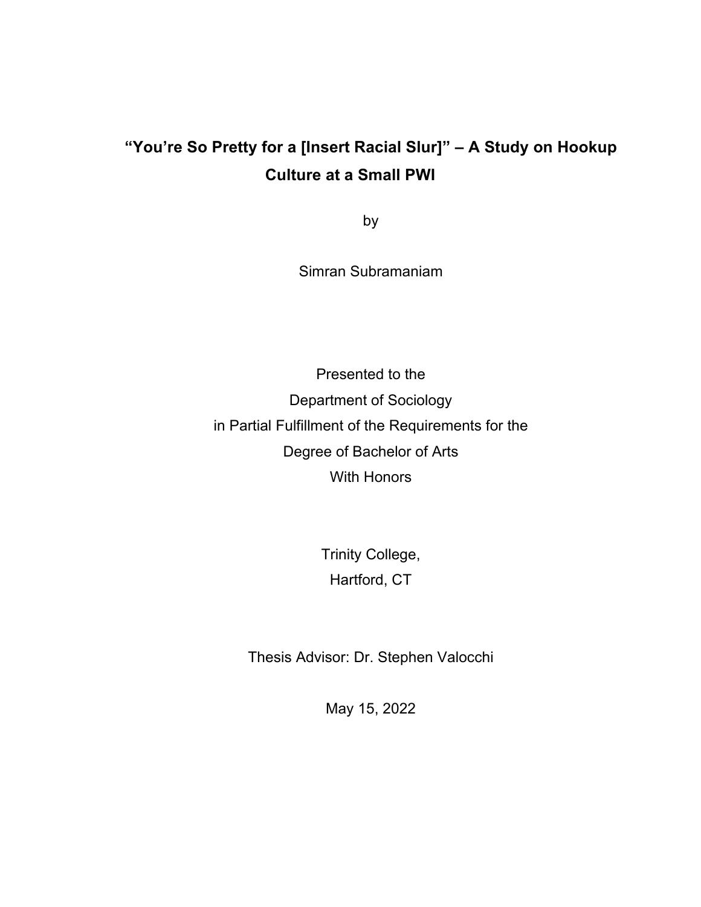# "You're So Pretty for a [Insert Racial Slur]" – A Study on Hookup Culture at a Small PWI

by

Simran Subramaniam

Presented to the
Department of Sociology
in Partial Fulfillment of the Requirements for the
Degree of Bachelor of Arts
With Honors

Trinity College,
Hartford, CT

Thesis Advisor: Dr. Stephen Valocchi

May 15, 2022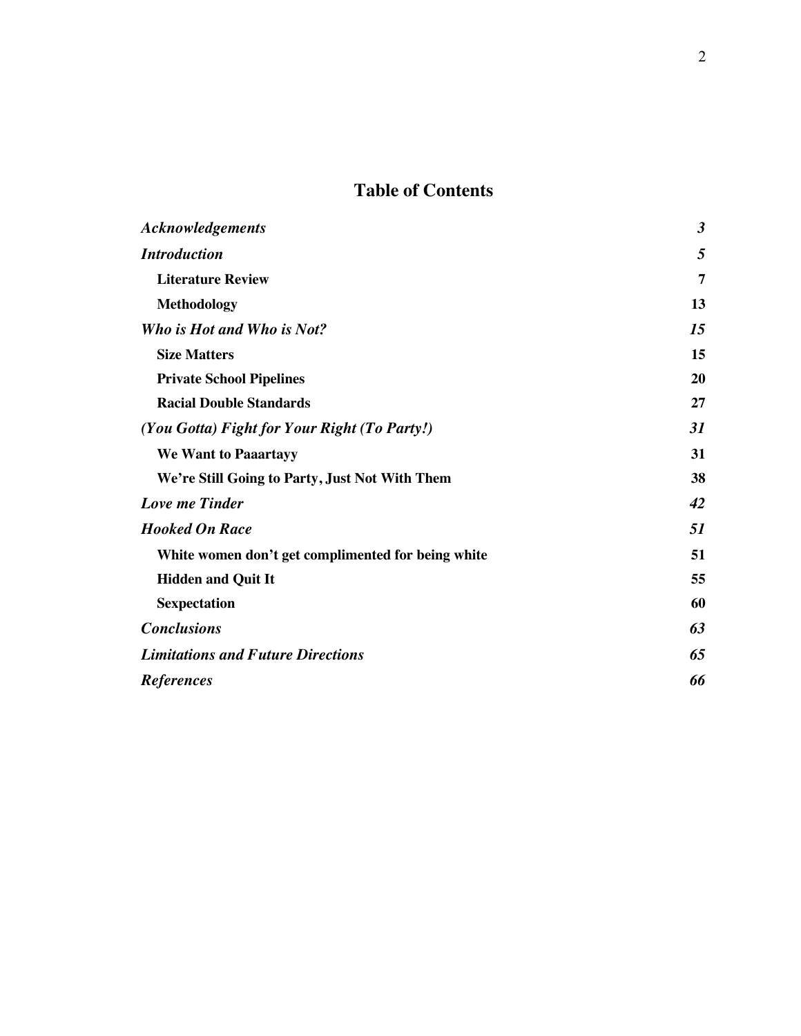# Table of Contents

| | |
|---|---|
| ***Acknowledgements*** | ***3*** |
| ***Introduction*** | ***5*** |
| **Literature Review** | **7** |
| **Methodology** | **13** |
| ***Who is Hot and Who is Not?*** | ***15*** |
| **Size Matters** | **15** |
| **Private School Pipelines** | **20** |
| **Racial Double Standards** | **27** |
| ***(You Gotta) Fight for Your Right (To Party!)*** | ***31*** |
| **We Want to Paaartayy** | **31** |
| **We're Still Going to Party, Just Not With Them** | **38** |
| ***Love me Tinder*** | ***42*** |
| ***Hooked On Race*** | ***51*** |
| **White women don't get complimented for being white** | **51** |
| **Hidden and Quit It** | **55** |
| **Sexpectation** | **60** |
| ***Conclusions*** | ***63*** |
| ***Limitations and Future Directions*** | ***65*** |
| ***References*** | ***66*** |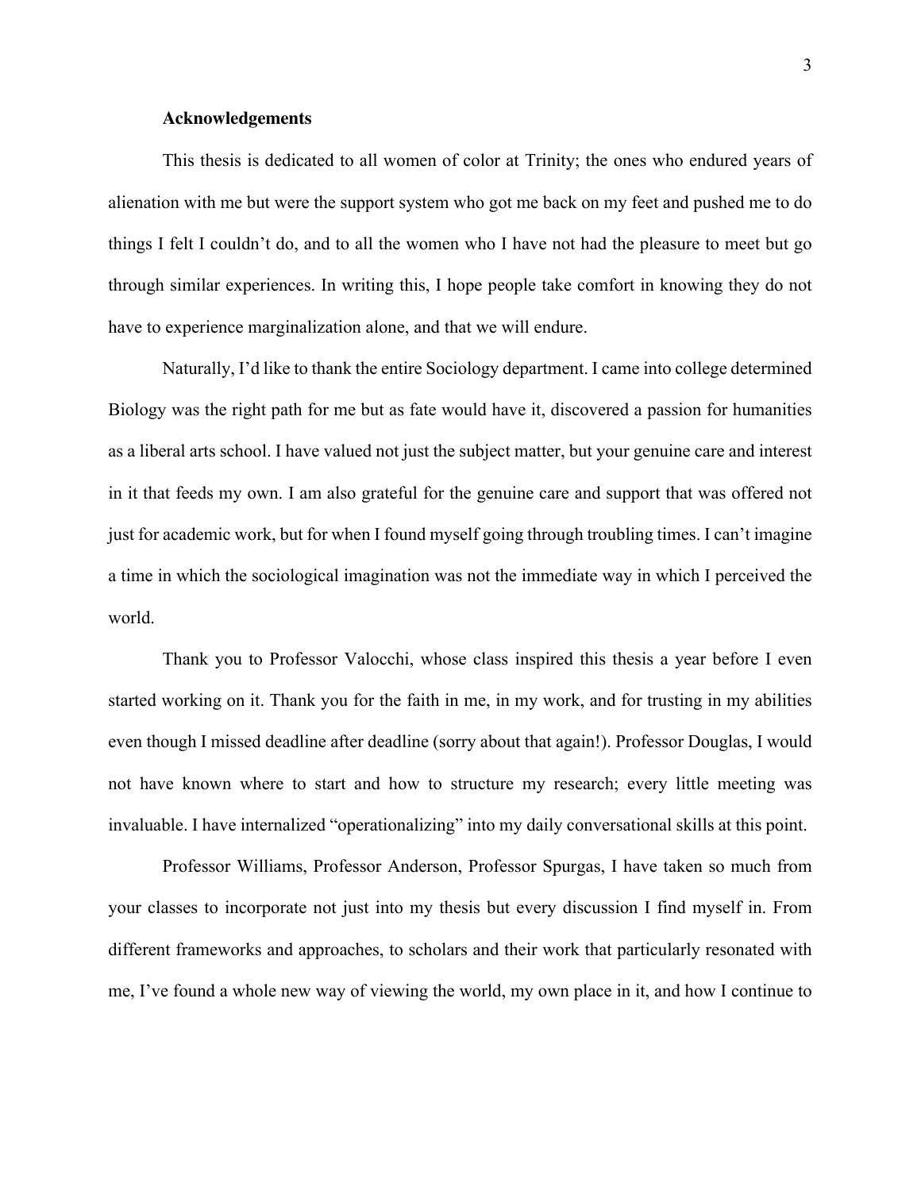**Acknowledgements**

This thesis is dedicated to all women of color at Trinity; the ones who endured years of alienation with me but were the support system who got me back on my feet and pushed me to do things I felt I couldn't do, and to all the women who I have not had the pleasure to meet but go through similar experiences. In writing this, I hope people take comfort in knowing they do not have to experience marginalization alone, and that we will endure.

Naturally, I'd like to thank the entire Sociology department. I came into college determined Biology was the right path for me but as fate would have it, discovered a passion for humanities as a liberal arts school. I have valued not just the subject matter, but your genuine care and interest in it that feeds my own. I am also grateful for the genuine care and support that was offered not just for academic work, but for when I found myself going through troubling times. I can't imagine a time in which the sociological imagination was not the immediate way in which I perceived the world.

Thank you to Professor Valocchi, whose class inspired this thesis a year before I even started working on it. Thank you for the faith in me, in my work, and for trusting in my abilities even though I missed deadline after deadline (sorry about that again!). Professor Douglas, I would not have known where to start and how to structure my research; every little meeting was invaluable. I have internalized "operationalizing" into my daily conversational skills at this point.

Professor Williams, Professor Anderson, Professor Spurgas, I have taken so much from your classes to incorporate not just into my thesis but every discussion I find myself in. From different frameworks and approaches, to scholars and their work that particularly resonated with me, I've found a whole new way of viewing the world, my own place in it, and how I continue to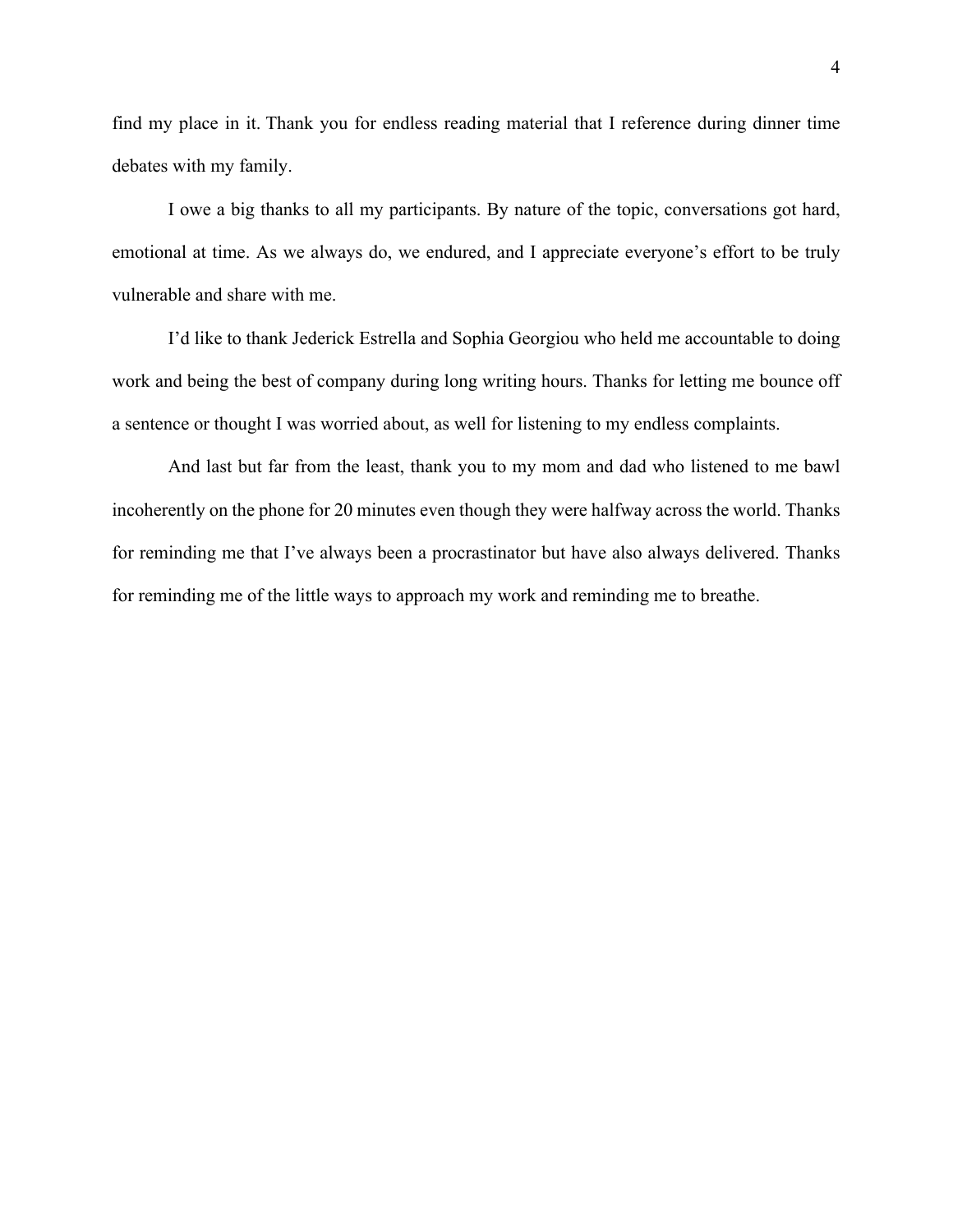find my place in it. Thank you for endless reading material that I reference during dinner time debates with my family.

I owe a big thanks to all my participants. By nature of the topic, conversations got hard, emotional at time. As we always do, we endured, and I appreciate everyone's effort to be truly vulnerable and share with me.

I'd like to thank Jederick Estrella and Sophia Georgiou who held me accountable to doing work and being the best of company during long writing hours. Thanks for letting me bounce off a sentence or thought I was worried about, as well for listening to my endless complaints.

And last but far from the least, thank you to my mom and dad who listened to me bawl incoherently on the phone for 20 minutes even though they were halfway across the world. Thanks for reminding me that I've always been a procrastinator but have also always delivered. Thanks for reminding me of the little ways to approach my work and reminding me to breathe.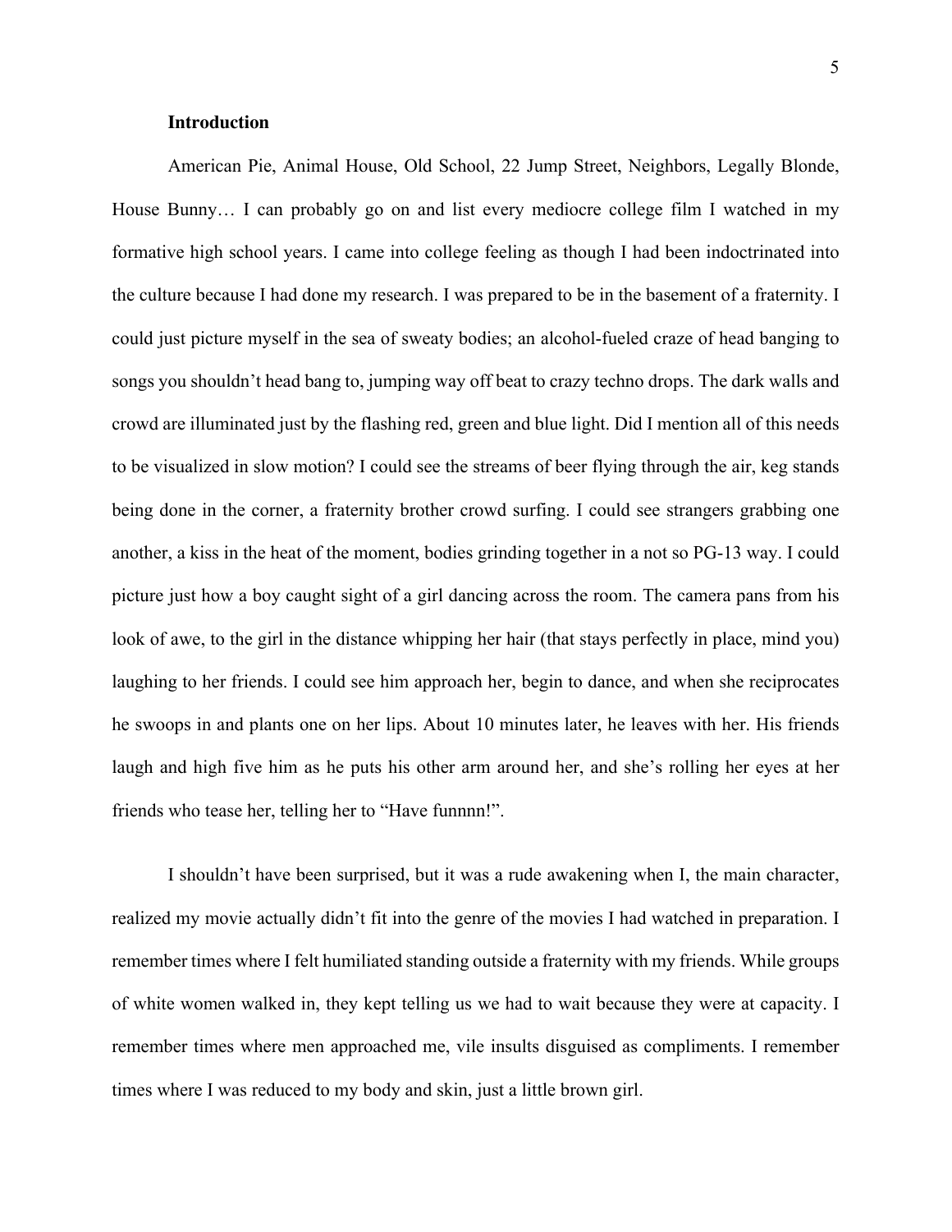## Introduction

American Pie, Animal House, Old School, 22 Jump Street, Neighbors, Legally Blonde, House Bunny… I can probably go on and list every mediocre college film I watched in my formative high school years. I came into college feeling as though I had been indoctrinated into the culture because I had done my research. I was prepared to be in the basement of a fraternity. I could just picture myself in the sea of sweaty bodies; an alcohol-fueled craze of head banging to songs you shouldn't head bang to, jumping way off beat to crazy techno drops. The dark walls and crowd are illuminated just by the flashing red, green and blue light. Did I mention all of this needs to be visualized in slow motion? I could see the streams of beer flying through the air, keg stands being done in the corner, a fraternity brother crowd surfing. I could see strangers grabbing one another, a kiss in the heat of the moment, bodies grinding together in a not so PG-13 way. I could picture just how a boy caught sight of a girl dancing across the room. The camera pans from his look of awe, to the girl in the distance whipping her hair (that stays perfectly in place, mind you) laughing to her friends. I could see him approach her, begin to dance, and when she reciprocates he swoops in and plants one on her lips. About 10 minutes later, he leaves with her. His friends laugh and high five him as he puts his other arm around her, and she's rolling her eyes at her friends who tease her, telling her to "Have funnnn!".

I shouldn't have been surprised, but it was a rude awakening when I, the main character, realized my movie actually didn't fit into the genre of the movies I had watched in preparation. I remember times where I felt humiliated standing outside a fraternity with my friends. While groups of white women walked in, they kept telling us we had to wait because they were at capacity. I remember times where men approached me, vile insults disguised as compliments. I remember times where I was reduced to my body and skin, just a little brown girl.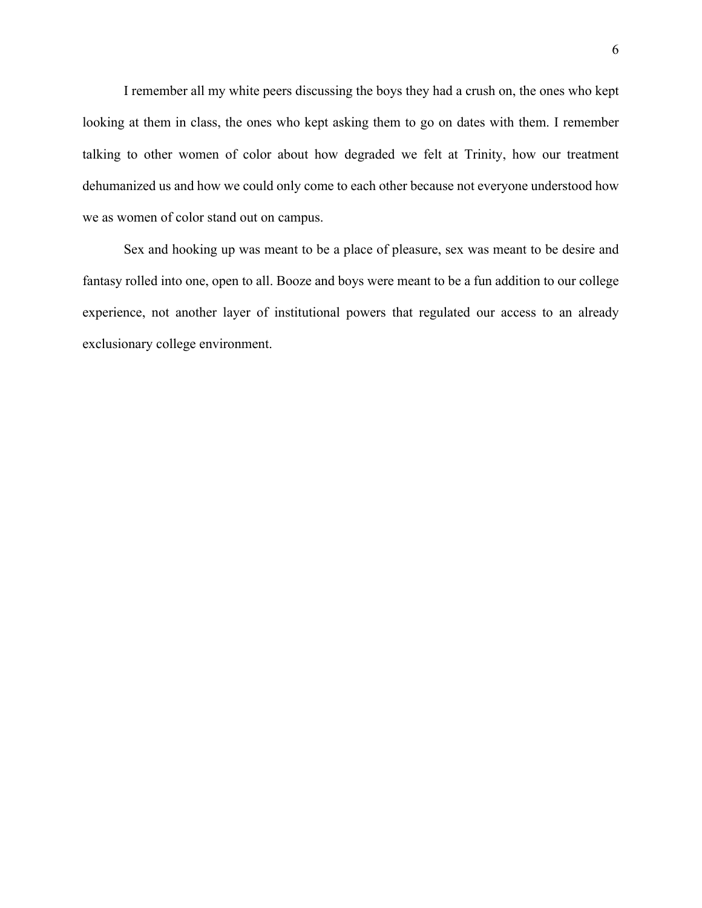I remember all my white peers discussing the boys they had a crush on, the ones who kept looking at them in class, the ones who kept asking them to go on dates with them. I remember talking to other women of color about how degraded we felt at Trinity, how our treatment dehumanized us and how we could only come to each other because not everyone understood how we as women of color stand out on campus.

Sex and hooking up was meant to be a place of pleasure, sex was meant to be desire and fantasy rolled into one, open to all. Booze and boys were meant to be a fun addition to our college experience, not another layer of institutional powers that regulated our access to an already exclusionary college environment.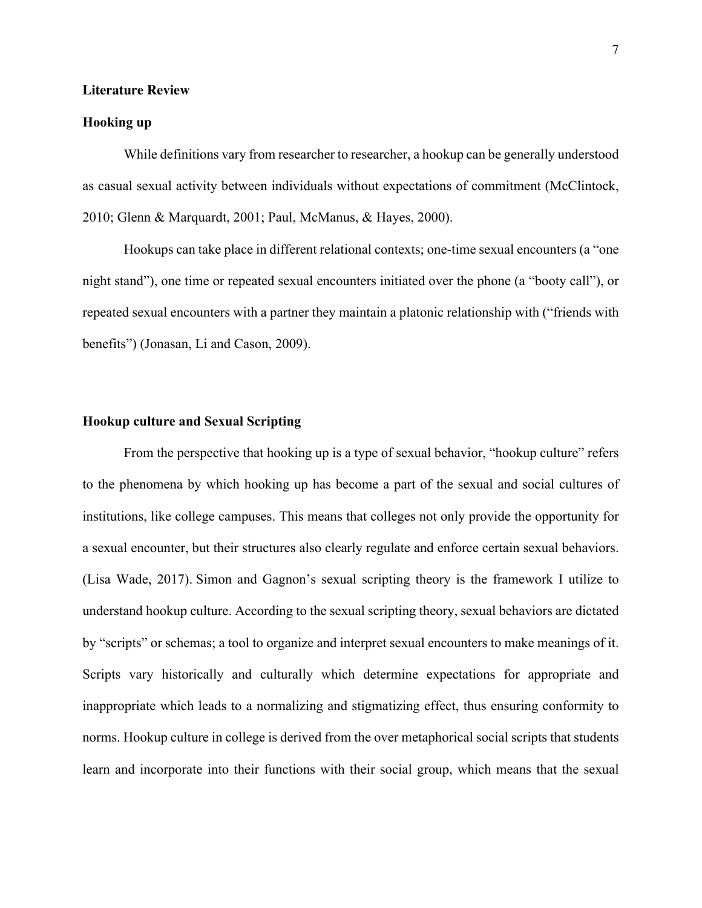## Literature Review

### Hooking up

While definitions vary from researcher to researcher, a hookup can be generally understood as casual sexual activity between individuals without expectations of commitment (McClintock, 2010; Glenn & Marquardt, 2001; Paul, McManus, & Hayes, 2000).

Hookups can take place in different relational contexts; one-time sexual encounters (a "one night stand"), one time or repeated sexual encounters initiated over the phone (a "booty call"), or repeated sexual encounters with a partner they maintain a platonic relationship with ("friends with benefits") (Jonasan, Li and Cason, 2009).

### Hookup culture and Sexual Scripting

From the perspective that hooking up is a type of sexual behavior, "hookup culture" refers to the phenomena by which hooking up has become a part of the sexual and social cultures of institutions, like college campuses. This means that colleges not only provide the opportunity for a sexual encounter, but their structures also clearly regulate and enforce certain sexual behaviors. (Lisa Wade, 2017). Simon and Gagnon's sexual scripting theory is the framework I utilize to understand hookup culture. According to the sexual scripting theory, sexual behaviors are dictated by "scripts" or schemas; a tool to organize and interpret sexual encounters to make meanings of it. Scripts vary historically and culturally which determine expectations for appropriate and inappropriate which leads to a normalizing and stigmatizing effect, thus ensuring conformity to norms. Hookup culture in college is derived from the over metaphorical social scripts that students learn and incorporate into their functions with their social group, which means that the sexual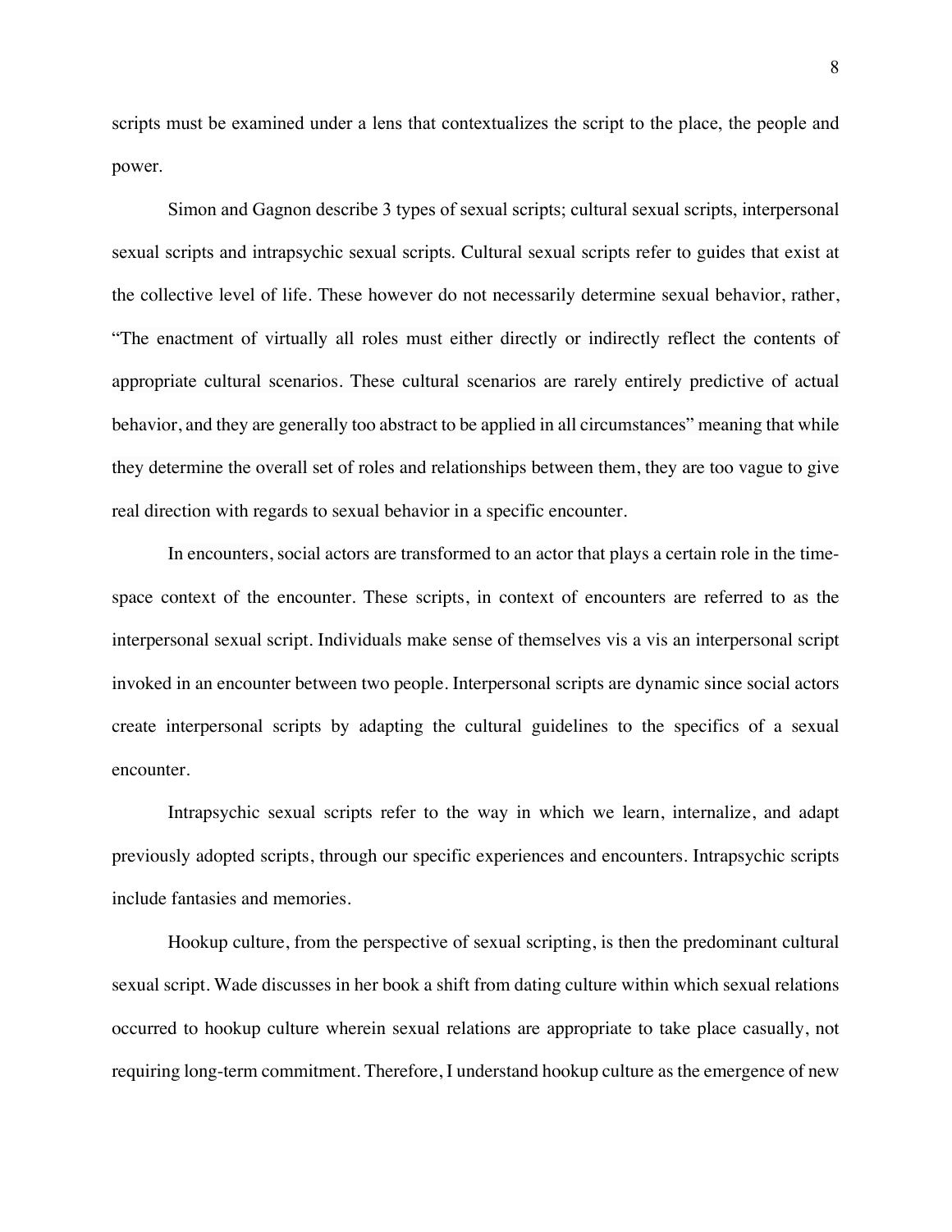scripts must be examined under a lens that contextualizes the script to the place, the people and power.

Simon and Gagnon describe 3 types of sexual scripts; cultural sexual scripts, interpersonal sexual scripts and intrapsychic sexual scripts. Cultural sexual scripts refer to guides that exist at the collective level of life. These however do not necessarily determine sexual behavior, rather, "The enactment of virtually all roles must either directly or indirectly reflect the contents of appropriate cultural scenarios. These cultural scenarios are rarely entirely predictive of actual behavior, and they are generally too abstract to be applied in all circumstances" meaning that while they determine the overall set of roles and relationships between them, they are too vague to give real direction with regards to sexual behavior in a specific encounter.

In encounters, social actors are transformed to an actor that plays a certain role in the time-space context of the encounter. These scripts, in context of encounters are referred to as the interpersonal sexual script. Individuals make sense of themselves vis a vis an interpersonal script invoked in an encounter between two people. Interpersonal scripts are dynamic since social actors create interpersonal scripts by adapting the cultural guidelines to the specifics of a sexual encounter.

Intrapsychic sexual scripts refer to the way in which we learn, internalize, and adapt previously adopted scripts, through our specific experiences and encounters. Intrapsychic scripts include fantasies and memories.

Hookup culture, from the perspective of sexual scripting, is then the predominant cultural sexual script. Wade discusses in her book a shift from dating culture within which sexual relations occurred to hookup culture wherein sexual relations are appropriate to take place casually, not requiring long-term commitment. Therefore, I understand hookup culture as the emergence of new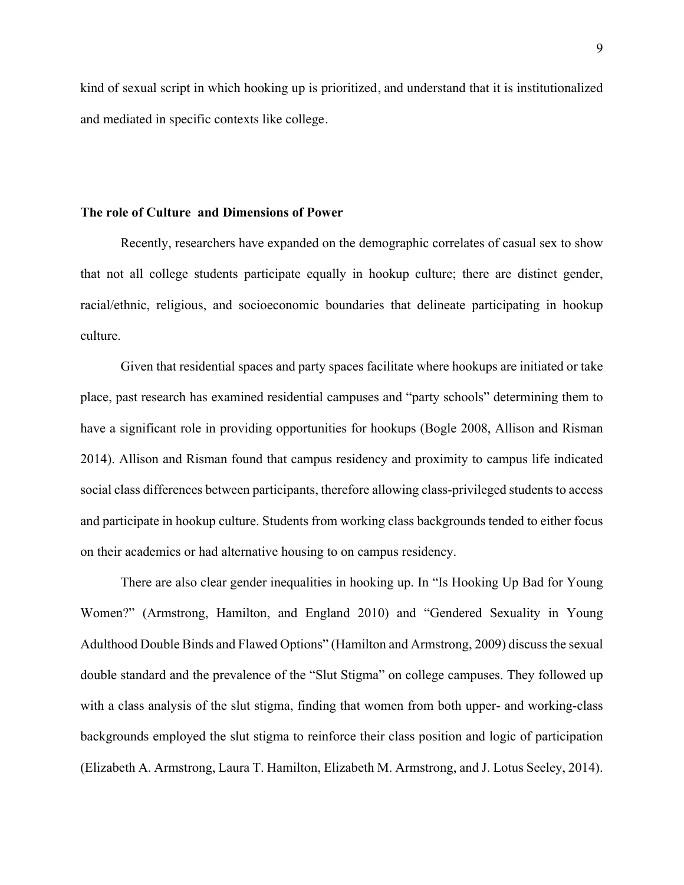kind of sexual script in which hooking up is prioritized, and understand that it is institutionalized and mediated in specific contexts like college.

**The role of Culture  and Dimensions of Power**

Recently, researchers have expanded on the demographic correlates of casual sex to show that not all college students participate equally in hookup culture; there are distinct gender, racial/ethnic, religious, and socioeconomic boundaries that delineate participating in hookup culture.

Given that residential spaces and party spaces facilitate where hookups are initiated or take place, past research has examined residential campuses and "party schools" determining them to have a significant role in providing opportunities for hookups (Bogle 2008, Allison and Risman 2014). Allison and Risman found that campus residency and proximity to campus life indicated social class differences between participants, therefore allowing class-privileged students to access and participate in hookup culture. Students from working class backgrounds tended to either focus on their academics or had alternative housing to on campus residency.

There are also clear gender inequalities in hooking up. In "Is Hooking Up Bad for Young Women?" (Armstrong, Hamilton, and England 2010) and "Gendered Sexuality in Young Adulthood Double Binds and Flawed Options" (Hamilton and Armstrong, 2009) discuss the sexual double standard and the prevalence of the "Slut Stigma" on college campuses. They followed up with a class analysis of the slut stigma, finding that women from both upper- and working-class backgrounds employed the slut stigma to reinforce their class position and logic of participation (Elizabeth A. Armstrong, Laura T. Hamilton, Elizabeth M. Armstrong, and J. Lotus Seeley, 2014).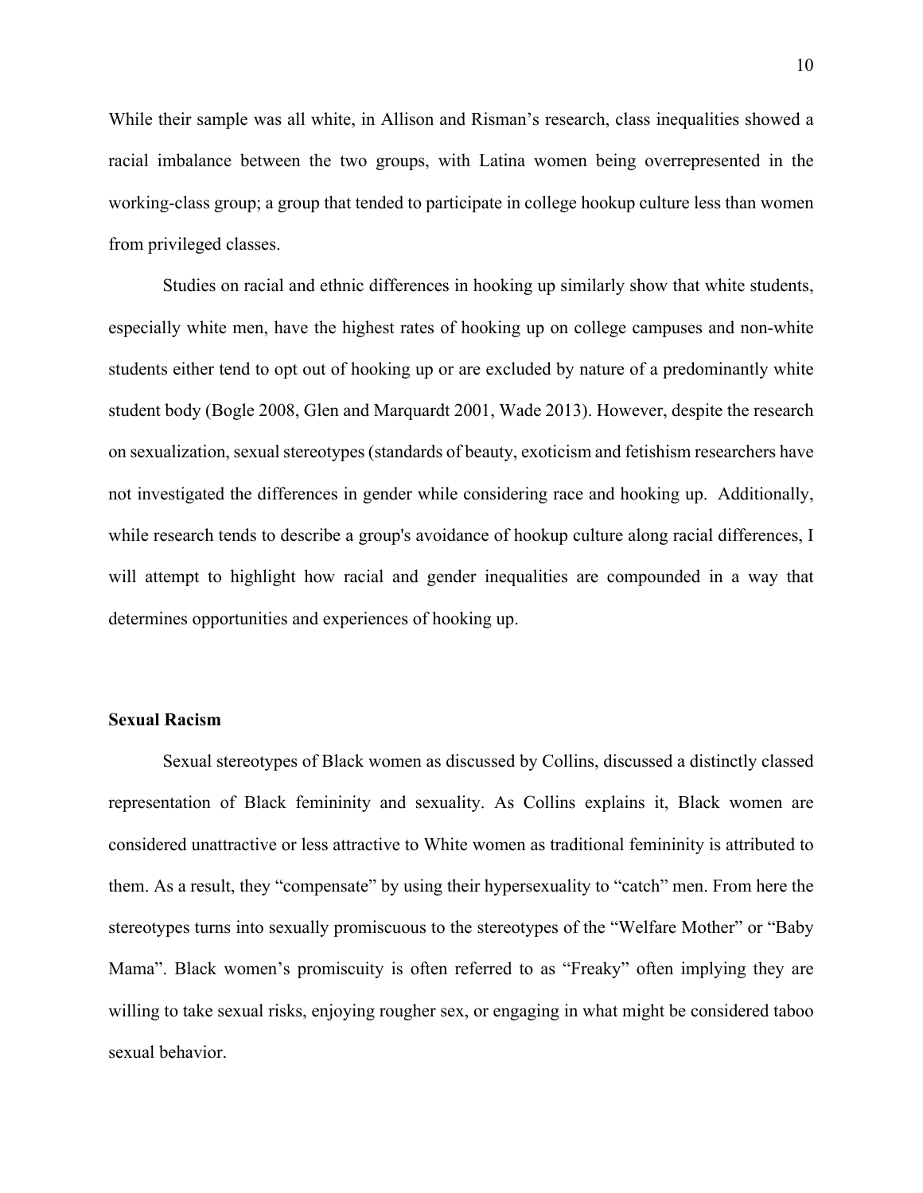While their sample was all white, in Allison and Risman's research, class inequalities showed a racial imbalance between the two groups, with Latina women being overrepresented in the working-class group; a group that tended to participate in college hookup culture less than women from privileged classes.

Studies on racial and ethnic differences in hooking up similarly show that white students, especially white men, have the highest rates of hooking up on college campuses and non-white students either tend to opt out of hooking up or are excluded by nature of a predominantly white student body (Bogle 2008, Glen and Marquardt 2001, Wade 2013). However, despite the research on sexualization, sexual stereotypes (standards of beauty, exoticism and fetishism researchers have not investigated the differences in gender while considering race and hooking up. Additionally, while research tends to describe a group's avoidance of hookup culture along racial differences, I will attempt to highlight how racial and gender inequalities are compounded in a way that determines opportunities and experiences of hooking up.

**Sexual Racism**

Sexual stereotypes of Black women as discussed by Collins, discussed a distinctly classed representation of Black femininity and sexuality. As Collins explains it, Black women are considered unattractive or less attractive to White women as traditional femininity is attributed to them. As a result, they "compensate" by using their hypersexuality to "catch" men. From here the stereotypes turns into sexually promiscuous to the stereotypes of the "Welfare Mother" or "Baby Mama". Black women's promiscuity is often referred to as "Freaky" often implying they are willing to take sexual risks, enjoying rougher sex, or engaging in what might be considered taboo sexual behavior.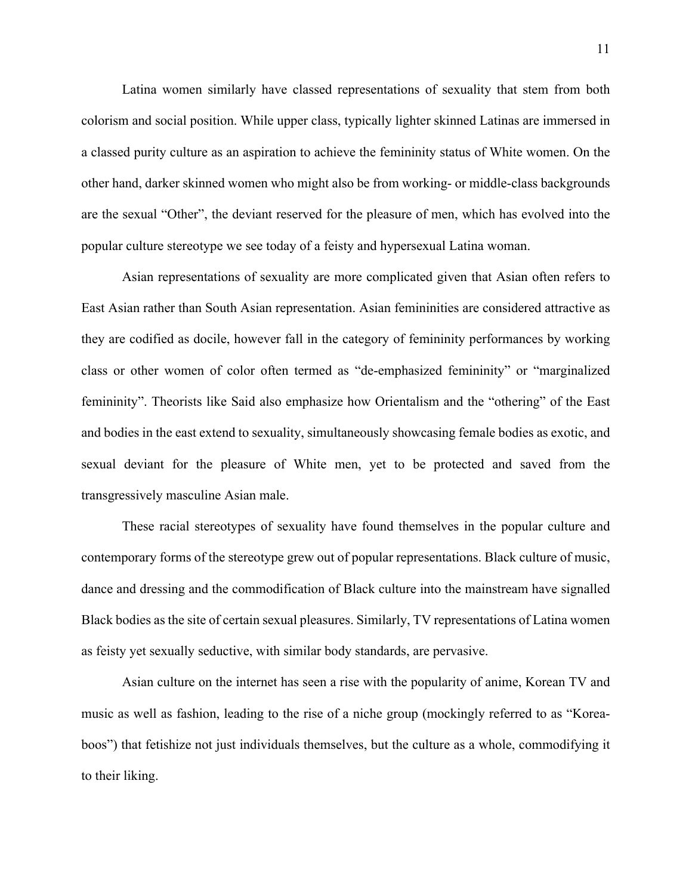Latina women similarly have classed representations of sexuality that stem from both colorism and social position. While upper class, typically lighter skinned Latinas are immersed in a classed purity culture as an aspiration to achieve the femininity status of White women. On the other hand, darker skinned women who might also be from working- or middle-class backgrounds are the sexual "Other", the deviant reserved for the pleasure of men, which has evolved into the popular culture stereotype we see today of a feisty and hypersexual Latina woman.

Asian representations of sexuality are more complicated given that Asian often refers to East Asian rather than South Asian representation. Asian femininities are considered attractive as they are codified as docile, however fall in the category of femininity performances by working class or other women of color often termed as "de-emphasized femininity" or "marginalized femininity". Theorists like Said also emphasize how Orientalism and the "othering" of the East and bodies in the east extend to sexuality, simultaneously showcasing female bodies as exotic, and sexual deviant for the pleasure of White men, yet to be protected and saved from the transgressively masculine Asian male.

These racial stereotypes of sexuality have found themselves in the popular culture and contemporary forms of the stereotype grew out of popular representations. Black culture of music, dance and dressing and the commodification of Black culture into the mainstream have signalled Black bodies as the site of certain sexual pleasures. Similarly, TV representations of Latina women as feisty yet sexually seductive, with similar body standards, are pervasive.

Asian culture on the internet has seen a rise with the popularity of anime, Korean TV and music as well as fashion, leading to the rise of a niche group (mockingly referred to as "Korea-boos") that fetishize not just individuals themselves, but the culture as a whole, commodifying it to their liking.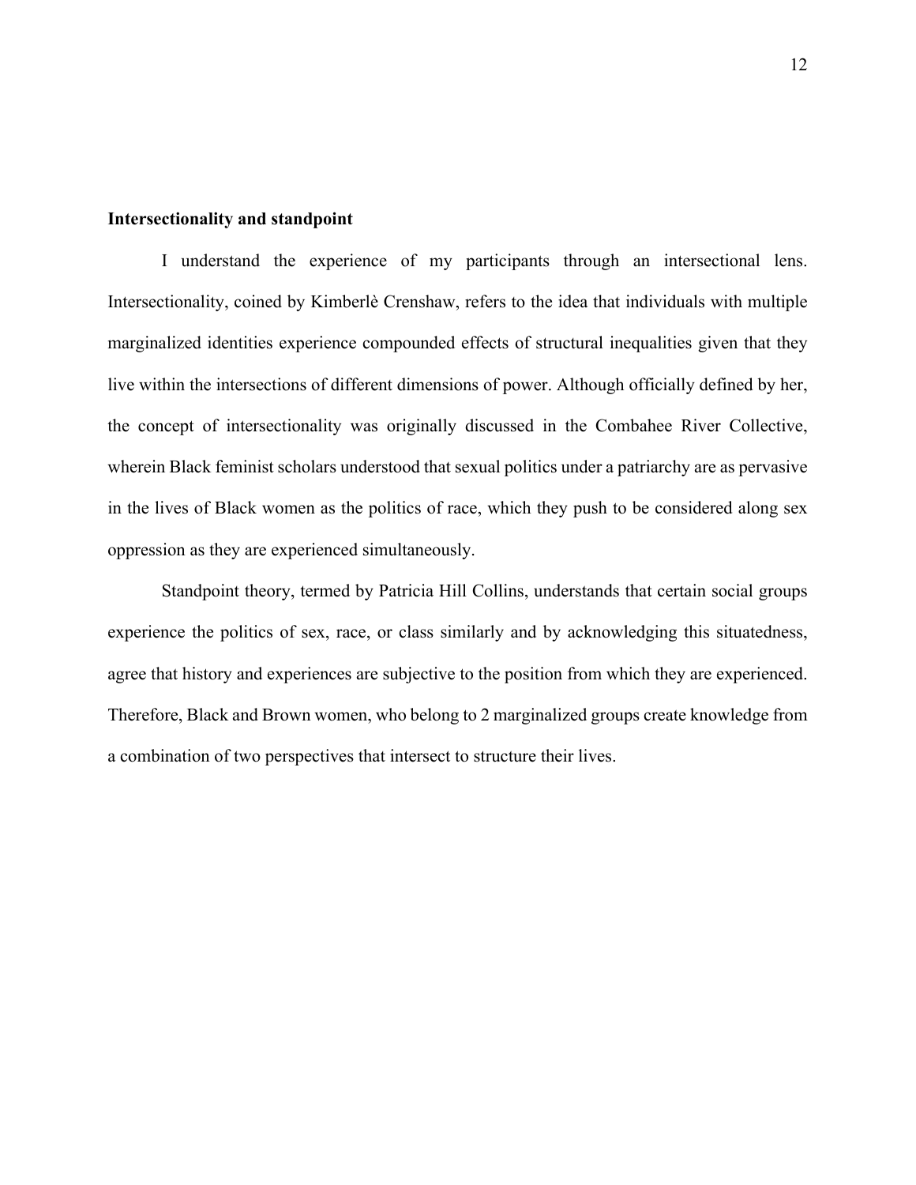**Intersectionality and standpoint**

I understand the experience of my participants through an intersectional lens. Intersectionality, coined by Kimberlè Crenshaw, refers to the idea that individuals with multiple marginalized identities experience compounded effects of structural inequalities given that they live within the intersections of different dimensions of power. Although officially defined by her, the concept of intersectionality was originally discussed in the Combahee River Collective, wherein Black feminist scholars understood that sexual politics under a patriarchy are as pervasive in the lives of Black women as the politics of race, which they push to be considered along sex oppression as they are experienced simultaneously.

Standpoint theory, termed by Patricia Hill Collins, understands that certain social groups experience the politics of sex, race, or class similarly and by acknowledging this situatedness, agree that history and experiences are subjective to the position from which they are experienced. Therefore, Black and Brown women, who belong to 2 marginalized groups create knowledge from a combination of two perspectives that intersect to structure their lives.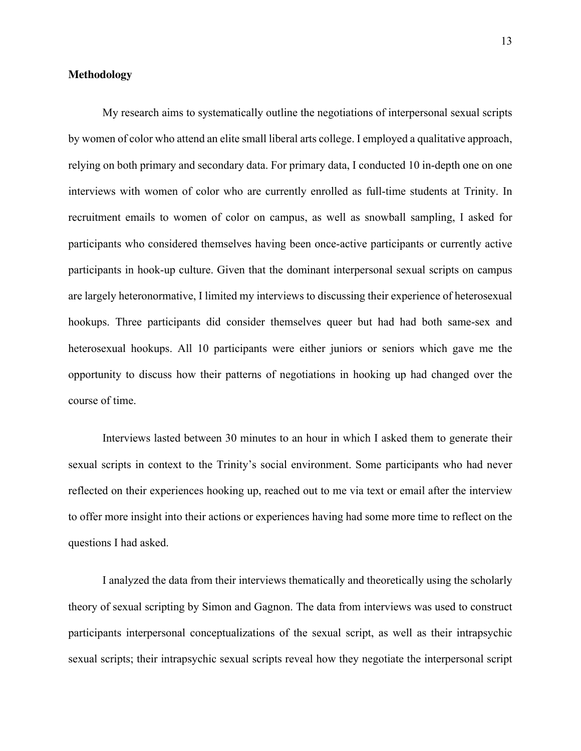**Methodology**

My research aims to systematically outline the negotiations of interpersonal sexual scripts by women of color who attend an elite small liberal arts college. I employed a qualitative approach, relying on both primary and secondary data. For primary data, I conducted 10 in-depth one on one interviews with women of color who are currently enrolled as full-time students at Trinity. In recruitment emails to women of color on campus, as well as snowball sampling, I asked for participants who considered themselves having been once-active participants or currently active participants in hook-up culture. Given that the dominant interpersonal sexual scripts on campus are largely heteronormative, I limited my interviews to discussing their experience of heterosexual hookups. Three participants did consider themselves queer but had had both same-sex and heterosexual hookups. All 10 participants were either juniors or seniors which gave me the opportunity to discuss how their patterns of negotiations in hooking up had changed over the course of time.

Interviews lasted between 30 minutes to an hour in which I asked them to generate their sexual scripts in context to the Trinity's social environment. Some participants who had never reflected on their experiences hooking up, reached out to me via text or email after the interview to offer more insight into their actions or experiences having had some more time to reflect on the questions I had asked.

I analyzed the data from their interviews thematically and theoretically using the scholarly theory of sexual scripting by Simon and Gagnon. The data from interviews was used to construct participants interpersonal conceptualizations of the sexual script, as well as their intrapsychic sexual scripts; their intrapsychic sexual scripts reveal how they negotiate the interpersonal script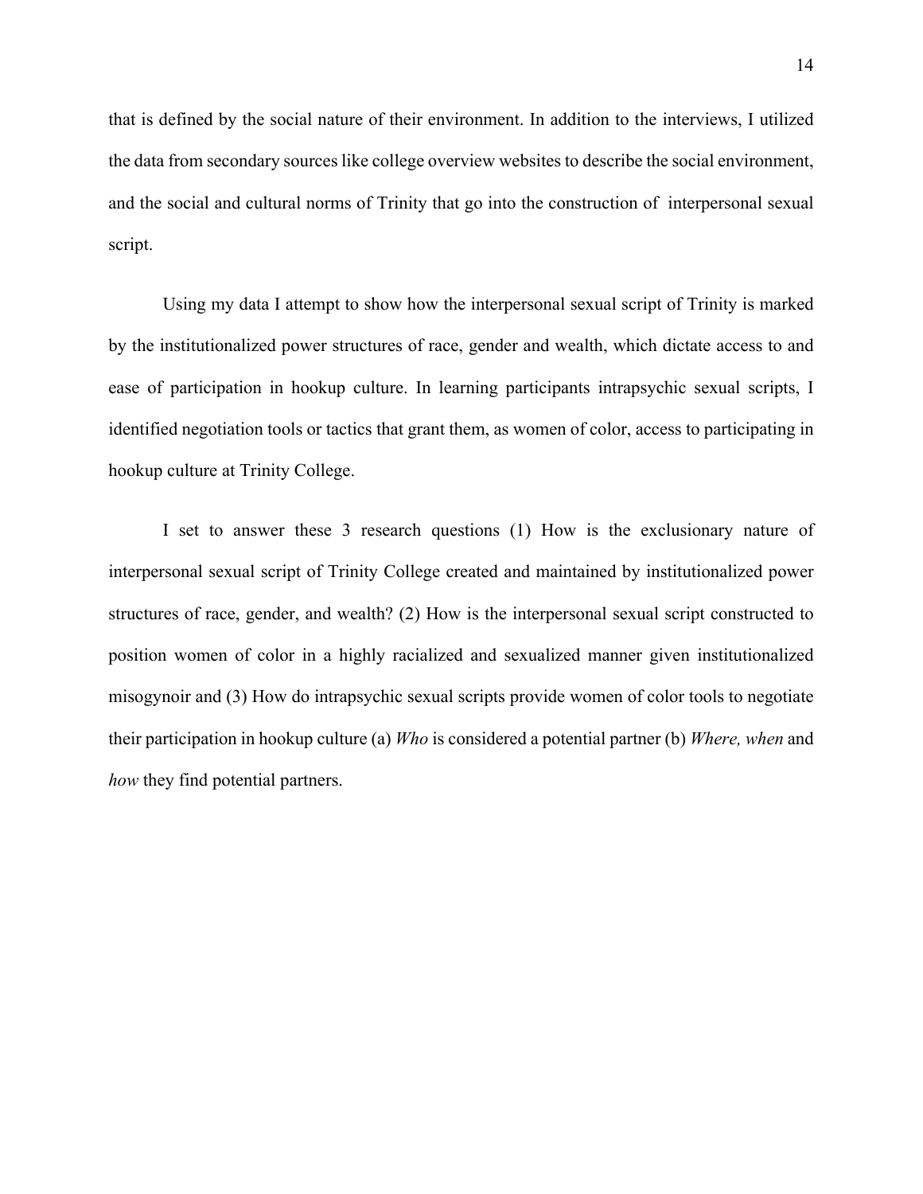that is defined by the social nature of their environment. In addition to the interviews, I utilized the data from secondary sources like college overview websites to describe the social environment, and the social and cultural norms of Trinity that go into the construction of interpersonal sexual script.

Using my data I attempt to show how the interpersonal sexual script of Trinity is marked by the institutionalized power structures of race, gender and wealth, which dictate access to and ease of participation in hookup culture. In learning participants intrapsychic sexual scripts, I identified negotiation tools or tactics that grant them, as women of color, access to participating in hookup culture at Trinity College.

I set to answer these 3 research questions (1) How is the exclusionary nature of interpersonal sexual script of Trinity College created and maintained by institutionalized power structures of race, gender, and wealth? (2) How is the interpersonal sexual script constructed to position women of color in a highly racialized and sexualized manner given institutionalized misogynoir and (3) How do intrapsychic sexual scripts provide women of color tools to negotiate their participation in hookup culture (a) *Who* is considered a potential partner (b) *Where, when* and *how* they find potential partners.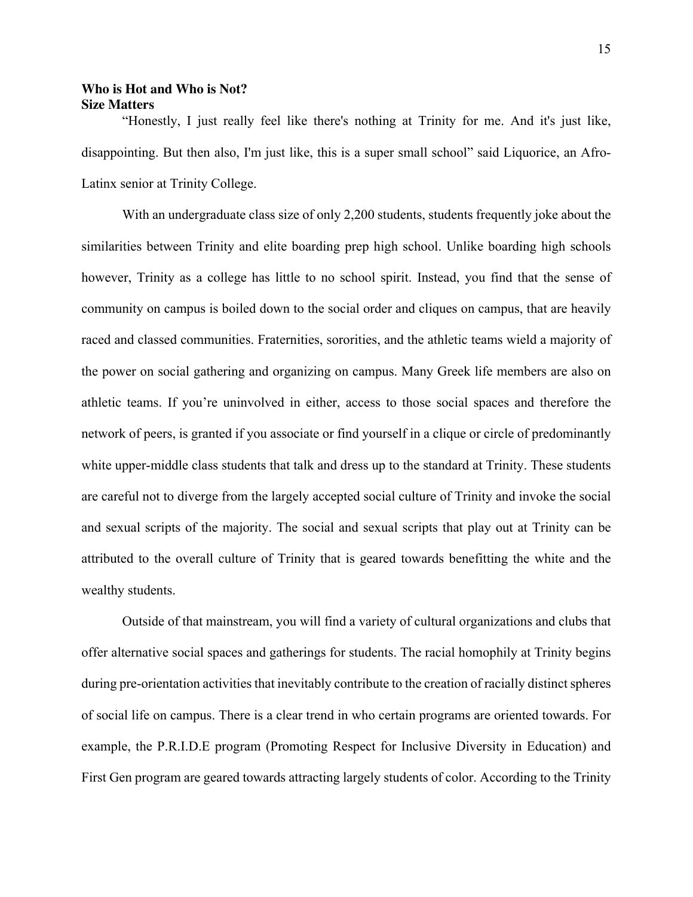**Who is Hot and Who is Not?**
**Size Matters**

"Honestly, I just really feel like there's nothing at Trinity for me. And it's just like, disappointing. But then also, I'm just like, this is a super small school" said Liquorice, an Afro-Latinx senior at Trinity College.

With an undergraduate class size of only 2,200 students, students frequently joke about the similarities between Trinity and elite boarding prep high school. Unlike boarding high schools however, Trinity as a college has little to no school spirit. Instead, you find that the sense of community on campus is boiled down to the social order and cliques on campus, that are heavily raced and classed communities. Fraternities, sororities, and the athletic teams wield a majority of the power on social gathering and organizing on campus. Many Greek life members are also on athletic teams. If you're uninvolved in either, access to those social spaces and therefore the network of peers, is granted if you associate or find yourself in a clique or circle of predominantly white upper-middle class students that talk and dress up to the standard at Trinity. These students are careful not to diverge from the largely accepted social culture of Trinity and invoke the social and sexual scripts of the majority. The social and sexual scripts that play out at Trinity can be attributed to the overall culture of Trinity that is geared towards benefitting the white and the wealthy students.

Outside of that mainstream, you will find a variety of cultural organizations and clubs that offer alternative social spaces and gatherings for students. The racial homophily at Trinity begins during pre-orientation activities that inevitably contribute to the creation of racially distinct spheres of social life on campus. There is a clear trend in who certain programs are oriented towards. For example, the P.R.I.D.E program (Promoting Respect for Inclusive Diversity in Education) and First Gen program are geared towards attracting largely students of color. According to the Trinity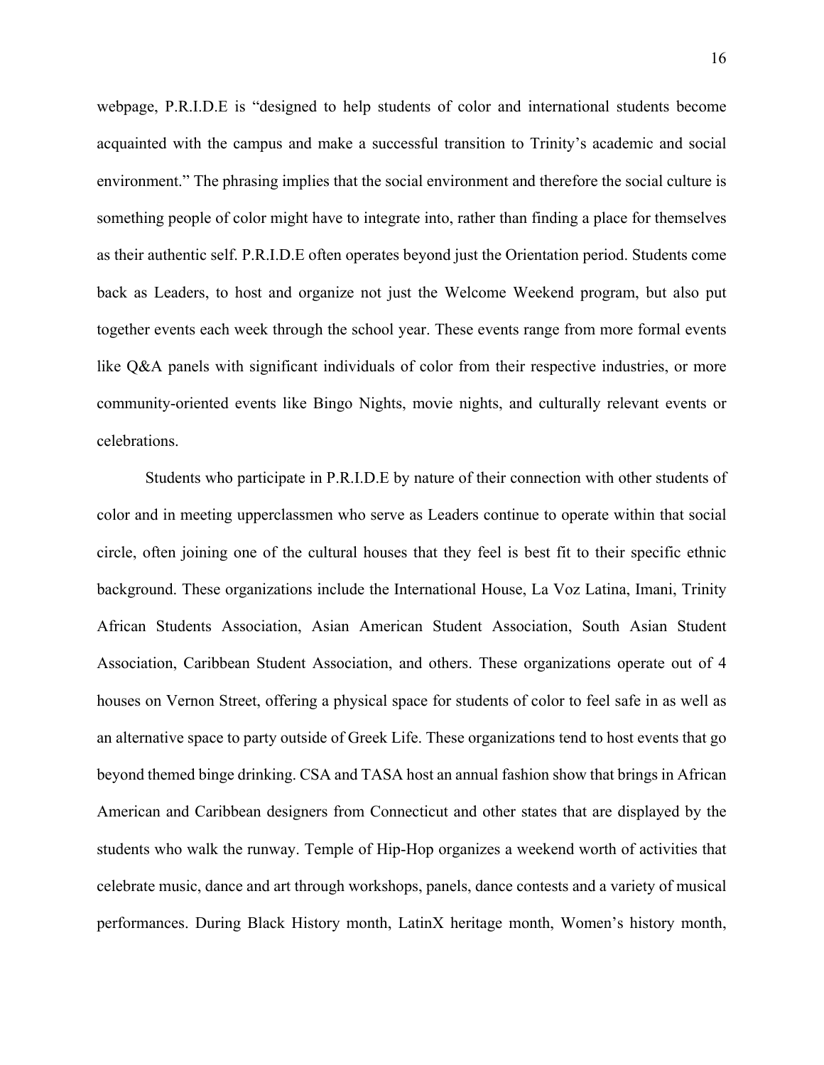webpage, P.R.I.D.E is "designed to help students of color and international students become acquainted with the campus and make a successful transition to Trinity's academic and social environment." The phrasing implies that the social environment and therefore the social culture is something people of color might have to integrate into, rather than finding a place for themselves as their authentic self. P.R.I.D.E often operates beyond just the Orientation period. Students come back as Leaders, to host and organize not just the Welcome Weekend program, but also put together events each week through the school year. These events range from more formal events like Q&A panels with significant individuals of color from their respective industries, or more community-oriented events like Bingo Nights, movie nights, and culturally relevant events or celebrations.

Students who participate in P.R.I.D.E by nature of their connection with other students of color and in meeting upperclassmen who serve as Leaders continue to operate within that social circle, often joining one of the cultural houses that they feel is best fit to their specific ethnic background. These organizations include the International House, La Voz Latina, Imani, Trinity African Students Association, Asian American Student Association, South Asian Student Association, Caribbean Student Association, and others. These organizations operate out of 4 houses on Vernon Street, offering a physical space for students of color to feel safe in as well as an alternative space to party outside of Greek Life. These organizations tend to host events that go beyond themed binge drinking. CSA and TASA host an annual fashion show that brings in African American and Caribbean designers from Connecticut and other states that are displayed by the students who walk the runway. Temple of Hip-Hop organizes a weekend worth of activities that celebrate music, dance and art through workshops, panels, dance contests and a variety of musical performances. During Black History month, LatinX heritage month, Women's history month,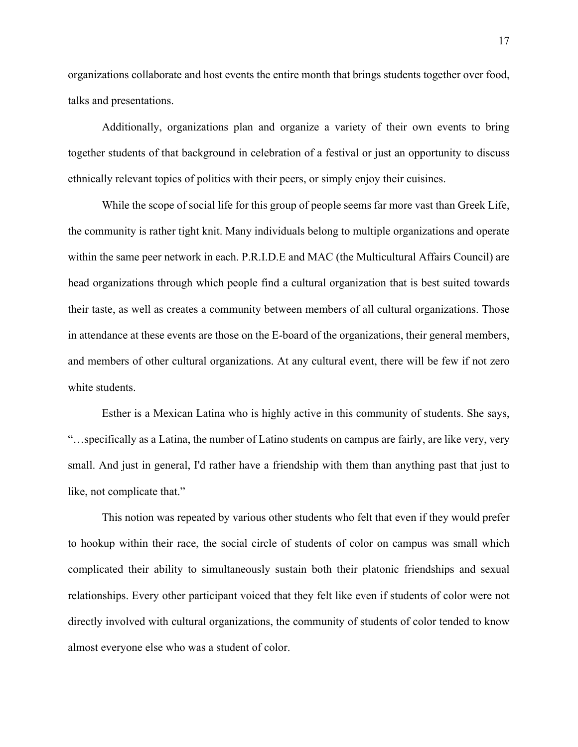organizations collaborate and host events the entire month that brings students together over food, talks and presentations.

Additionally, organizations plan and organize a variety of their own events to bring together students of that background in celebration of a festival or just an opportunity to discuss ethnically relevant topics of politics with their peers, or simply enjoy their cuisines.

While the scope of social life for this group of people seems far more vast than Greek Life, the community is rather tight knit. Many individuals belong to multiple organizations and operate within the same peer network in each. P.R.I.D.E and MAC (the Multicultural Affairs Council) are head organizations through which people find a cultural organization that is best suited towards their taste, as well as creates a community between members of all cultural organizations. Those in attendance at these events are those on the E-board of the organizations, their general members, and members of other cultural organizations. At any cultural event, there will be few if not zero white students.

Esther is a Mexican Latina who is highly active in this community of students. She says, "…specifically as a Latina, the number of Latino students on campus are fairly, are like very, very small. And just in general, I'd rather have a friendship with them than anything past that just to like, not complicate that."

This notion was repeated by various other students who felt that even if they would prefer to hookup within their race, the social circle of students of color on campus was small which complicated their ability to simultaneously sustain both their platonic friendships and sexual relationships. Every other participant voiced that they felt like even if students of color were not directly involved with cultural organizations, the community of students of color tended to know almost everyone else who was a student of color.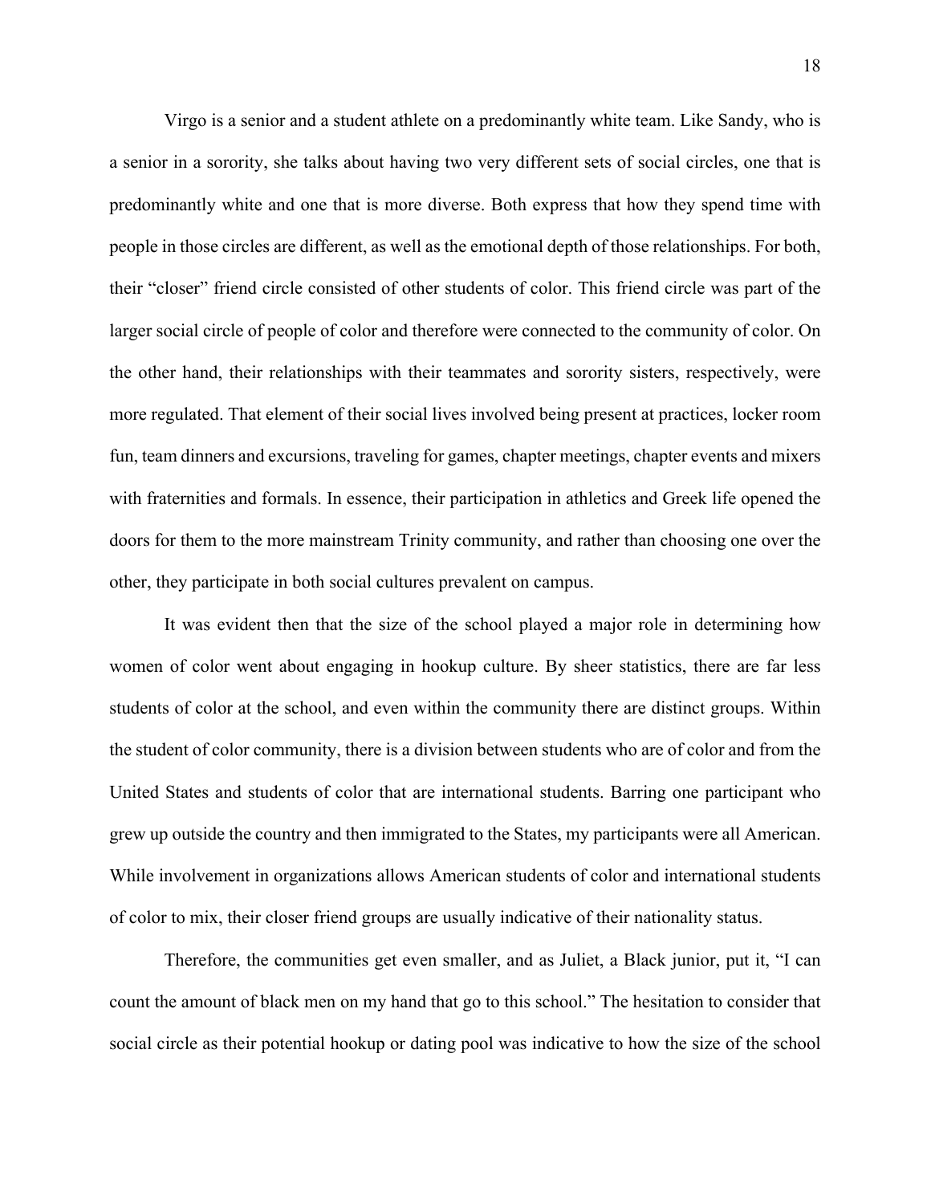Virgo is a senior and a student athlete on a predominantly white team. Like Sandy, who is a senior in a sorority, she talks about having two very different sets of social circles, one that is predominantly white and one that is more diverse. Both express that how they spend time with people in those circles are different, as well as the emotional depth of those relationships. For both, their "closer" friend circle consisted of other students of color. This friend circle was part of the larger social circle of people of color and therefore were connected to the community of color. On the other hand, their relationships with their teammates and sorority sisters, respectively, were more regulated. That element of their social lives involved being present at practices, locker room fun, team dinners and excursions, traveling for games, chapter meetings, chapter events and mixers with fraternities and formals. In essence, their participation in athletics and Greek life opened the doors for them to the more mainstream Trinity community, and rather than choosing one over the other, they participate in both social cultures prevalent on campus.

It was evident then that the size of the school played a major role in determining how women of color went about engaging in hookup culture. By sheer statistics, there are far less students of color at the school, and even within the community there are distinct groups. Within the student of color community, there is a division between students who are of color and from the United States and students of color that are international students. Barring one participant who grew up outside the country and then immigrated to the States, my participants were all American. While involvement in organizations allows American students of color and international students of color to mix, their closer friend groups are usually indicative of their nationality status.

Therefore, the communities get even smaller, and as Juliet, a Black junior, put it, "I can count the amount of black men on my hand that go to this school." The hesitation to consider that social circle as their potential hookup or dating pool was indicative to how the size of the school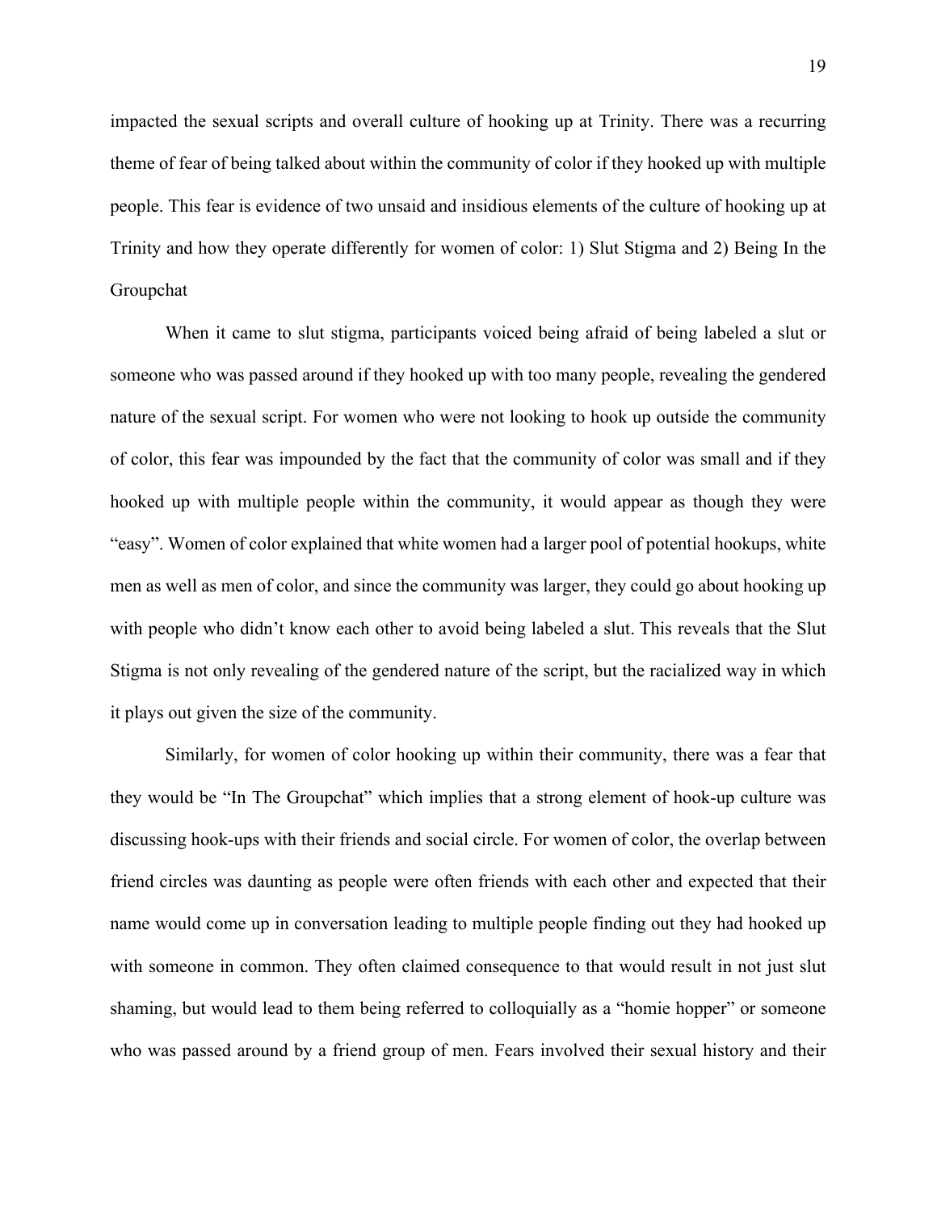impacted the sexual scripts and overall culture of hooking up at Trinity. There was a recurring theme of fear of being talked about within the community of color if they hooked up with multiple people. This fear is evidence of two unsaid and insidious elements of the culture of hooking up at Trinity and how they operate differently for women of color: 1) Slut Stigma and 2) Being In the Groupchat

When it came to slut stigma, participants voiced being afraid of being labeled a slut or someone who was passed around if they hooked up with too many people, revealing the gendered nature of the sexual script. For women who were not looking to hook up outside the community of color, this fear was impounded by the fact that the community of color was small and if they hooked up with multiple people within the community, it would appear as though they were "easy". Women of color explained that white women had a larger pool of potential hookups, white men as well as men of color, and since the community was larger, they could go about hooking up with people who didn't know each other to avoid being labeled a slut. This reveals that the Slut Stigma is not only revealing of the gendered nature of the script, but the racialized way in which it plays out given the size of the community.

Similarly, for women of color hooking up within their community, there was a fear that they would be "In The Groupchat" which implies that a strong element of hook-up culture was discussing hook-ups with their friends and social circle. For women of color, the overlap between friend circles was daunting as people were often friends with each other and expected that their name would come up in conversation leading to multiple people finding out they had hooked up with someone in common. They often claimed consequence to that would result in not just slut shaming, but would lead to them being referred to colloquially as a "homie hopper" or someone who was passed around by a friend group of men. Fears involved their sexual history and their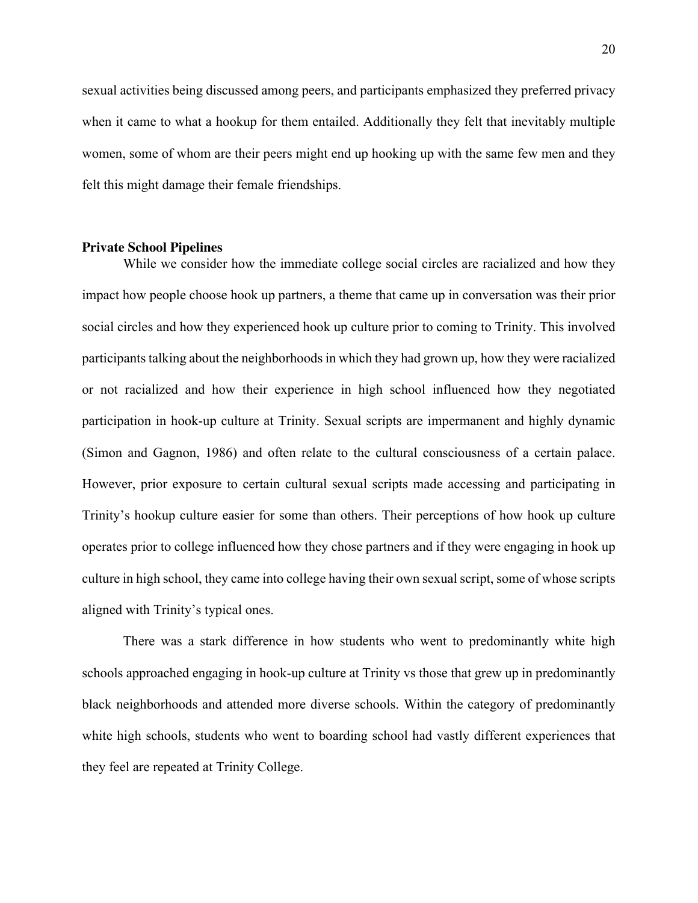sexual activities being discussed among peers, and participants emphasized they preferred privacy when it came to what a hookup for them entailed. Additionally they felt that inevitably multiple women, some of whom are their peers might end up hooking up with the same few men and they felt this might damage their female friendships.

**Private School Pipelines**

While we consider how the immediate college social circles are racialized and how they impact how people choose hook up partners, a theme that came up in conversation was their prior social circles and how they experienced hook up culture prior to coming to Trinity. This involved participants talking about the neighborhoods in which they had grown up, how they were racialized or not racialized and how their experience in high school influenced how they negotiated participation in hook-up culture at Trinity. Sexual scripts are impermanent and highly dynamic (Simon and Gagnon, 1986) and often relate to the cultural consciousness of a certain palace. However, prior exposure to certain cultural sexual scripts made accessing and participating in Trinity's hookup culture easier for some than others. Their perceptions of how hook up culture operates prior to college influenced how they chose partners and if they were engaging in hook up culture in high school, they came into college having their own sexual script, some of whose scripts aligned with Trinity's typical ones.

There was a stark difference in how students who went to predominantly white high schools approached engaging in hook-up culture at Trinity vs those that grew up in predominantly black neighborhoods and attended more diverse schools. Within the category of predominantly white high schools, students who went to boarding school had vastly different experiences that they feel are repeated at Trinity College.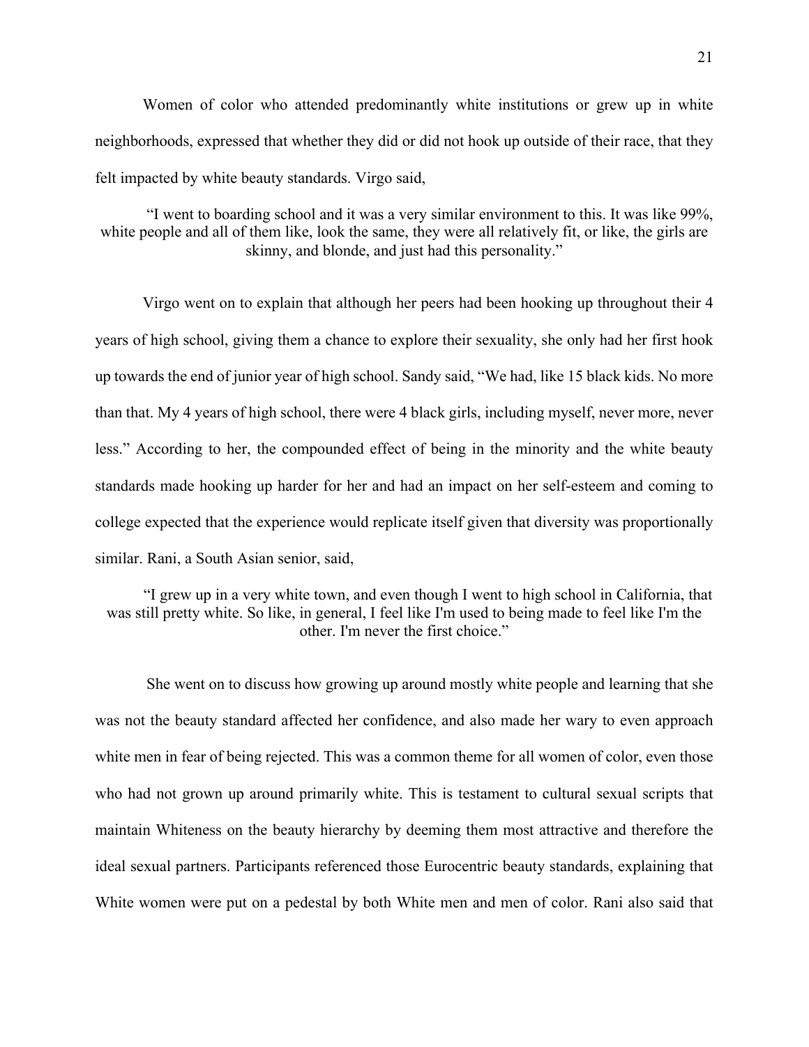Women of color who attended predominantly white institutions or grew up in white neighborhoods, expressed that whether they did or did not hook up outside of their race, that they felt impacted by white beauty standards. Virgo said,

> "I went to boarding school and it was a very similar environment to this. It was like 99%, white people and all of them like, look the same, they were all relatively fit, or like, the girls are skinny, and blonde, and just had this personality."

Virgo went on to explain that although her peers had been hooking up throughout their 4 years of high school, giving them a chance to explore their sexuality, she only had her first hook up towards the end of junior year of high school. Sandy said, "We had, like 15 black kids. No more than that. My 4 years of high school, there were 4 black girls, including myself, never more, never less." According to her, the compounded effect of being in the minority and the white beauty standards made hooking up harder for her and had an impact on her self-esteem and coming to college expected that the experience would replicate itself given that diversity was proportionally similar. Rani, a South Asian senior, said,

> "I grew up in a very white town, and even though I went to high school in California, that was still pretty white. So like, in general, I feel like I'm used to being made to feel like I'm the other. I'm never the first choice."

She went on to discuss how growing up around mostly white people and learning that she was not the beauty standard affected her confidence, and also made her wary to even approach white men in fear of being rejected. This was a common theme for all women of color, even those who had not grown up around primarily white. This is testament to cultural sexual scripts that maintain Whiteness on the beauty hierarchy by deeming them most attractive and therefore the ideal sexual partners. Participants referenced those Eurocentric beauty standards, explaining that White women were put on a pedestal by both White men and men of color. Rani also said that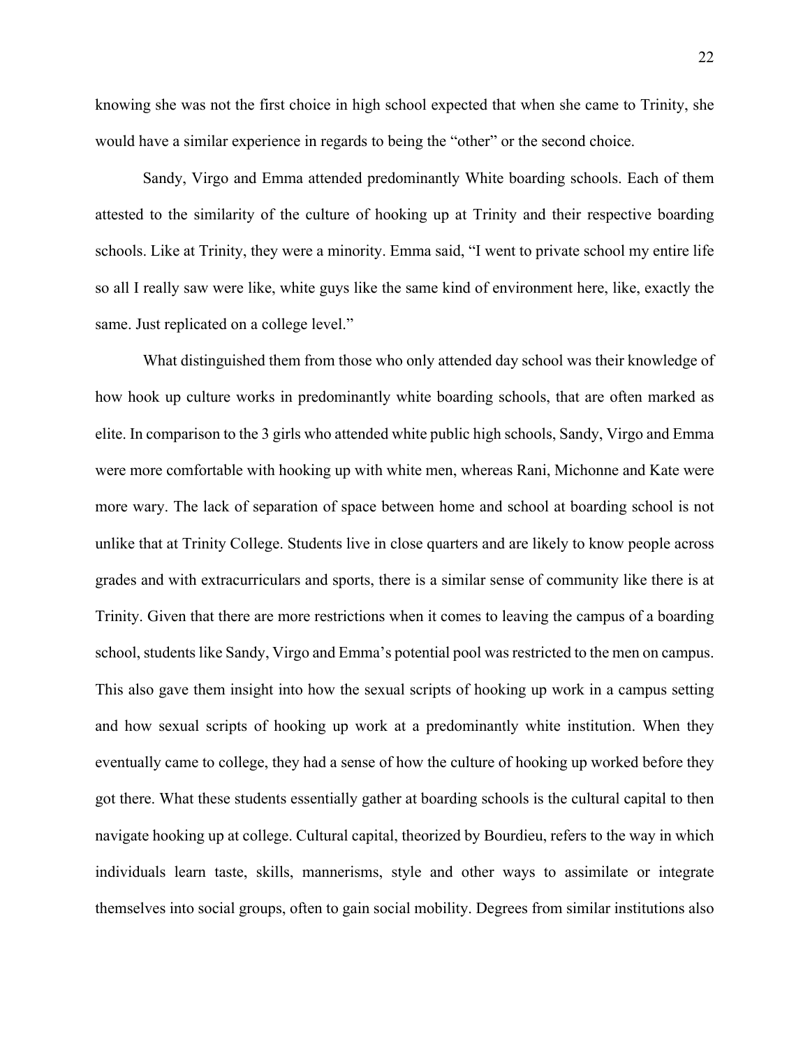knowing she was not the first choice in high school expected that when she came to Trinity, she would have a similar experience in regards to being the "other" or the second choice.

Sandy, Virgo and Emma attended predominantly White boarding schools. Each of them attested to the similarity of the culture of hooking up at Trinity and their respective boarding schools. Like at Trinity, they were a minority. Emma said, "I went to private school my entire life so all I really saw were like, white guys like the same kind of environment here, like, exactly the same. Just replicated on a college level."

What distinguished them from those who only attended day school was their knowledge of how hook up culture works in predominantly white boarding schools, that are often marked as elite. In comparison to the 3 girls who attended white public high schools, Sandy, Virgo and Emma were more comfortable with hooking up with white men, whereas Rani, Michonne and Kate were more wary. The lack of separation of space between home and school at boarding school is not unlike that at Trinity College. Students live in close quarters and are likely to know people across grades and with extracurriculars and sports, there is a similar sense of community like there is at Trinity. Given that there are more restrictions when it comes to leaving the campus of a boarding school, students like Sandy, Virgo and Emma's potential pool was restricted to the men on campus. This also gave them insight into how the sexual scripts of hooking up work in a campus setting and how sexual scripts of hooking up work at a predominantly white institution. When they eventually came to college, they had a sense of how the culture of hooking up worked before they got there. What these students essentially gather at boarding schools is the cultural capital to then navigate hooking up at college. Cultural capital, theorized by Bourdieu, refers to the way in which individuals learn taste, skills, mannerisms, style and other ways to assimilate or integrate themselves into social groups, often to gain social mobility. Degrees from similar institutions also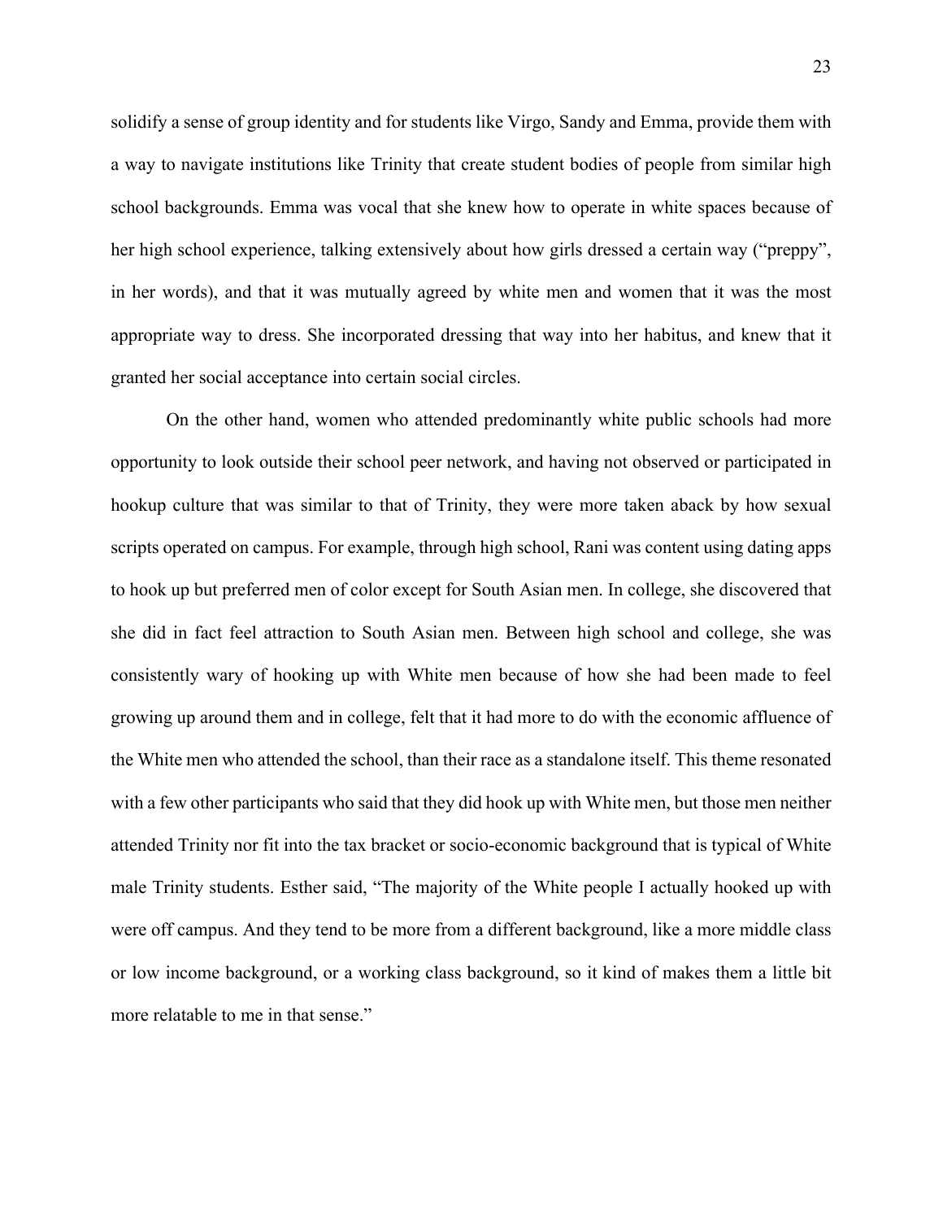solidify a sense of group identity and for students like Virgo, Sandy and Emma, provide them with a way to navigate institutions like Trinity that create student bodies of people from similar high school backgrounds. Emma was vocal that she knew how to operate in white spaces because of her high school experience, talking extensively about how girls dressed a certain way ("preppy", in her words), and that it was mutually agreed by white men and women that it was the most appropriate way to dress. She incorporated dressing that way into her habitus, and knew that it granted her social acceptance into certain social circles.

On the other hand, women who attended predominantly white public schools had more opportunity to look outside their school peer network, and having not observed or participated in hookup culture that was similar to that of Trinity, they were more taken aback by how sexual scripts operated on campus. For example, through high school, Rani was content using dating apps to hook up but preferred men of color except for South Asian men. In college, she discovered that she did in fact feel attraction to South Asian men. Between high school and college, she was consistently wary of hooking up with White men because of how she had been made to feel growing up around them and in college, felt that it had more to do with the economic affluence of the White men who attended the school, than their race as a standalone itself. This theme resonated with a few other participants who said that they did hook up with White men, but those men neither attended Trinity nor fit into the tax bracket or socio-economic background that is typical of White male Trinity students. Esther said, "The majority of the White people I actually hooked up with were off campus. And they tend to be more from a different background, like a more middle class or low income background, or a working class background, so it kind of makes them a little bit more relatable to me in that sense."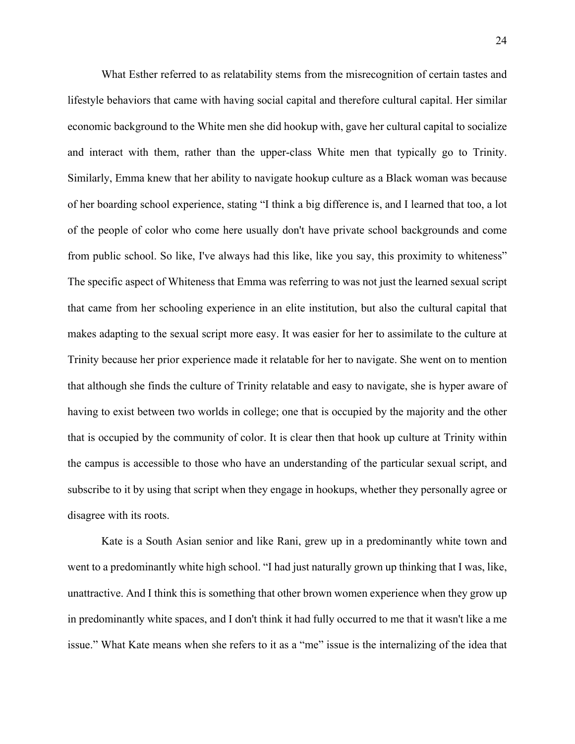What Esther referred to as relatability stems from the misrecognition of certain tastes and lifestyle behaviors that came with having social capital and therefore cultural capital. Her similar economic background to the White men she did hookup with, gave her cultural capital to socialize and interact with them, rather than the upper-class White men that typically go to Trinity. Similarly, Emma knew that her ability to navigate hookup culture as a Black woman was because of her boarding school experience, stating "I think a big difference is, and I learned that too, a lot of the people of color who come here usually don't have private school backgrounds and come from public school. So like, I've always had this like, like you say, this proximity to whiteness" The specific aspect of Whiteness that Emma was referring to was not just the learned sexual script that came from her schooling experience in an elite institution, but also the cultural capital that makes adapting to the sexual script more easy. It was easier for her to assimilate to the culture at Trinity because her prior experience made it relatable for her to navigate. She went on to mention that although she finds the culture of Trinity relatable and easy to navigate, she is hyper aware of having to exist between two worlds in college; one that is occupied by the majority and the other that is occupied by the community of color. It is clear then that hook up culture at Trinity within the campus is accessible to those who have an understanding of the particular sexual script, and subscribe to it by using that script when they engage in hookups, whether they personally agree or disagree with its roots.

Kate is a South Asian senior and like Rani, grew up in a predominantly white town and went to a predominantly white high school. "I had just naturally grown up thinking that I was, like, unattractive. And I think this is something that other brown women experience when they grow up in predominantly white spaces, and I don't think it had fully occurred to me that it wasn't like a me issue." What Kate means when she refers to it as a "me" issue is the internalizing of the idea that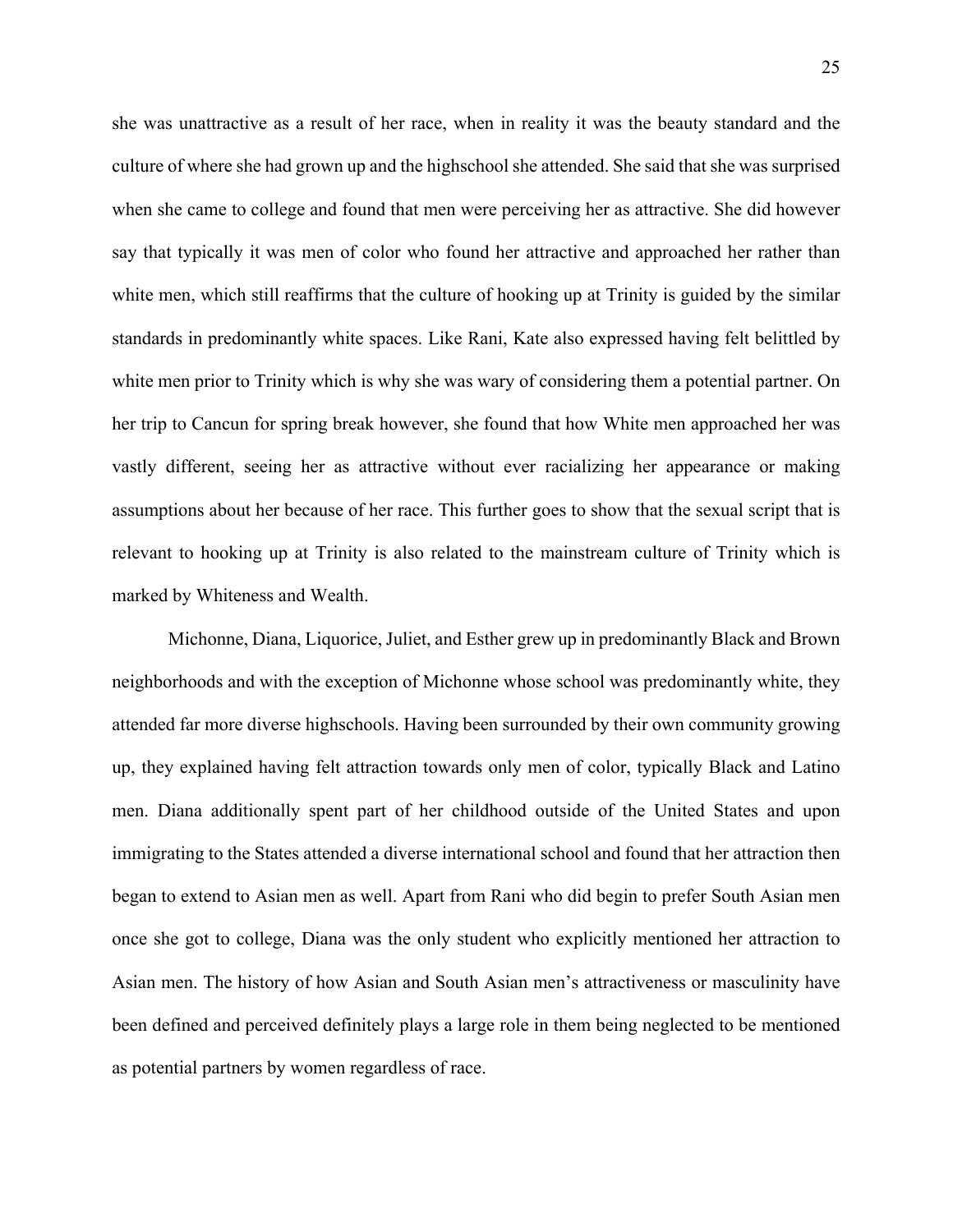she was unattractive as a result of her race, when in reality it was the beauty standard and the culture of where she had grown up and the highschool she attended. She said that she was surprised when she came to college and found that men were perceiving her as attractive. She did however say that typically it was men of color who found her attractive and approached her rather than white men, which still reaffirms that the culture of hooking up at Trinity is guided by the similar standards in predominantly white spaces. Like Rani, Kate also expressed having felt belittled by white men prior to Trinity which is why she was wary of considering them a potential partner. On her trip to Cancun for spring break however, she found that how White men approached her was vastly different, seeing her as attractive without ever racializing her appearance or making assumptions about her because of her race. This further goes to show that the sexual script that is relevant to hooking up at Trinity is also related to the mainstream culture of Trinity which is marked by Whiteness and Wealth.

Michonne, Diana, Liquorice, Juliet, and Esther grew up in predominantly Black and Brown neighborhoods and with the exception of Michonne whose school was predominantly white, they attended far more diverse highschools. Having been surrounded by their own community growing up, they explained having felt attraction towards only men of color, typically Black and Latino men. Diana additionally spent part of her childhood outside of the United States and upon immigrating to the States attended a diverse international school and found that her attraction then began to extend to Asian men as well. Apart from Rani who did begin to prefer South Asian men once she got to college, Diana was the only student who explicitly mentioned her attraction to Asian men. The history of how Asian and South Asian men's attractiveness or masculinity have been defined and perceived definitely plays a large role in them being neglected to be mentioned as potential partners by women regardless of race.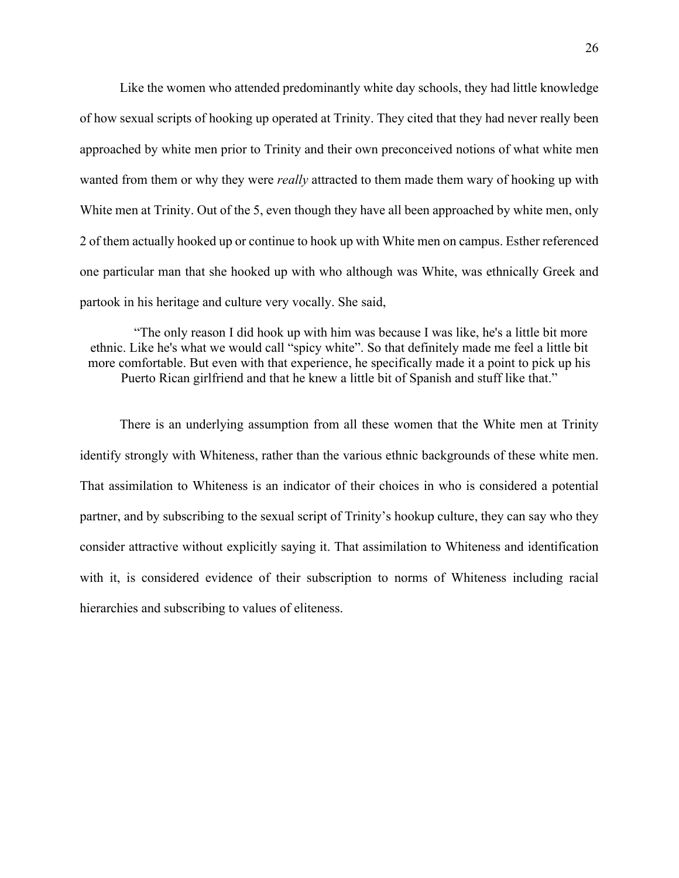Like the women who attended predominantly white day schools, they had little knowledge of how sexual scripts of hooking up operated at Trinity. They cited that they had never really been approached by white men prior to Trinity and their own preconceived notions of what white men wanted from them or why they were *really* attracted to them made them wary of hooking up with White men at Trinity. Out of the 5, even though they have all been approached by white men, only 2 of them actually hooked up or continue to hook up with White men on campus. Esther referenced one particular man that she hooked up with who although was White, was ethnically Greek and partook in his heritage and culture very vocally. She said,

> "The only reason I did hook up with him was because I was like, he's a little bit more ethnic. Like he's what we would call "spicy white". So that definitely made me feel a little bit more comfortable. But even with that experience, he specifically made it a point to pick up his Puerto Rican girlfriend and that he knew a little bit of Spanish and stuff like that."

There is an underlying assumption from all these women that the White men at Trinity identify strongly with Whiteness, rather than the various ethnic backgrounds of these white men. That assimilation to Whiteness is an indicator of their choices in who is considered a potential partner, and by subscribing to the sexual script of Trinity's hookup culture, they can say who they consider attractive without explicitly saying it. That assimilation to Whiteness and identification with it, is considered evidence of their subscription to norms of Whiteness including racial hierarchies and subscribing to values of eliteness.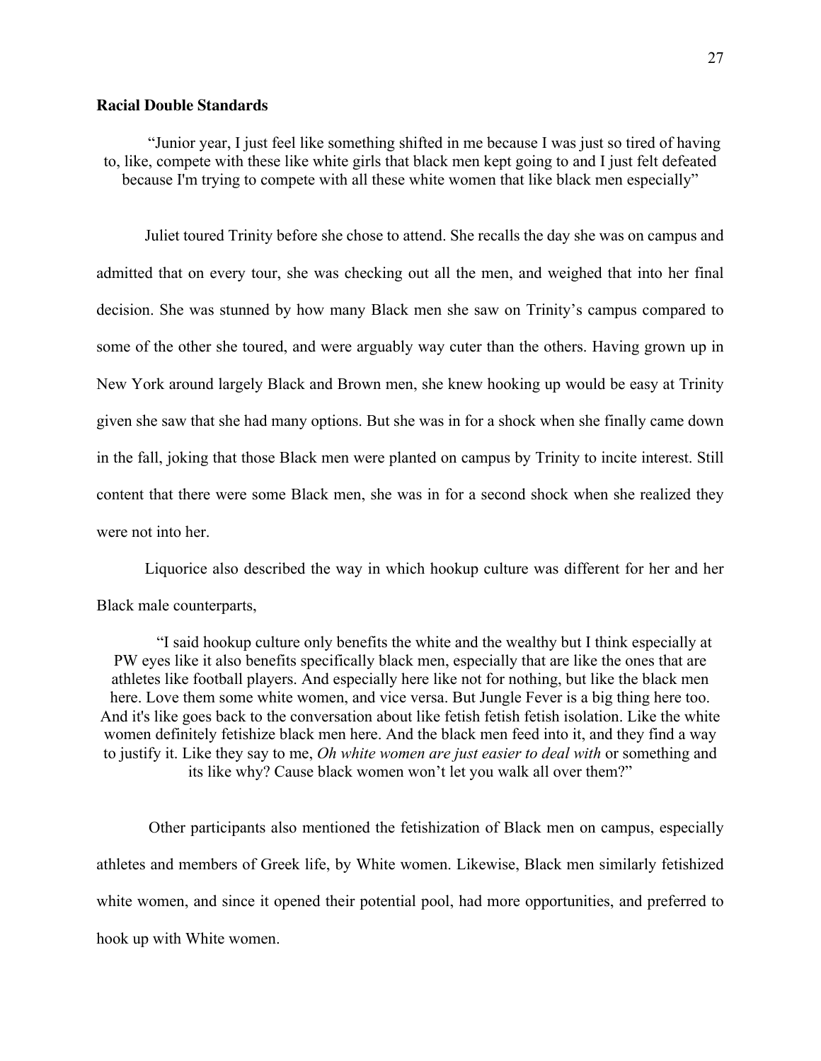**Racial Double Standards**

> "Junior year, I just feel like something shifted in me because I was just so tired of having to, like, compete with these like white girls that black men kept going to and I just felt defeated because I'm trying to compete with all these white women that like black men especially"

Juliet toured Trinity before she chose to attend. She recalls the day she was on campus and admitted that on every tour, she was checking out all the men, and weighed that into her final decision. She was stunned by how many Black men she saw on Trinity's campus compared to some of the other she toured, and were arguably way cuter than the others. Having grown up in New York around largely Black and Brown men, she knew hooking up would be easy at Trinity given she saw that she had many options. But she was in for a shock when she finally came down in the fall, joking that those Black men were planted on campus by Trinity to incite interest. Still content that there were some Black men, she was in for a second shock when she realized they were not into her.

Liquorice also described the way in which hookup culture was different for her and her Black male counterparts,

> "I said hookup culture only benefits the white and the wealthy but I think especially at PW eyes like it also benefits specifically black men, especially that are like the ones that are athletes like football players. And especially here like not for nothing, but like the black men here. Love them some white women, and vice versa. But Jungle Fever is a big thing here too. And it's like goes back to the conversation about like fetish fetish fetish isolation. Like the white women definitely fetishize black men here. And the black men feed into it, and they find a way to justify it. Like they say to me, *Oh white women are just easier to deal with* or something and its like why? Cause black women won't let you walk all over them?"

Other participants also mentioned the fetishization of Black men on campus, especially athletes and members of Greek life, by White women. Likewise, Black men similarly fetishized white women, and since it opened their potential pool, had more opportunities, and preferred to hook up with White women.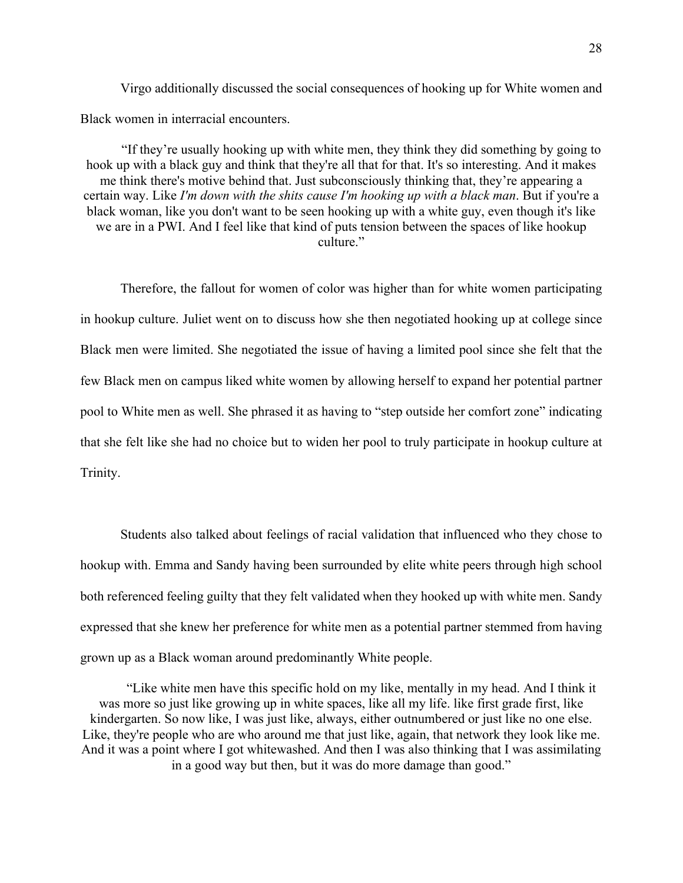Virgo additionally discussed the social consequences of hooking up for White women and Black women in interracial encounters.

> "If they're usually hooking up with white men, they think they did something by going to hook up with a black guy and think that they're all that for that. It's so interesting. And it makes me think there's motive behind that. Just subconsciously thinking that, they're appearing a certain way. Like *I'm down with the shits cause I'm hooking up with a black man*. But if you're a black woman, like you don't want to be seen hooking up with a white guy, even though it's like we are in a PWI. And I feel like that kind of puts tension between the spaces of like hookup culture."

Therefore, the fallout for women of color was higher than for white women participating in hookup culture. Juliet went on to discuss how she then negotiated hooking up at college since Black men were limited. She negotiated the issue of having a limited pool since she felt that the few Black men on campus liked white women by allowing herself to expand her potential partner pool to White men as well. She phrased it as having to "step outside her comfort zone" indicating that she felt like she had no choice but to widen her pool to truly participate in hookup culture at Trinity.

Students also talked about feelings of racial validation that influenced who they chose to hookup with. Emma and Sandy having been surrounded by elite white peers through high school both referenced feeling guilty that they felt validated when they hooked up with white men. Sandy expressed that she knew her preference for white men as a potential partner stemmed from having grown up as a Black woman around predominantly White people.

> "Like white men have this specific hold on my like, mentally in my head. And I think it was more so just like growing up in white spaces, like all my life. like first grade first, like kindergarten. So now like, I was just like, always, either outnumbered or just like no one else. Like, they're people who are who around me that just like, again, that network they look like me. And it was a point where I got whitewashed. And then I was also thinking that I was assimilating in a good way but then, but it was do more damage than good."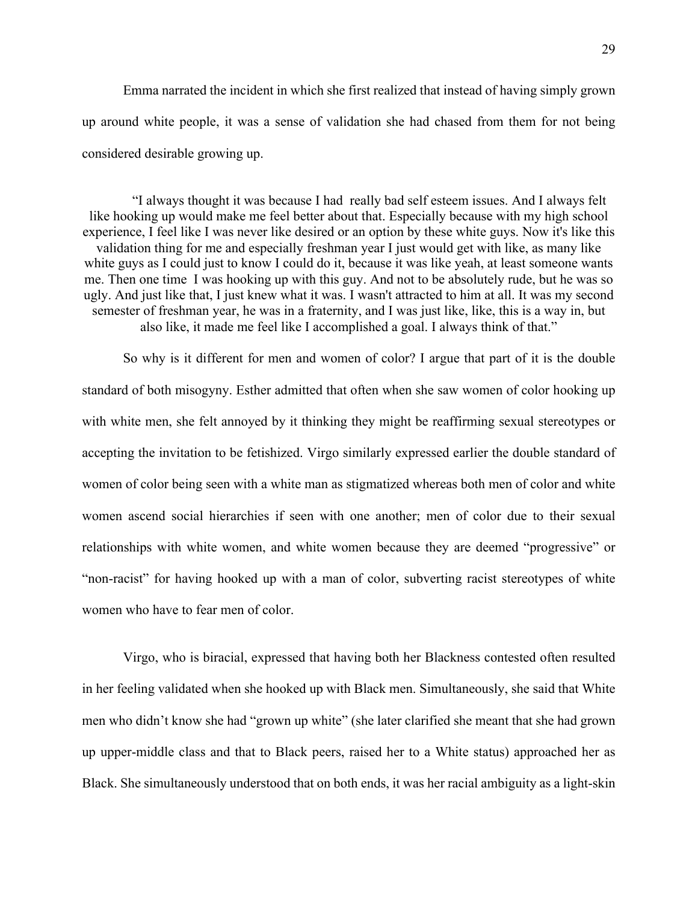Emma narrated the incident in which she first realized that instead of having simply grown up around white people, it was a sense of validation she had chased from them for not being considered desirable growing up.

> "I always thought it was because I had  really bad self esteem issues. And I always felt like hooking up would make me feel better about that. Especially because with my high school experience, I feel like I was never like desired or an option by these white guys. Now it's like this validation thing for me and especially freshman year I just would get with like, as many like white guys as I could just to know I could do it, because it was like yeah, at least someone wants me. Then one time  I was hooking up with this guy. And not to be absolutely rude, but he was so ugly. And just like that, I just knew what it was. I wasn't attracted to him at all. It was my second semester of freshman year, he was in a fraternity, and I was just like, like, this is a way in, but also like, it made me feel like I accomplished a goal. I always think of that."

So why is it different for men and women of color? I argue that part of it is the double standard of both misogyny. Esther admitted that often when she saw women of color hooking up with white men, she felt annoyed by it thinking they might be reaffirming sexual stereotypes or accepting the invitation to be fetishized. Virgo similarly expressed earlier the double standard of women of color being seen with a white man as stigmatized whereas both men of color and white women ascend social hierarchies if seen with one another; men of color due to their sexual relationships with white women, and white women because they are deemed "progressive" or "non-racist" for having hooked up with a man of color, subverting racist stereotypes of white women who have to fear men of color.

Virgo, who is biracial, expressed that having both her Blackness contested often resulted in her feeling validated when she hooked up with Black men. Simultaneously, she said that White men who didn't know she had "grown up white" (she later clarified she meant that she had grown up upper-middle class and that to Black peers, raised her to a White status) approached her as Black. She simultaneously understood that on both ends, it was her racial ambiguity as a light-skin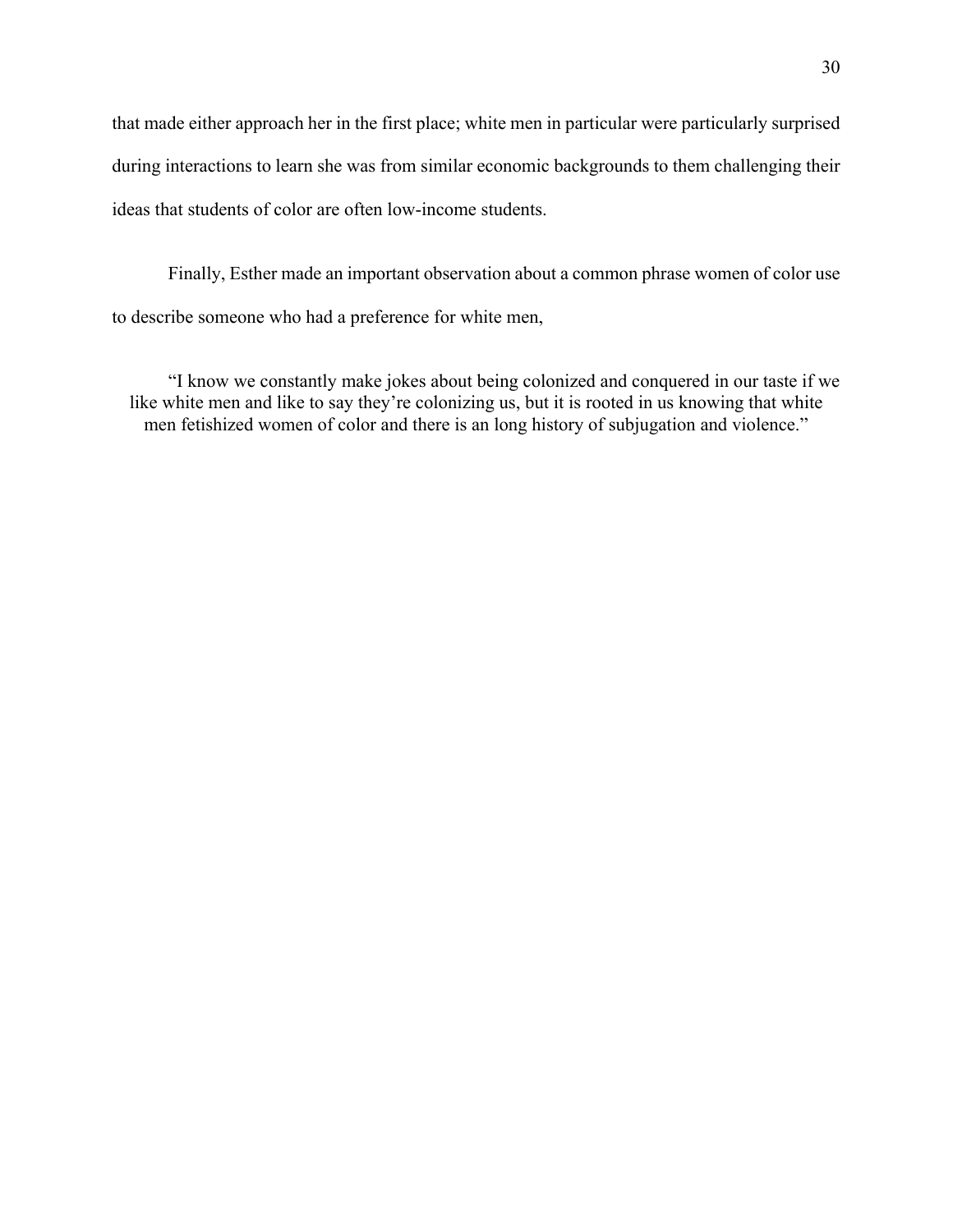that made either approach her in the first place; white men in particular were particularly surprised during interactions to learn she was from similar economic backgrounds to them challenging their ideas that students of color are often low-income students.

Finally, Esther made an important observation about a common phrase women of color use to describe someone who had a preference for white men,

> "I know we constantly make jokes about being colonized and conquered in our taste if we like white men and like to say they're colonizing us, but it is rooted in us knowing that white men fetishized women of color and there is an long history of subjugation and violence."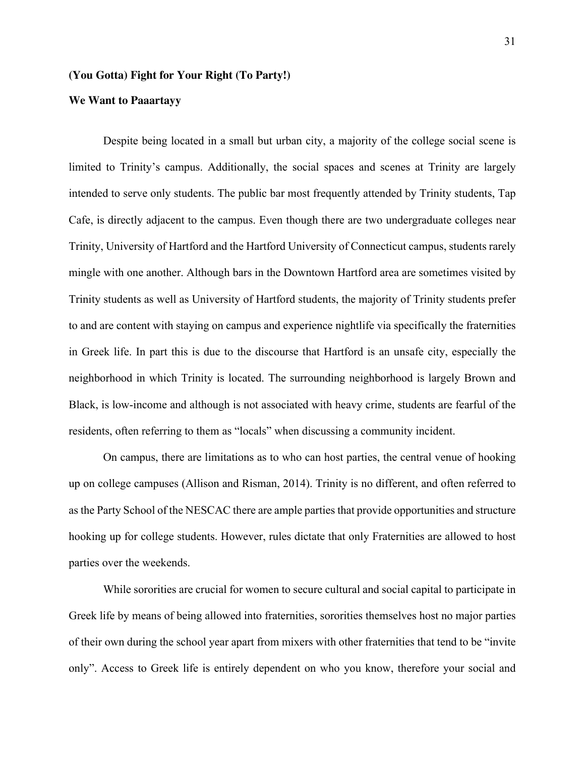**(You Gotta) Fight for Your Right (To Party!)**

**We Want to Paaartayy**

Despite being located in a small but urban city, a majority of the college social scene is limited to Trinity's campus. Additionally, the social spaces and scenes at Trinity are largely intended to serve only students. The public bar most frequently attended by Trinity students, Tap Cafe, is directly adjacent to the campus. Even though there are two undergraduate colleges near Trinity, University of Hartford and the Hartford University of Connecticut campus, students rarely mingle with one another. Although bars in the Downtown Hartford area are sometimes visited by Trinity students as well as University of Hartford students, the majority of Trinity students prefer to and are content with staying on campus and experience nightlife via specifically the fraternities in Greek life. In part this is due to the discourse that Hartford is an unsafe city, especially the neighborhood in which Trinity is located. The surrounding neighborhood is largely Brown and Black, is low-income and although is not associated with heavy crime, students are fearful of the residents, often referring to them as "locals" when discussing a community incident.

On campus, there are limitations as to who can host parties, the central venue of hooking up on college campuses (Allison and Risman, 2014). Trinity is no different, and often referred to as the Party School of the NESCAC there are ample parties that provide opportunities and structure hooking up for college students. However, rules dictate that only Fraternities are allowed to host parties over the weekends.

While sororities are crucial for women to secure cultural and social capital to participate in Greek life by means of being allowed into fraternities, sororities themselves host no major parties of their own during the school year apart from mixers with other fraternities that tend to be "invite only". Access to Greek life is entirely dependent on who you know, therefore your social and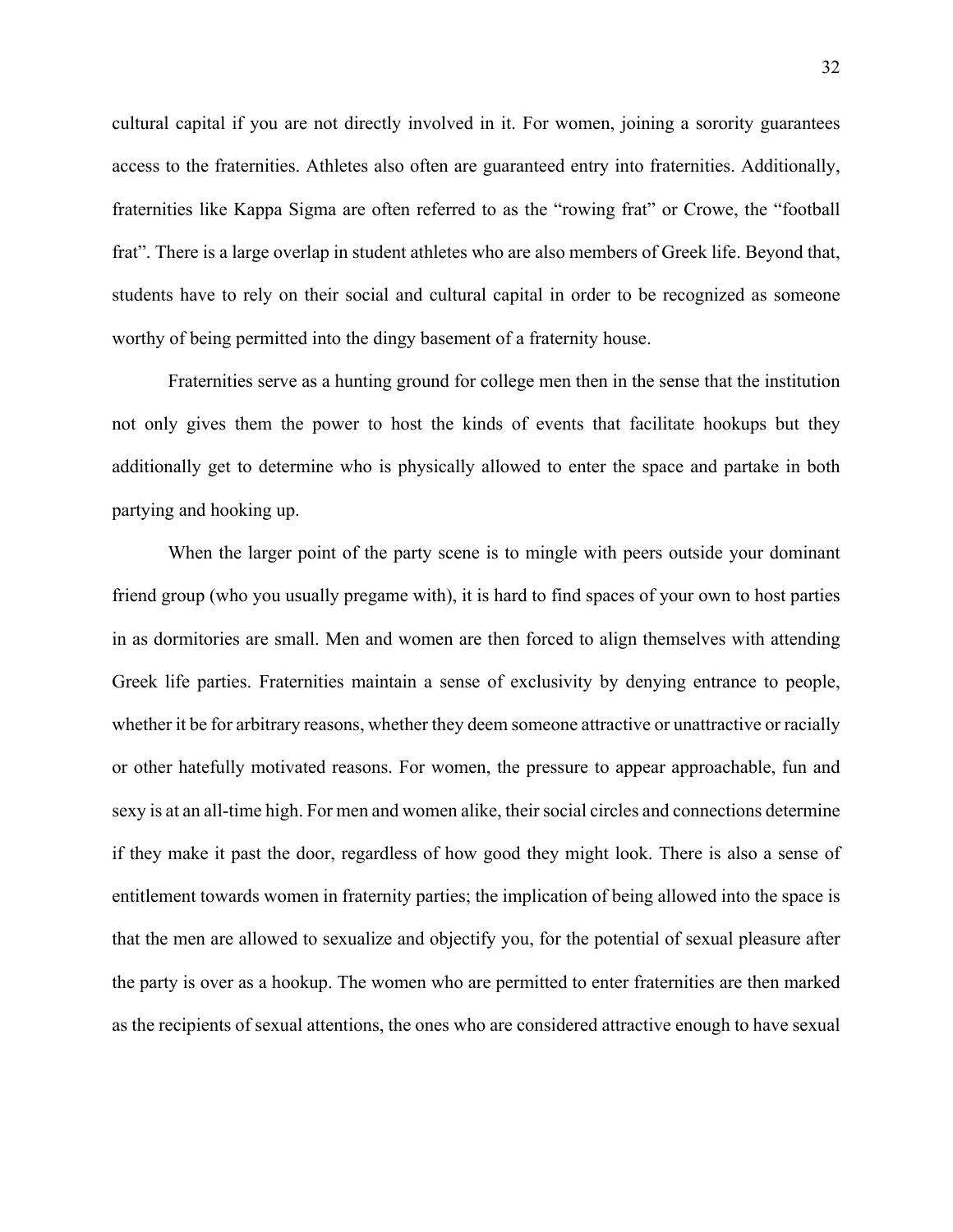cultural capital if you are not directly involved in it. For women, joining a sorority guarantees access to the fraternities. Athletes also often are guaranteed entry into fraternities. Additionally, fraternities like Kappa Sigma are often referred to as the "rowing frat" or Crowe, the "football frat". There is a large overlap in student athletes who are also members of Greek life. Beyond that, students have to rely on their social and cultural capital in order to be recognized as someone worthy of being permitted into the dingy basement of a fraternity house.

Fraternities serve as a hunting ground for college men then in the sense that the institution not only gives them the power to host the kinds of events that facilitate hookups but they additionally get to determine who is physically allowed to enter the space and partake in both partying and hooking up.

When the larger point of the party scene is to mingle with peers outside your dominant friend group (who you usually pregame with), it is hard to find spaces of your own to host parties in as dormitories are small. Men and women are then forced to align themselves with attending Greek life parties. Fraternities maintain a sense of exclusivity by denying entrance to people, whether it be for arbitrary reasons, whether they deem someone attractive or unattractive or racially or other hatefully motivated reasons. For women, the pressure to appear approachable, fun and sexy is at an all-time high. For men and women alike, their social circles and connections determine if they make it past the door, regardless of how good they might look. There is also a sense of entitlement towards women in fraternity parties; the implication of being allowed into the space is that the men are allowed to sexualize and objectify you, for the potential of sexual pleasure after the party is over as a hookup. The women who are permitted to enter fraternities are then marked as the recipients of sexual attentions, the ones who are considered attractive enough to have sexual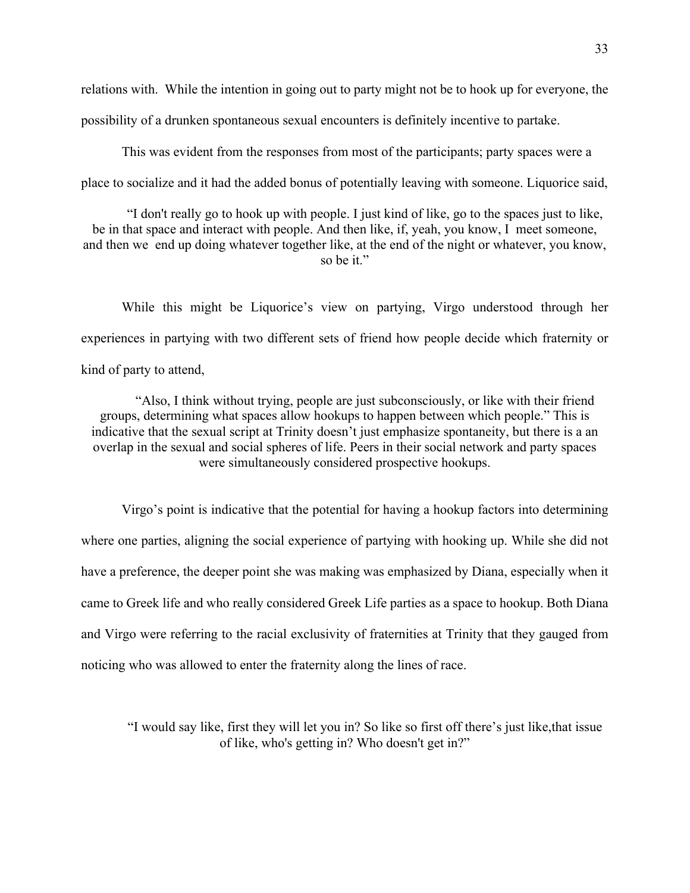relations with.  While the intention in going out to party might not be to hook up for everyone, the possibility of a drunken spontaneous sexual encounters is definitely incentive to partake.

This was evident from the responses from most of the participants; party spaces were a place to socialize and it had the added bonus of potentially leaving with someone. Liquorice said,

> "I don't really go to hook up with people. I just kind of like, go to the spaces just to like, be in that space and interact with people. And then like, if, yeah, you know, I  meet someone, and then we  end up doing whatever together like, at the end of the night or whatever, you know, so be it."

While this might be Liquorice's view on partying, Virgo understood through her experiences in partying with two different sets of friend how people decide which fraternity or kind of party to attend,

> "Also, I think without trying, people are just subconsciously, or like with their friend groups, determining what spaces allow hookups to happen between which people." This is indicative that the sexual script at Trinity doesn't just emphasize spontaneity, but there is a an overlap in the sexual and social spheres of life. Peers in their social network and party spaces were simultaneously considered prospective hookups.

Virgo's point is indicative that the potential for having a hookup factors into determining where one parties, aligning the social experience of partying with hooking up. While she did not have a preference, the deeper point she was making was emphasized by Diana, especially when it came to Greek life and who really considered Greek Life parties as a space to hookup. Both Diana and Virgo were referring to the racial exclusivity of fraternities at Trinity that they gauged from noticing who was allowed to enter the fraternity along the lines of race.

> "I would say like, first they will let you in? So like so first off there's just like,that issue of like, who's getting in? Who doesn't get in?"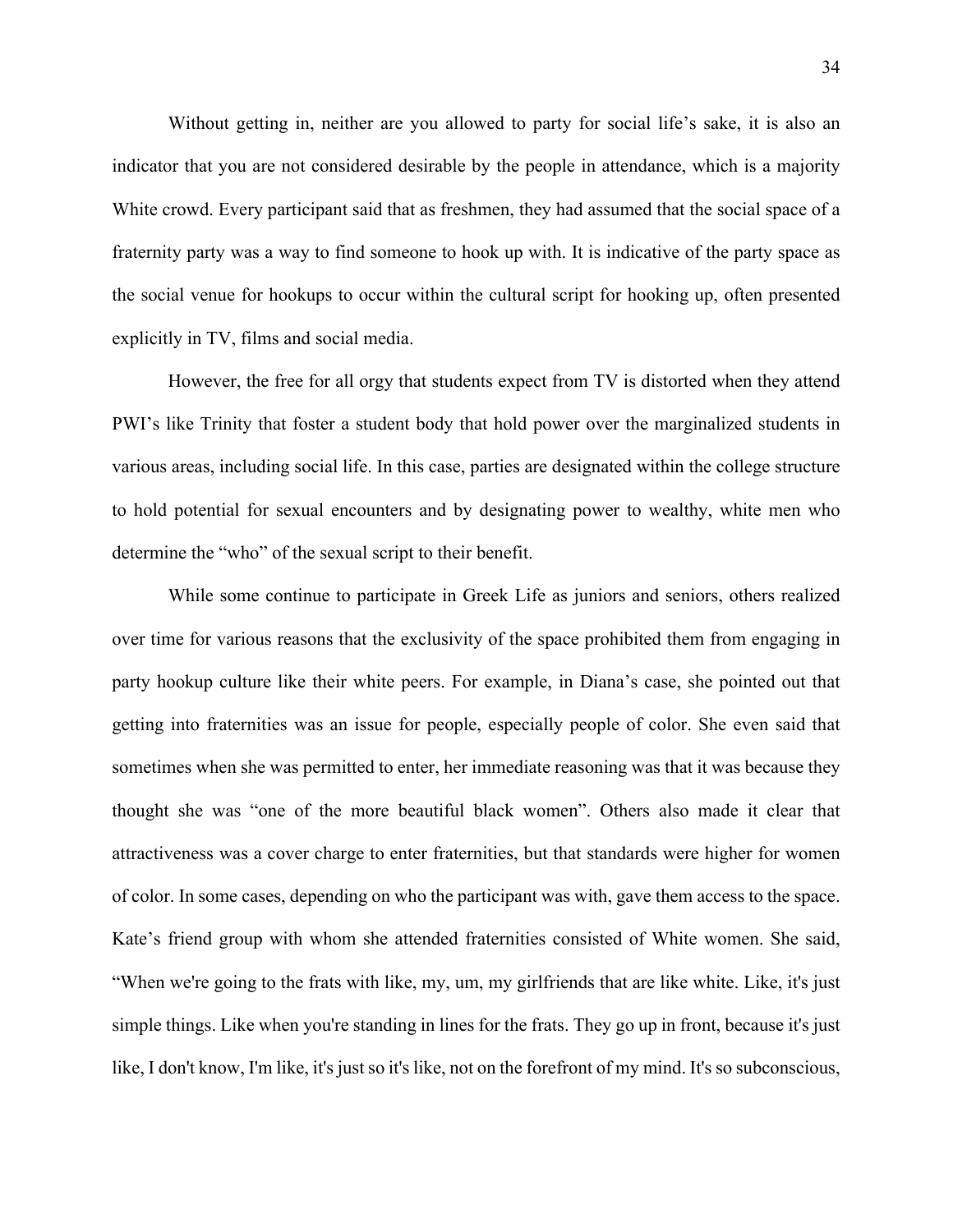Without getting in, neither are you allowed to party for social life's sake, it is also an indicator that you are not considered desirable by the people in attendance, which is a majority White crowd. Every participant said that as freshmen, they had assumed that the social space of a fraternity party was a way to find someone to hook up with. It is indicative of the party space as the social venue for hookups to occur within the cultural script for hooking up, often presented explicitly in TV, films and social media.

However, the free for all orgy that students expect from TV is distorted when they attend PWI's like Trinity that foster a student body that hold power over the marginalized students in various areas, including social life. In this case, parties are designated within the college structure to hold potential for sexual encounters and by designating power to wealthy, white men who determine the "who" of the sexual script to their benefit.

While some continue to participate in Greek Life as juniors and seniors, others realized over time for various reasons that the exclusivity of the space prohibited them from engaging in party hookup culture like their white peers. For example, in Diana's case, she pointed out that getting into fraternities was an issue for people, especially people of color. She even said that sometimes when she was permitted to enter, her immediate reasoning was that it was because they thought she was "one of the more beautiful black women". Others also made it clear that attractiveness was a cover charge to enter fraternities, but that standards were higher for women of color. In some cases, depending on who the participant was with, gave them access to the space. Kate's friend group with whom she attended fraternities consisted of White women. She said, "When we're going to the frats with like, my, um, my girlfriends that are like white. Like, it's just simple things. Like when you're standing in lines for the frats. They go up in front, because it's just like, I don't know, I'm like, it's just so it's like, not on the forefront of my mind. It's so subconscious,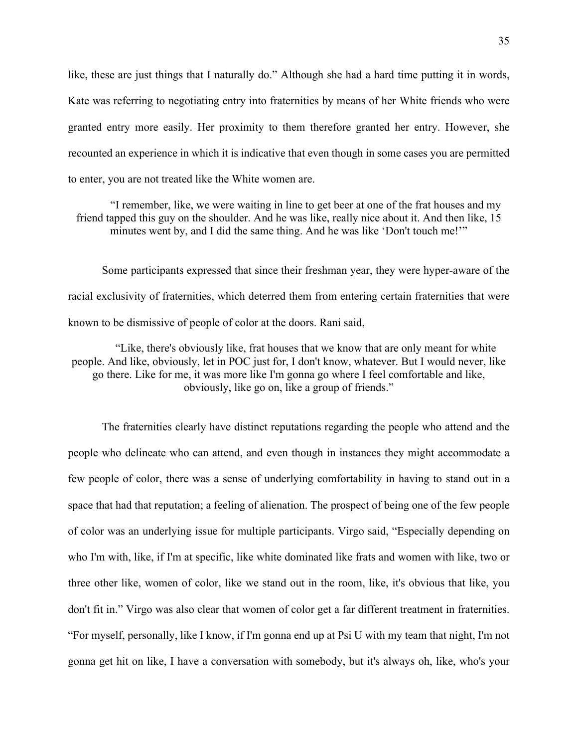like, these are just things that I naturally do." Although she had a hard time putting it in words, Kate was referring to negotiating entry into fraternities by means of her White friends who were granted entry more easily. Her proximity to them therefore granted her entry. However, she recounted an experience in which it is indicative that even though in some cases you are permitted to enter, you are not treated like the White women are.

> "I remember, like, we were waiting in line to get beer at one of the frat houses and my friend tapped this guy on the shoulder. And he was like, really nice about it. And then like, 15 minutes went by, and I did the same thing. And he was like 'Don't touch me!'"

Some participants expressed that since their freshman year, they were hyper-aware of the racial exclusivity of fraternities, which deterred them from entering certain fraternities that were known to be dismissive of people of color at the doors. Rani said,

> "Like, there's obviously like, frat houses that we know that are only meant for white people. And like, obviously, let in POC just for, I don't know, whatever. But I would never, like go there. Like for me, it was more like I'm gonna go where I feel comfortable and like, obviously, like go on, like a group of friends."

The fraternities clearly have distinct reputations regarding the people who attend and the people who delineate who can attend, and even though in instances they might accommodate a few people of color, there was a sense of underlying comfortability in having to stand out in a space that had that reputation; a feeling of alienation. The prospect of being one of the few people of color was an underlying issue for multiple participants. Virgo said, "Especially depending on who I'm with, like, if I'm at specific, like white dominated like frats and women with like, two or three other like, women of color, like we stand out in the room, like, it's obvious that like, you don't fit in." Virgo was also clear that women of color get a far different treatment in fraternities. "For myself, personally, like I know, if I'm gonna end up at Psi U with my team that night, I'm not gonna get hit on like, I have a conversation with somebody, but it's always oh, like, who's your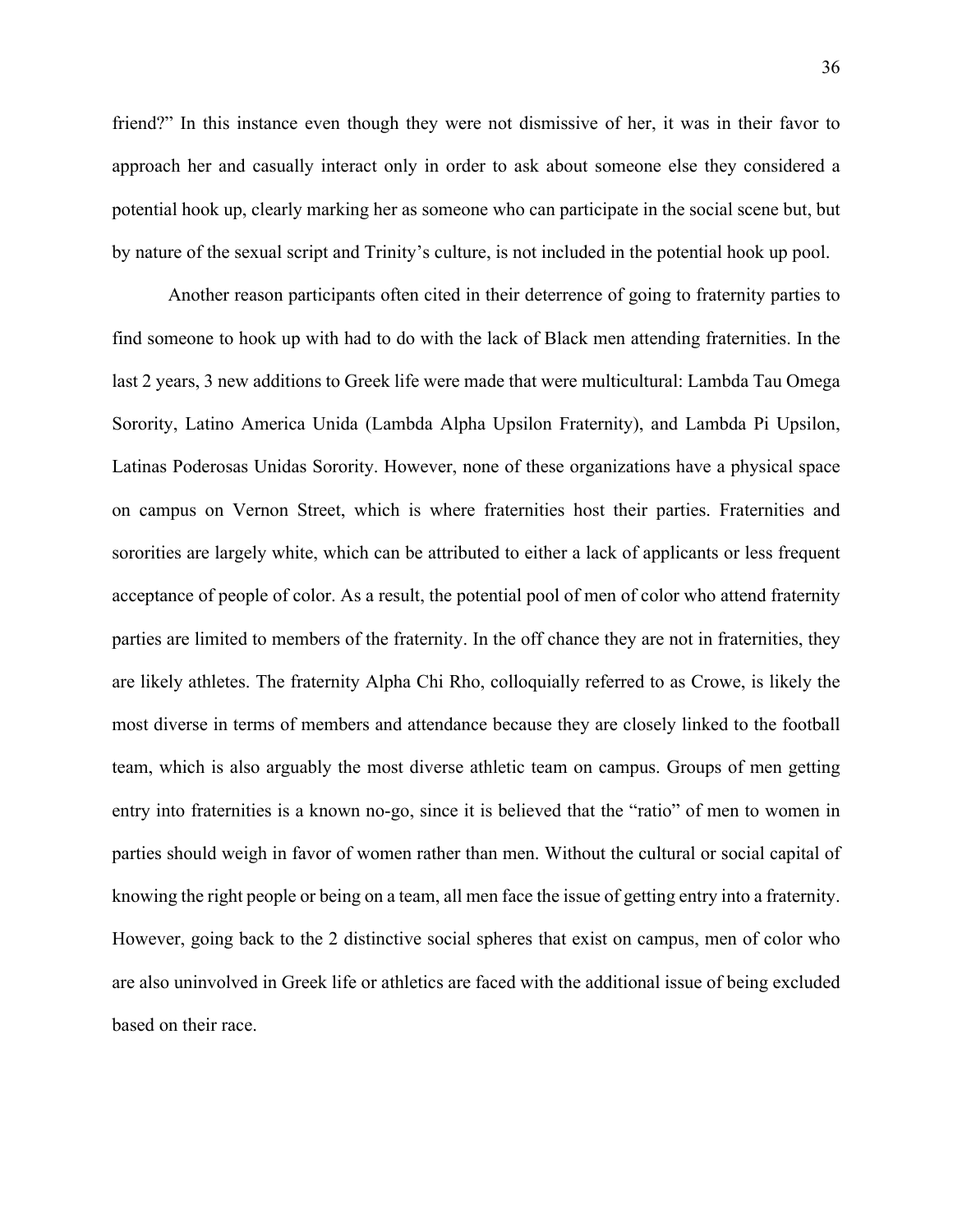friend?" In this instance even though they were not dismissive of her, it was in their favor to approach her and casually interact only in order to ask about someone else they considered a potential hook up, clearly marking her as someone who can participate in the social scene but, but by nature of the sexual script and Trinity's culture, is not included in the potential hook up pool.

Another reason participants often cited in their deterrence of going to fraternity parties to find someone to hook up with had to do with the lack of Black men attending fraternities. In the last 2 years, 3 new additions to Greek life were made that were multicultural: Lambda Tau Omega Sorority, Latino America Unida (Lambda Alpha Upsilon Fraternity), and Lambda Pi Upsilon, Latinas Poderosas Unidas Sorority. However, none of these organizations have a physical space on campus on Vernon Street, which is where fraternities host their parties. Fraternities and sororities are largely white, which can be attributed to either a lack of applicants or less frequent acceptance of people of color. As a result, the potential pool of men of color who attend fraternity parties are limited to members of the fraternity. In the off chance they are not in fraternities, they are likely athletes. The fraternity Alpha Chi Rho, colloquially referred to as Crowe, is likely the most diverse in terms of members and attendance because they are closely linked to the football team, which is also arguably the most diverse athletic team on campus. Groups of men getting entry into fraternities is a known no-go, since it is believed that the "ratio" of men to women in parties should weigh in favor of women rather than men. Without the cultural or social capital of knowing the right people or being on a team, all men face the issue of getting entry into a fraternity. However, going back to the 2 distinctive social spheres that exist on campus, men of color who are also uninvolved in Greek life or athletics are faced with the additional issue of being excluded based on their race.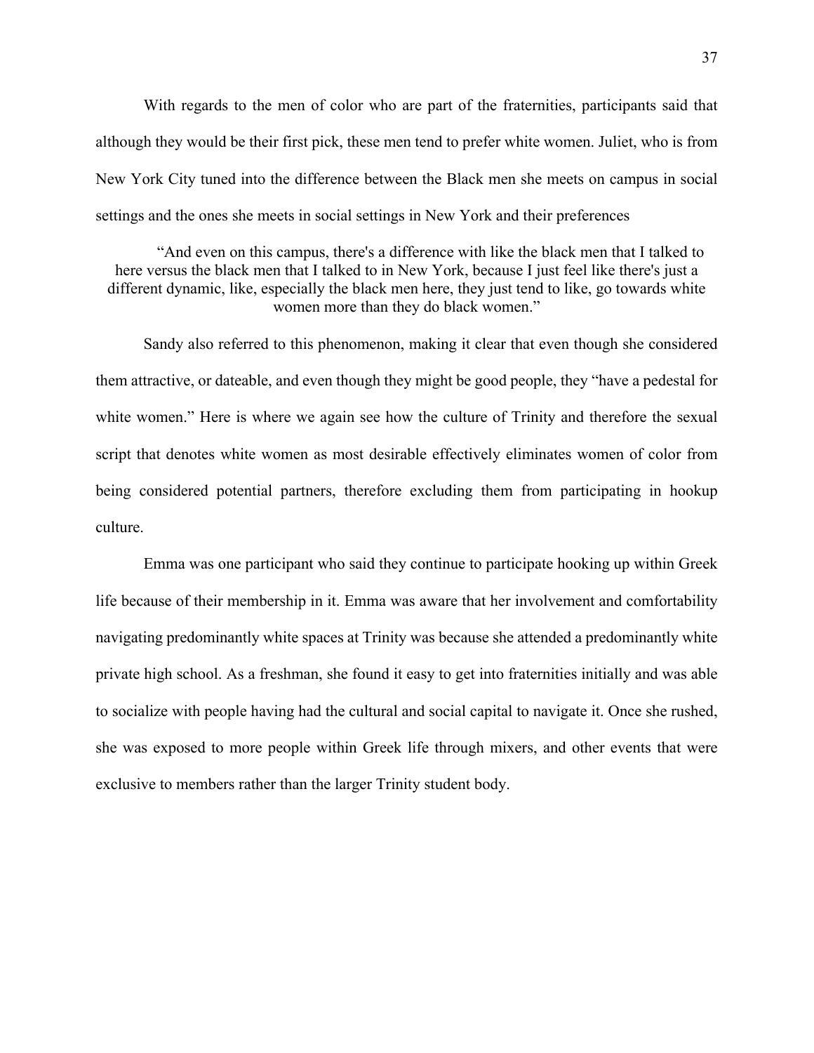With regards to the men of color who are part of the fraternities, participants said that although they would be their first pick, these men tend to prefer white women. Juliet, who is from New York City tuned into the difference between the Black men she meets on campus in social settings and the ones she meets in social settings in New York and their preferences

> "And even on this campus, there's a difference with like the black men that I talked to here versus the black men that I talked to in New York, because I just feel like there's just a different dynamic, like, especially the black men here, they just tend to like, go towards white women more than they do black women."

Sandy also referred to this phenomenon, making it clear that even though she considered them attractive, or dateable, and even though they might be good people, they "have a pedestal for white women." Here is where we again see how the culture of Trinity and therefore the sexual script that denotes white women as most desirable effectively eliminates women of color from being considered potential partners, therefore excluding them from participating in hookup culture.

Emma was one participant who said they continue to participate hooking up within Greek life because of their membership in it. Emma was aware that her involvement and comfortability navigating predominantly white spaces at Trinity was because she attended a predominantly white private high school. As a freshman, she found it easy to get into fraternities initially and was able to socialize with people having had the cultural and social capital to navigate it. Once she rushed, she was exposed to more people within Greek life through mixers, and other events that were exclusive to members rather than the larger Trinity student body.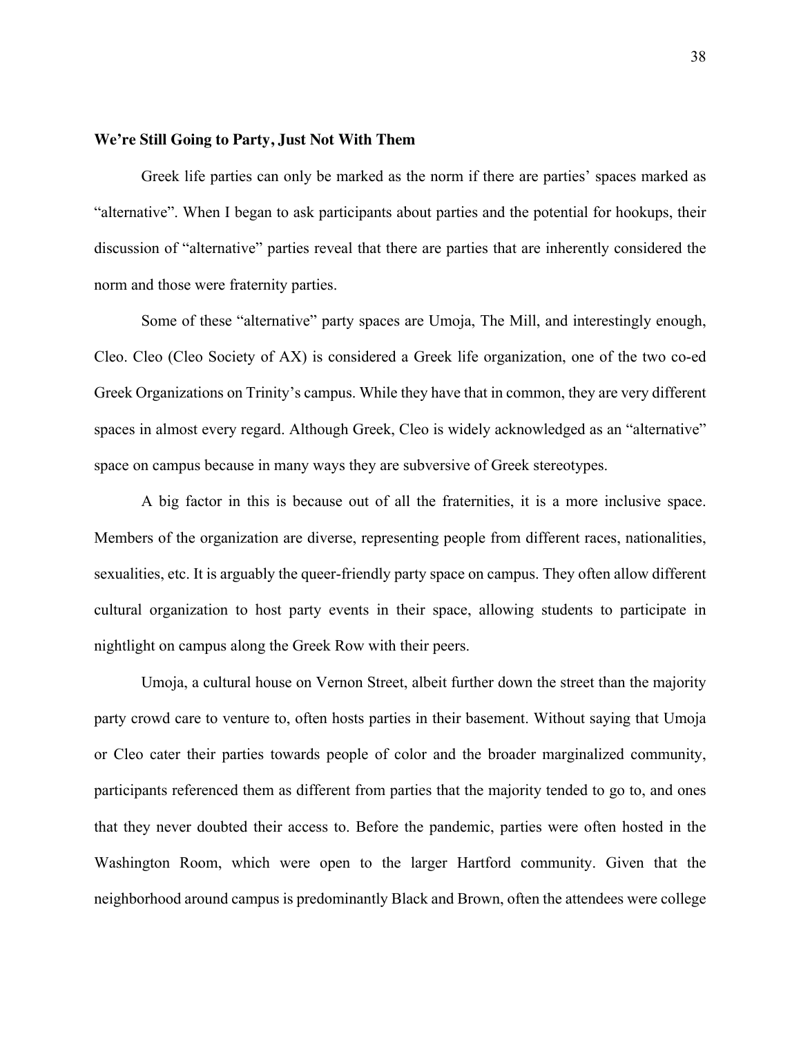**We're Still Going to Party, Just Not With Them**

Greek life parties can only be marked as the norm if there are parties' spaces marked as "alternative". When I began to ask participants about parties and the potential for hookups, their discussion of "alternative" parties reveal that there are parties that are inherently considered the norm and those were fraternity parties.

Some of these "alternative" party spaces are Umoja, The Mill, and interestingly enough, Cleo. Cleo (Cleo Society of AX) is considered a Greek life organization, one of the two co-ed Greek Organizations on Trinity's campus. While they have that in common, they are very different spaces in almost every regard. Although Greek, Cleo is widely acknowledged as an "alternative" space on campus because in many ways they are subversive of Greek stereotypes.

A big factor in this is because out of all the fraternities, it is a more inclusive space. Members of the organization are diverse, representing people from different races, nationalities, sexualities, etc. It is arguably the queer-friendly party space on campus. They often allow different cultural organization to host party events in their space, allowing students to participate in nightlight on campus along the Greek Row with their peers.

Umoja, a cultural house on Vernon Street, albeit further down the street than the majority party crowd care to venture to, often hosts parties in their basement. Without saying that Umoja or Cleo cater their parties towards people of color and the broader marginalized community, participants referenced them as different from parties that the majority tended to go to, and ones that they never doubted their access to. Before the pandemic, parties were often hosted in the Washington Room, which were open to the larger Hartford community. Given that the neighborhood around campus is predominantly Black and Brown, often the attendees were college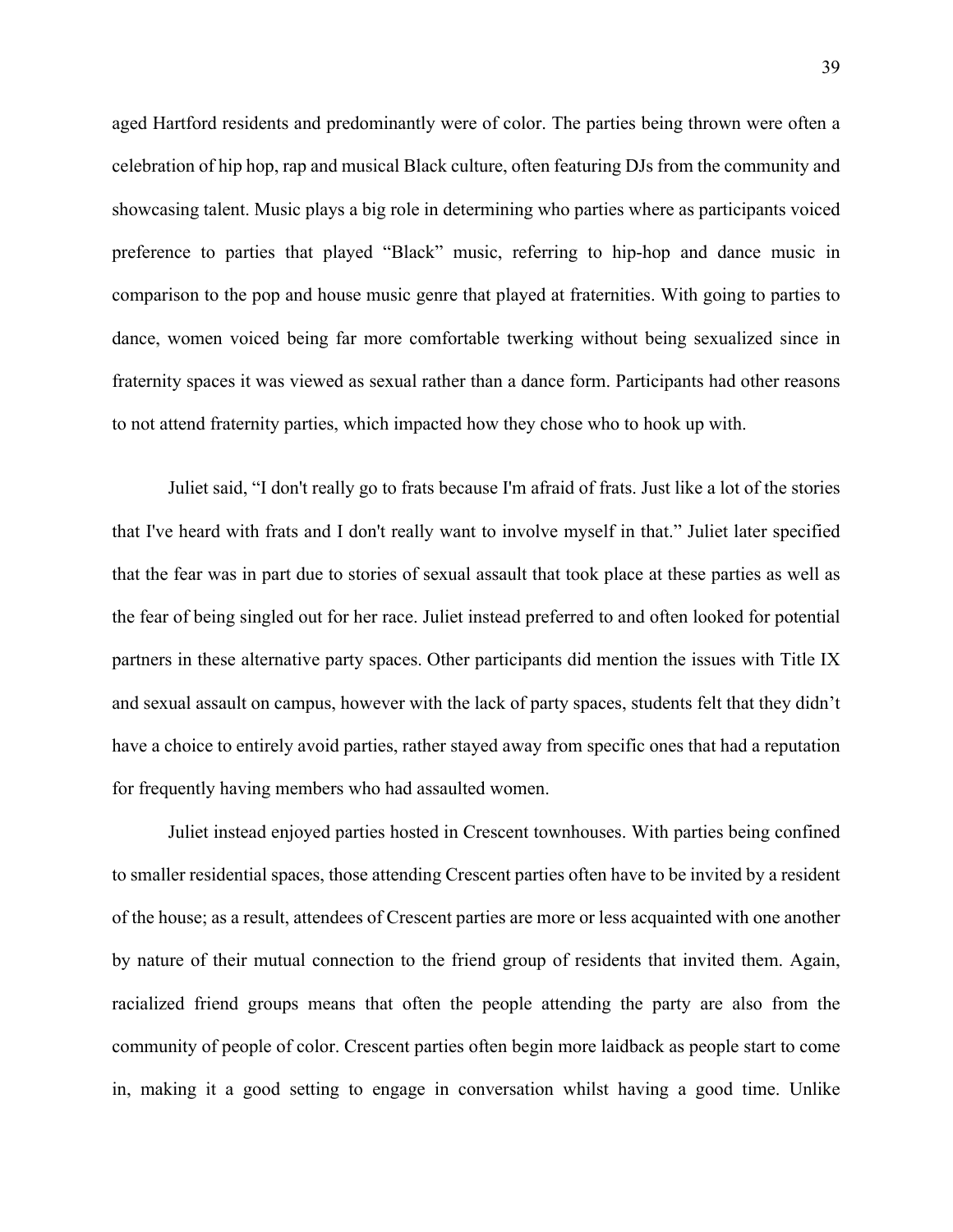aged Hartford residents and predominantly were of color. The parties being thrown were often a celebration of hip hop, rap and musical Black culture, often featuring DJs from the community and showcasing talent. Music plays a big role in determining who parties where as participants voiced preference to parties that played "Black" music, referring to hip-hop and dance music in comparison to the pop and house music genre that played at fraternities. With going to parties to dance, women voiced being far more comfortable twerking without being sexualized since in fraternity spaces it was viewed as sexual rather than a dance form. Participants had other reasons to not attend fraternity parties, which impacted how they chose who to hook up with.

Juliet said, "I don't really go to frats because I'm afraid of frats. Just like a lot of the stories that I've heard with frats and I don't really want to involve myself in that." Juliet later specified that the fear was in part due to stories of sexual assault that took place at these parties as well as the fear of being singled out for her race. Juliet instead preferred to and often looked for potential partners in these alternative party spaces. Other participants did mention the issues with Title IX and sexual assault on campus, however with the lack of party spaces, students felt that they didn't have a choice to entirely avoid parties, rather stayed away from specific ones that had a reputation for frequently having members who had assaulted women.

Juliet instead enjoyed parties hosted in Crescent townhouses. With parties being confined to smaller residential spaces, those attending Crescent parties often have to be invited by a resident of the house; as a result, attendees of Crescent parties are more or less acquainted with one another by nature of their mutual connection to the friend group of residents that invited them. Again, racialized friend groups means that often the people attending the party are also from the community of people of color. Crescent parties often begin more laidback as people start to come in, making it a good setting to engage in conversation whilst having a good time. Unlike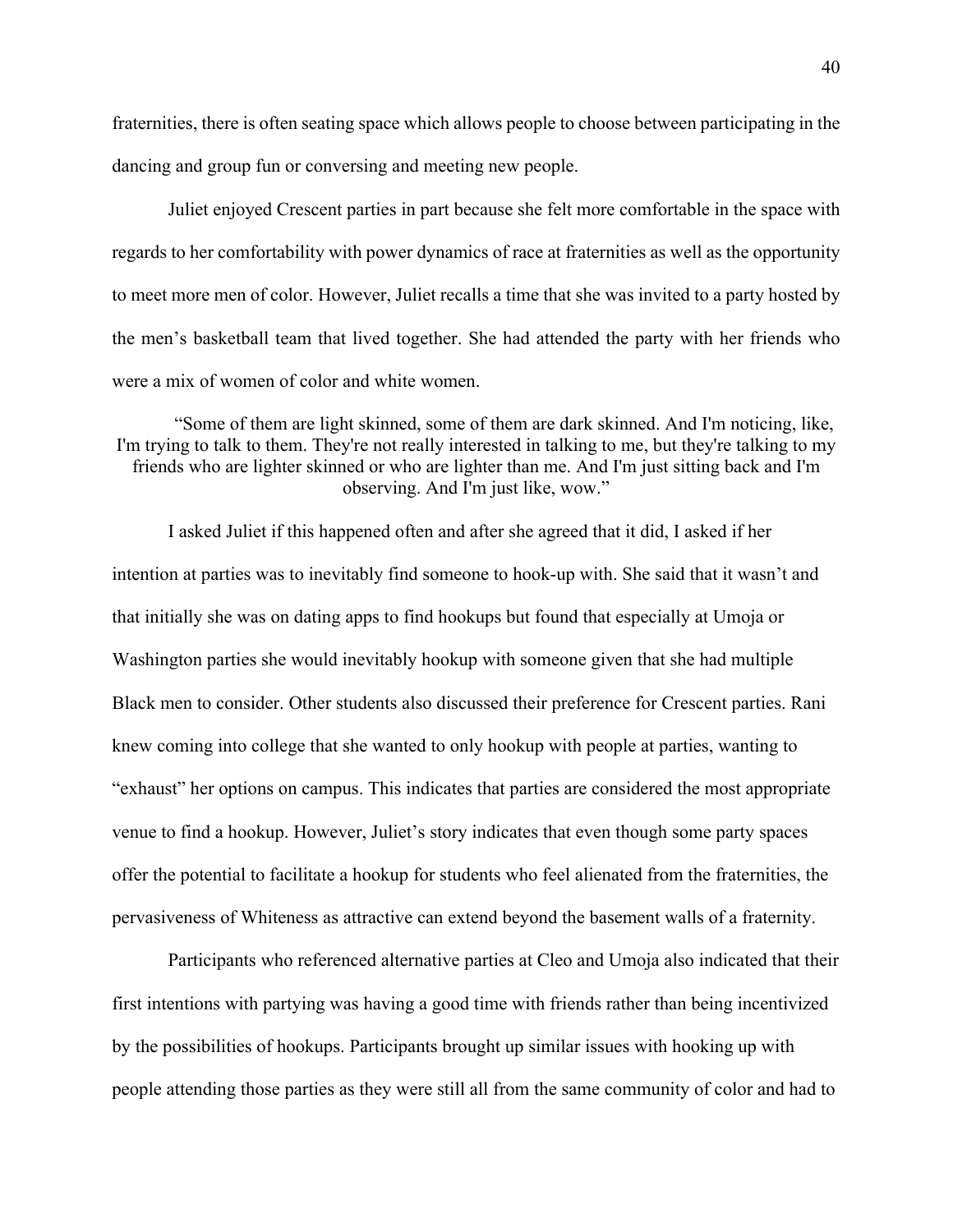fraternities, there is often seating space which allows people to choose between participating in the dancing and group fun or conversing and meeting new people.

Juliet enjoyed Crescent parties in part because she felt more comfortable in the space with regards to her comfortability with power dynamics of race at fraternities as well as the opportunity to meet more men of color. However, Juliet recalls a time that she was invited to a party hosted by the men's basketball team that lived together. She had attended the party with her friends who were a mix of women of color and white women.

> "Some of them are light skinned, some of them are dark skinned. And I'm noticing, like, I'm trying to talk to them. They're not really interested in talking to me, but they're talking to my friends who are lighter skinned or who are lighter than me. And I'm just sitting back and I'm observing. And I'm just like, wow."

I asked Juliet if this happened often and after she agreed that it did, I asked if her intention at parties was to inevitably find someone to hook-up with. She said that it wasn't and that initially she was on dating apps to find hookups but found that especially at Umoja or Washington parties she would inevitably hookup with someone given that she had multiple Black men to consider. Other students also discussed their preference for Crescent parties. Rani knew coming into college that she wanted to only hookup with people at parties, wanting to "exhaust" her options on campus. This indicates that parties are considered the most appropriate venue to find a hookup. However, Juliet's story indicates that even though some party spaces offer the potential to facilitate a hookup for students who feel alienated from the fraternities, the pervasiveness of Whiteness as attractive can extend beyond the basement walls of a fraternity.

Participants who referenced alternative parties at Cleo and Umoja also indicated that their first intentions with partying was having a good time with friends rather than being incentivized by the possibilities of hookups. Participants brought up similar issues with hooking up with people attending those parties as they were still all from the same community of color and had to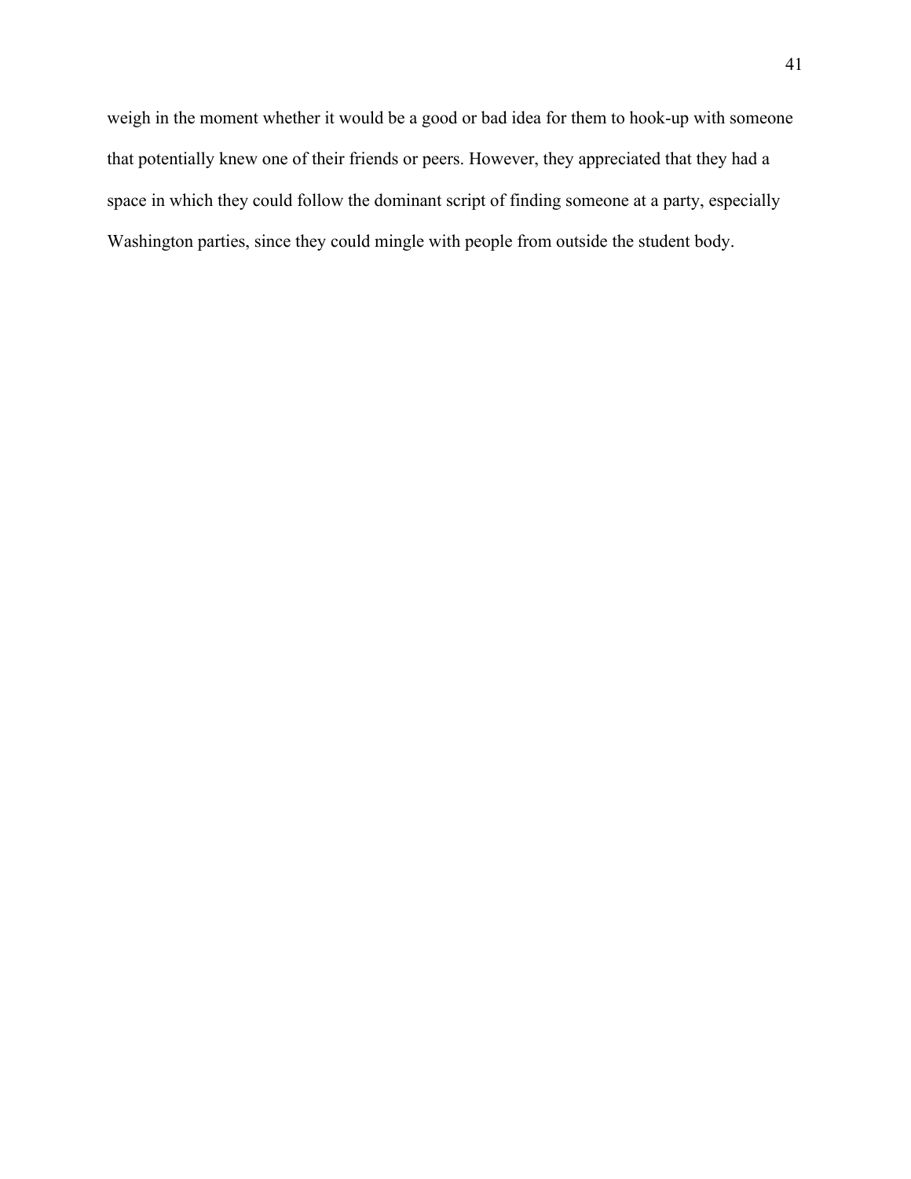weigh in the moment whether it would be a good or bad idea for them to hook-up with someone that potentially knew one of their friends or peers. However, they appreciated that they had a space in which they could follow the dominant script of finding someone at a party, especially Washington parties, since they could mingle with people from outside the student body.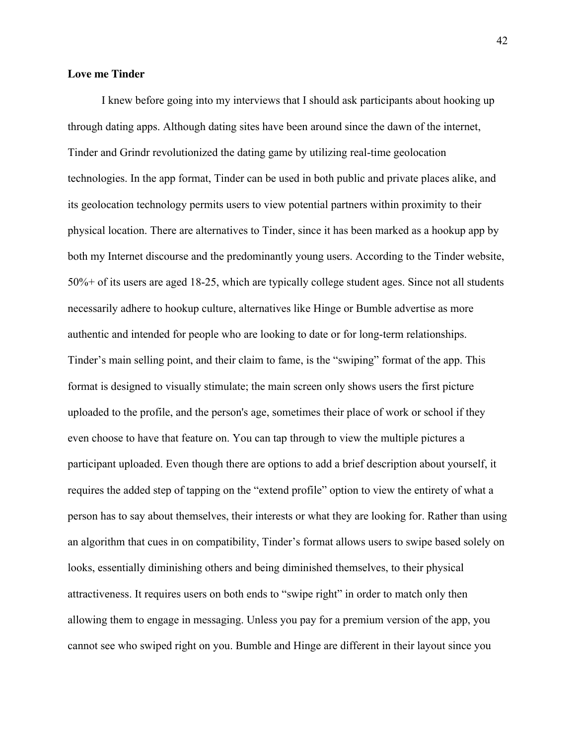**Love me Tinder**

I knew before going into my interviews that I should ask participants about hooking up through dating apps. Although dating sites have been around since the dawn of the internet, Tinder and Grindr revolutionized the dating game by utilizing real-time geolocation technologies. In the app format, Tinder can be used in both public and private places alike, and its geolocation technology permits users to view potential partners within proximity to their physical location. There are alternatives to Tinder, since it has been marked as a hookup app by both my Internet discourse and the predominantly young users. According to the Tinder website, 50%+ of its users are aged 18-25, which are typically college student ages. Since not all students necessarily adhere to hookup culture, alternatives like Hinge or Bumble advertise as more authentic and intended for people who are looking to date or for long-term relationships. Tinder's main selling point, and their claim to fame, is the "swiping" format of the app. This format is designed to visually stimulate; the main screen only shows users the first picture uploaded to the profile, and the person's age, sometimes their place of work or school if they even choose to have that feature on. You can tap through to view the multiple pictures a participant uploaded. Even though there are options to add a brief description about yourself, it requires the added step of tapping on the "extend profile" option to view the entirety of what a person has to say about themselves, their interests or what they are looking for. Rather than using an algorithm that cues in on compatibility, Tinder's format allows users to swipe based solely on looks, essentially diminishing others and being diminished themselves, to their physical attractiveness. It requires users on both ends to "swipe right" in order to match only then allowing them to engage in messaging. Unless you pay for a premium version of the app, you cannot see who swiped right on you. Bumble and Hinge are different in their layout since you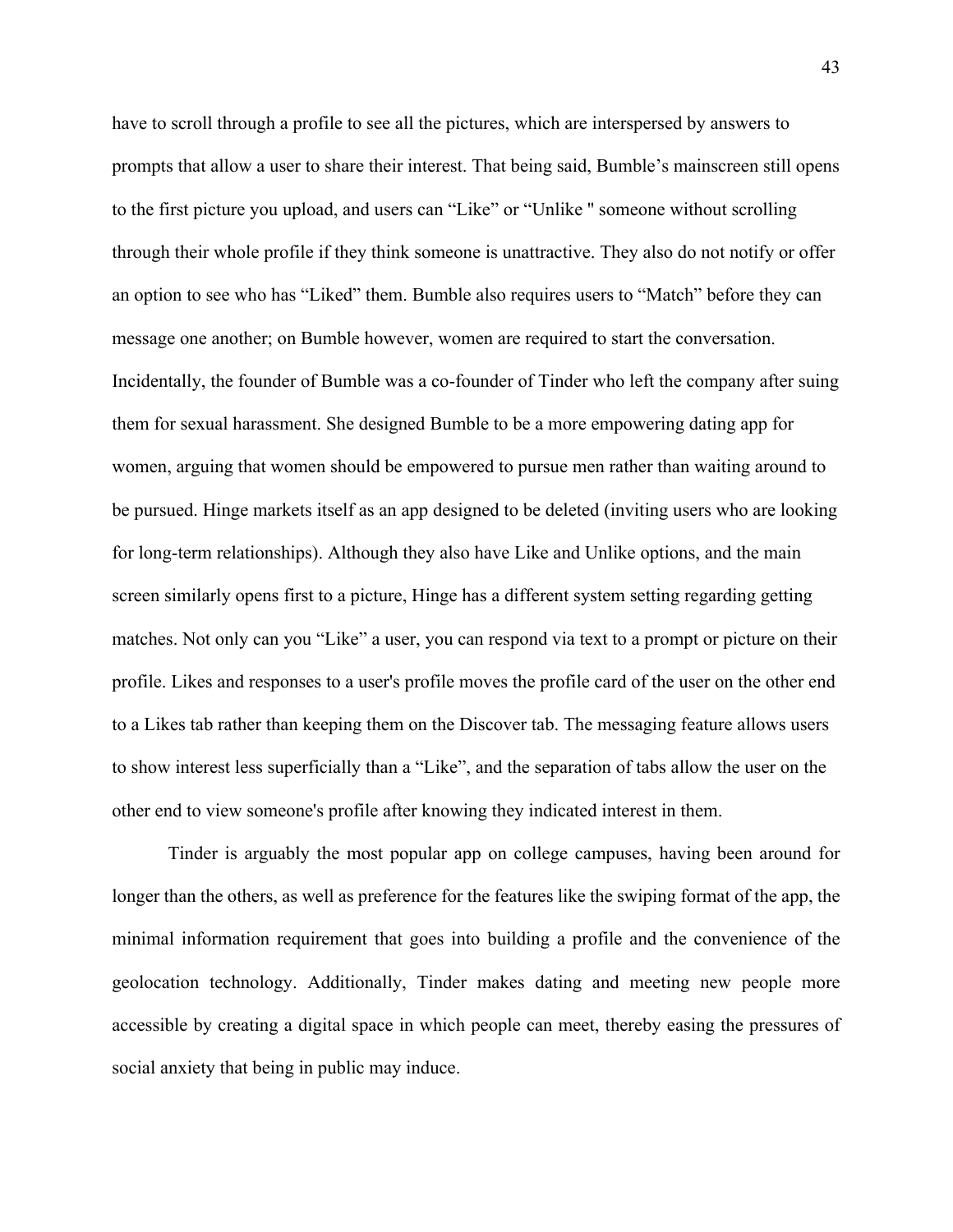have to scroll through a profile to see all the pictures, which are interspersed by answers to prompts that allow a user to share their interest. That being said, Bumble's mainscreen still opens to the first picture you upload, and users can "Like" or "Unlike " someone without scrolling through their whole profile if they think someone is unattractive. They also do not notify or offer an option to see who has "Liked" them. Bumble also requires users to "Match" before they can message one another; on Bumble however, women are required to start the conversation. Incidentally, the founder of Bumble was a co-founder of Tinder who left the company after suing them for sexual harassment. She designed Bumble to be a more empowering dating app for women, arguing that women should be empowered to pursue men rather than waiting around to be pursued. Hinge markets itself as an app designed to be deleted (inviting users who are looking for long-term relationships). Although they also have Like and Unlike options, and the main screen similarly opens first to a picture, Hinge has a different system setting regarding getting matches. Not only can you "Like" a user, you can respond via text to a prompt or picture on their profile. Likes and responses to a user's profile moves the profile card of the user on the other end to a Likes tab rather than keeping them on the Discover tab. The messaging feature allows users to show interest less superficially than a "Like", and the separation of tabs allow the user on the other end to view someone's profile after knowing they indicated interest in them.

Tinder is arguably the most popular app on college campuses, having been around for longer than the others, as well as preference for the features like the swiping format of the app, the minimal information requirement that goes into building a profile and the convenience of the geolocation technology. Additionally, Tinder makes dating and meeting new people more accessible by creating a digital space in which people can meet, thereby easing the pressures of social anxiety that being in public may induce.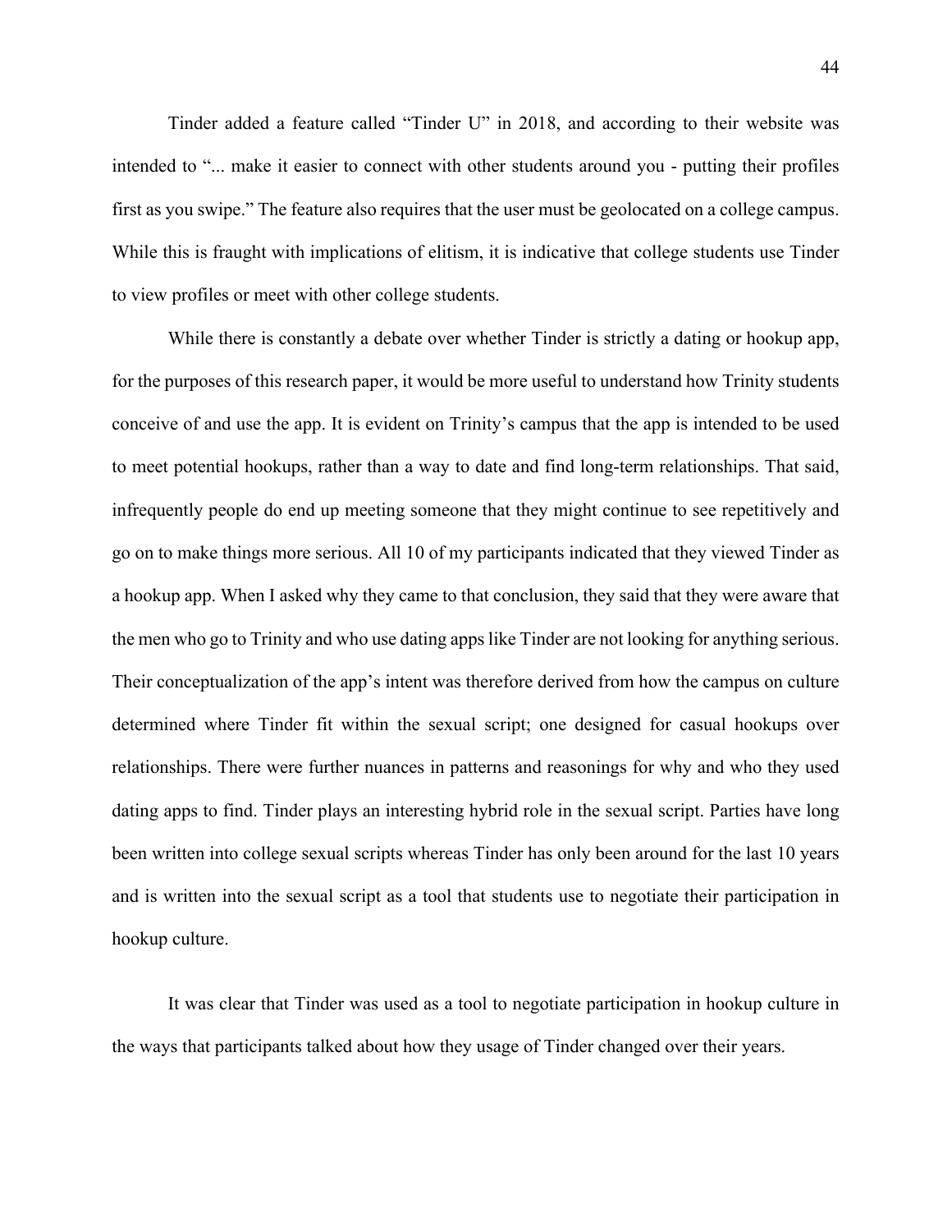Tinder added a feature called "Tinder U" in 2018, and according to their website was intended to "... make it easier to connect with other students around you - putting their profiles first as you swipe." The feature also requires that the user must be geolocated on a college campus. While this is fraught with implications of elitism, it is indicative that college students use Tinder to view profiles or meet with other college students.

While there is constantly a debate over whether Tinder is strictly a dating or hookup app, for the purposes of this research paper, it would be more useful to understand how Trinity students conceive of and use the app. It is evident on Trinity's campus that the app is intended to be used to meet potential hookups, rather than a way to date and find long-term relationships. That said, infrequently people do end up meeting someone that they might continue to see repetitively and go on to make things more serious. All 10 of my participants indicated that they viewed Tinder as a hookup app. When I asked why they came to that conclusion, they said that they were aware that the men who go to Trinity and who use dating apps like Tinder are not looking for anything serious. Their conceptualization of the app's intent was therefore derived from how the campus on culture determined where Tinder fit within the sexual script; one designed for casual hookups over relationships. There were further nuances in patterns and reasonings for why and who they used dating apps to find. Tinder plays an interesting hybrid role in the sexual script. Parties have long been written into college sexual scripts whereas Tinder has only been around for the last 10 years and is written into the sexual script as a tool that students use to negotiate their participation in hookup culture.

It was clear that Tinder was used as a tool to negotiate participation in hookup culture in the ways that participants talked about how they usage of Tinder changed over their years.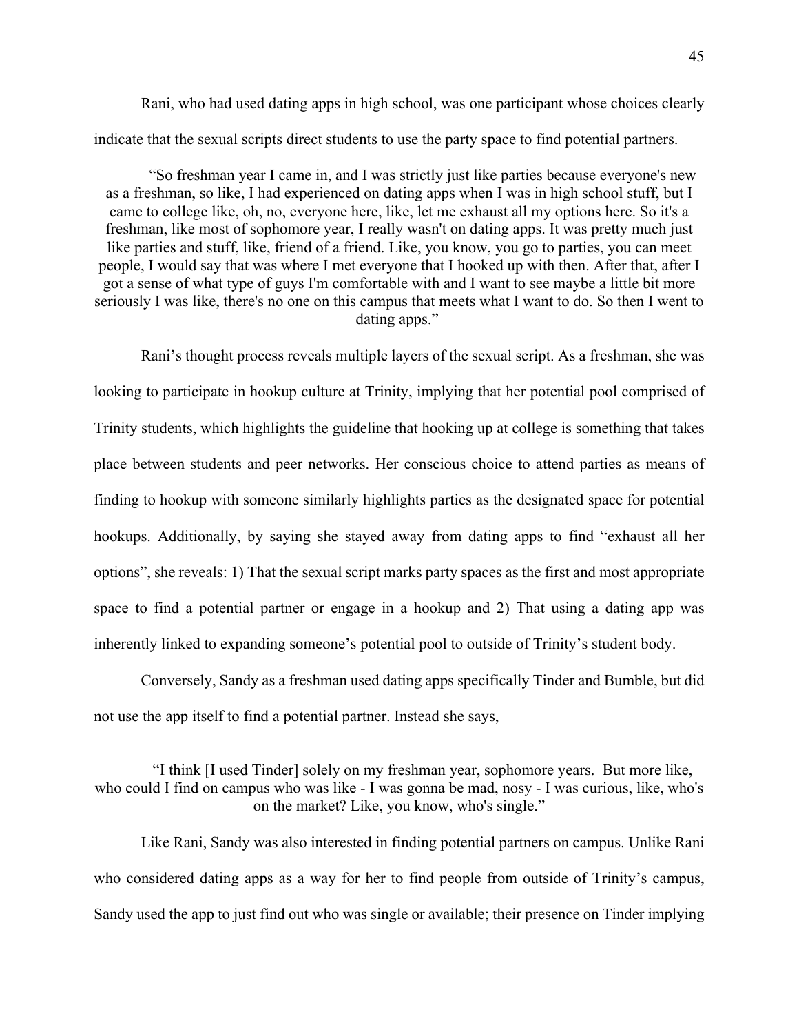Rani, who had used dating apps in high school, was one participant whose choices clearly indicate that the sexual scripts direct students to use the party space to find potential partners.

> "So freshman year I came in, and I was strictly just like parties because everyone's new as a freshman, so like, I had experienced on dating apps when I was in high school stuff, but I came to college like, oh, no, everyone here, like, let me exhaust all my options here. So it's a freshman, like most of sophomore year, I really wasn't on dating apps. It was pretty much just like parties and stuff, like, friend of a friend. Like, you know, you go to parties, you can meet people, I would say that was where I met everyone that I hooked up with then. After that, after I got a sense of what type of guys I'm comfortable with and I want to see maybe a little bit more seriously I was like, there's no one on this campus that meets what I want to do. So then I went to dating apps."

Rani's thought process reveals multiple layers of the sexual script. As a freshman, she was looking to participate in hookup culture at Trinity, implying that her potential pool comprised of Trinity students, which highlights the guideline that hooking up at college is something that takes place between students and peer networks. Her conscious choice to attend parties as means of finding to hookup with someone similarly highlights parties as the designated space for potential hookups. Additionally, by saying she stayed away from dating apps to find "exhaust all her options", she reveals: 1) That the sexual script marks party spaces as the first and most appropriate space to find a potential partner or engage in a hookup and 2) That using a dating app was inherently linked to expanding someone's potential pool to outside of Trinity's student body.

Conversely, Sandy as a freshman used dating apps specifically Tinder and Bumble, but did not use the app itself to find a potential partner. Instead she says,

> "I think [I used Tinder] solely on my freshman year, sophomore years. But more like, who could I find on campus who was like - I was gonna be mad, nosy - I was curious, like, who's on the market? Like, you know, who's single."

Like Rani, Sandy was also interested in finding potential partners on campus. Unlike Rani who considered dating apps as a way for her to find people from outside of Trinity's campus, Sandy used the app to just find out who was single or available; their presence on Tinder implying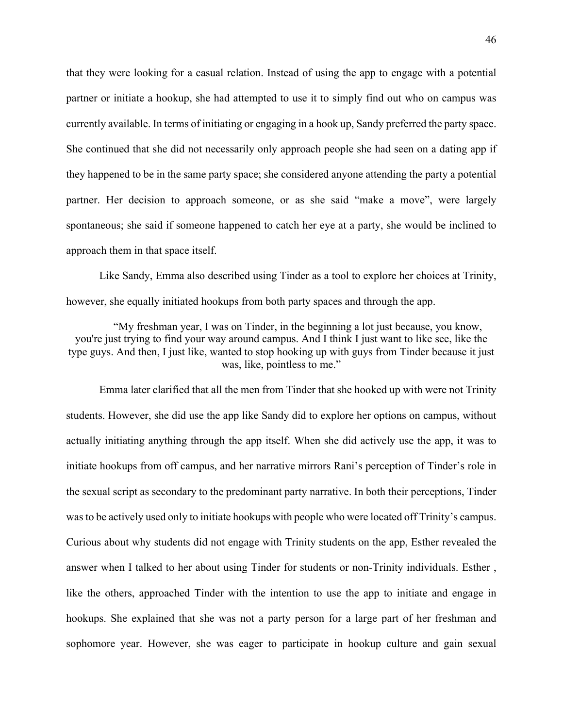that they were looking for a casual relation. Instead of using the app to engage with a potential partner or initiate a hookup, she had attempted to use it to simply find out who on campus was currently available. In terms of initiating or engaging in a hook up, Sandy preferred the party space. She continued that she did not necessarily only approach people she had seen on a dating app if they happened to be in the same party space; she considered anyone attending the party a potential partner. Her decision to approach someone, or as she said "make a move", were largely spontaneous; she said if someone happened to catch her eye at a party, she would be inclined to approach them in that space itself.

Like Sandy, Emma also described using Tinder as a tool to explore her choices at Trinity, however, she equally initiated hookups from both party spaces and through the app.

> "My freshman year, I was on Tinder, in the beginning a lot just because, you know, you're just trying to find your way around campus. And I think I just want to like see, like the type guys. And then, I just like, wanted to stop hooking up with guys from Tinder because it just was, like, pointless to me."

Emma later clarified that all the men from Tinder that she hooked up with were not Trinity students. However, she did use the app like Sandy did to explore her options on campus, without actually initiating anything through the app itself. When she did actively use the app, it was to initiate hookups from off campus, and her narrative mirrors Rani's perception of Tinder's role in the sexual script as secondary to the predominant party narrative. In both their perceptions, Tinder was to be actively used only to initiate hookups with people who were located off Trinity's campus. Curious about why students did not engage with Trinity students on the app, Esther revealed the answer when I talked to her about using Tinder for students or non-Trinity individuals. Esther , like the others, approached Tinder with the intention to use the app to initiate and engage in hookups. She explained that she was not a party person for a large part of her freshman and sophomore year. However, she was eager to participate in hookup culture and gain sexual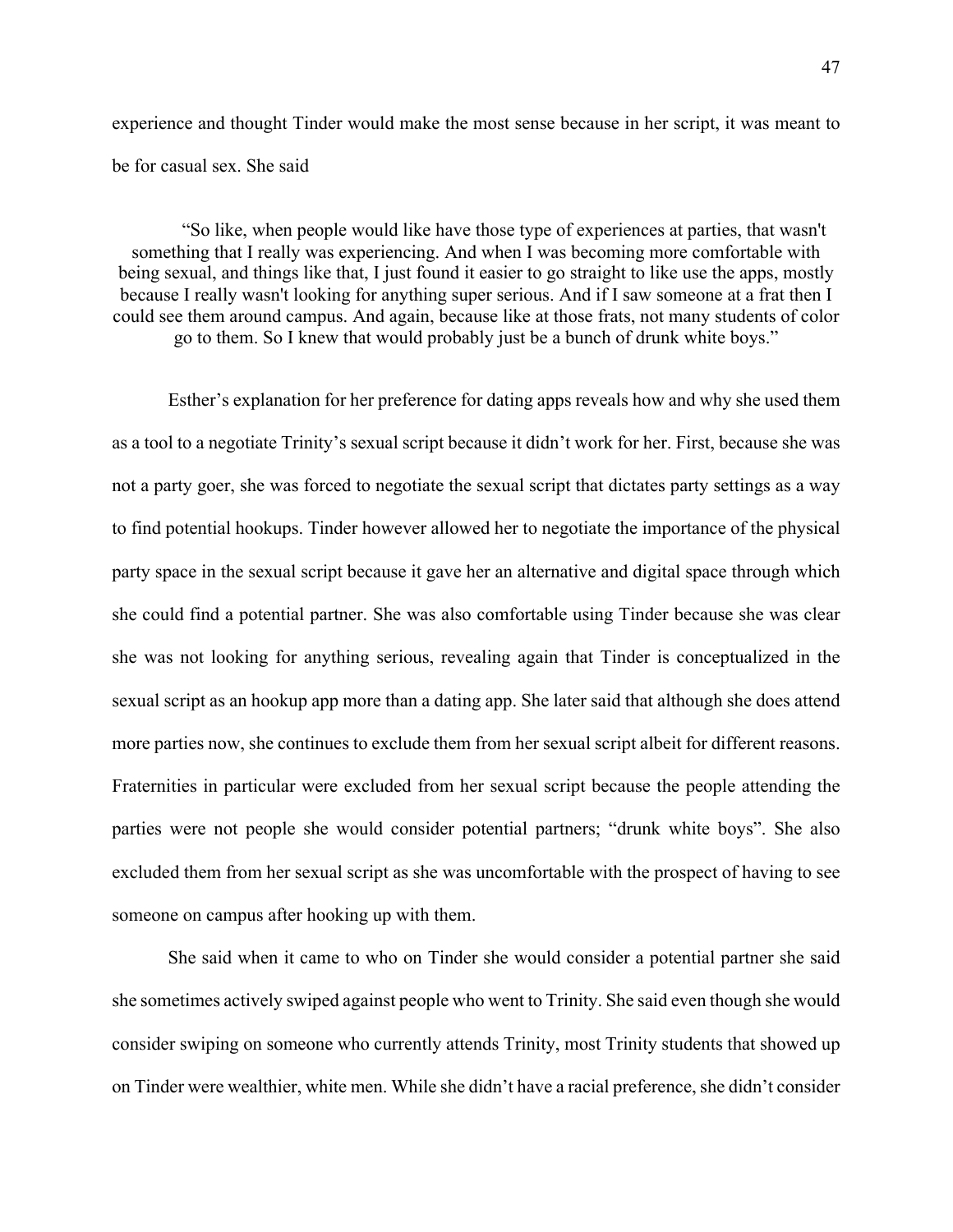experience and thought Tinder would make the most sense because in her script, it was meant to be for casual sex. She said

> "So like, when people would like have those type of experiences at parties, that wasn't something that I really was experiencing. And when I was becoming more comfortable with being sexual, and things like that, I just found it easier to go straight to like use the apps, mostly because I really wasn't looking for anything super serious. And if I saw someone at a frat then I could see them around campus. And again, because like at those frats, not many students of color go to them. So I knew that would probably just be a bunch of drunk white boys."

Esther's explanation for her preference for dating apps reveals how and why she used them as a tool to a negotiate Trinity's sexual script because it didn't work for her. First, because she was not a party goer, she was forced to negotiate the sexual script that dictates party settings as a way to find potential hookups. Tinder however allowed her to negotiate the importance of the physical party space in the sexual script because it gave her an alternative and digital space through which she could find a potential partner. She was also comfortable using Tinder because she was clear she was not looking for anything serious, revealing again that Tinder is conceptualized in the sexual script as an hookup app more than a dating app. She later said that although she does attend more parties now, she continues to exclude them from her sexual script albeit for different reasons. Fraternities in particular were excluded from her sexual script because the people attending the parties were not people she would consider potential partners; "drunk white boys". She also excluded them from her sexual script as she was uncomfortable with the prospect of having to see someone on campus after hooking up with them.

She said when it came to who on Tinder she would consider a potential partner she said she sometimes actively swiped against people who went to Trinity. She said even though she would consider swiping on someone who currently attends Trinity, most Trinity students that showed up on Tinder were wealthier, white men. While she didn't have a racial preference, she didn't consider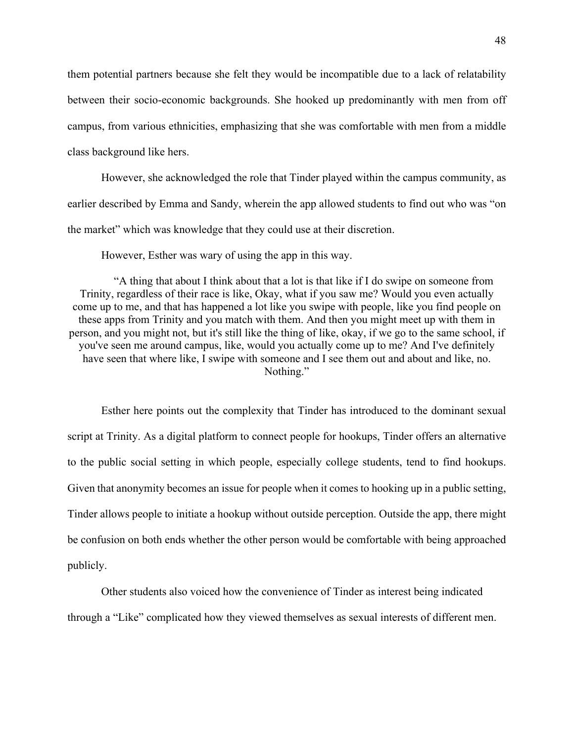them potential partners because she felt they would be incompatible due to a lack of relatability between their socio-economic backgrounds. She hooked up predominantly with men from off campus, from various ethnicities, emphasizing that she was comfortable with men from a middle class background like hers.

However, she acknowledged the role that Tinder played within the campus community, as earlier described by Emma and Sandy, wherein the app allowed students to find out who was "on the market" which was knowledge that they could use at their discretion.

However, Esther was wary of using the app in this way.

> "A thing that about I think about that a lot is that like if I do swipe on someone from Trinity, regardless of their race is like, Okay, what if you saw me? Would you even actually come up to me, and that has happened a lot like you swipe with people, like you find people on these apps from Trinity and you match with them. And then you might meet up with them in person, and you might not, but it's still like the thing of like, okay, if we go to the same school, if you've seen me around campus, like, would you actually come up to me? And I've definitely have seen that where like, I swipe with someone and I see them out and about and like, no. Nothing."

Esther here points out the complexity that Tinder has introduced to the dominant sexual script at Trinity. As a digital platform to connect people for hookups, Tinder offers an alternative to the public social setting in which people, especially college students, tend to find hookups. Given that anonymity becomes an issue for people when it comes to hooking up in a public setting, Tinder allows people to initiate a hookup without outside perception. Outside the app, there might be confusion on both ends whether the other person would be comfortable with being approached publicly.

Other students also voiced how the convenience of Tinder as interest being indicated through a "Like" complicated how they viewed themselves as sexual interests of different men.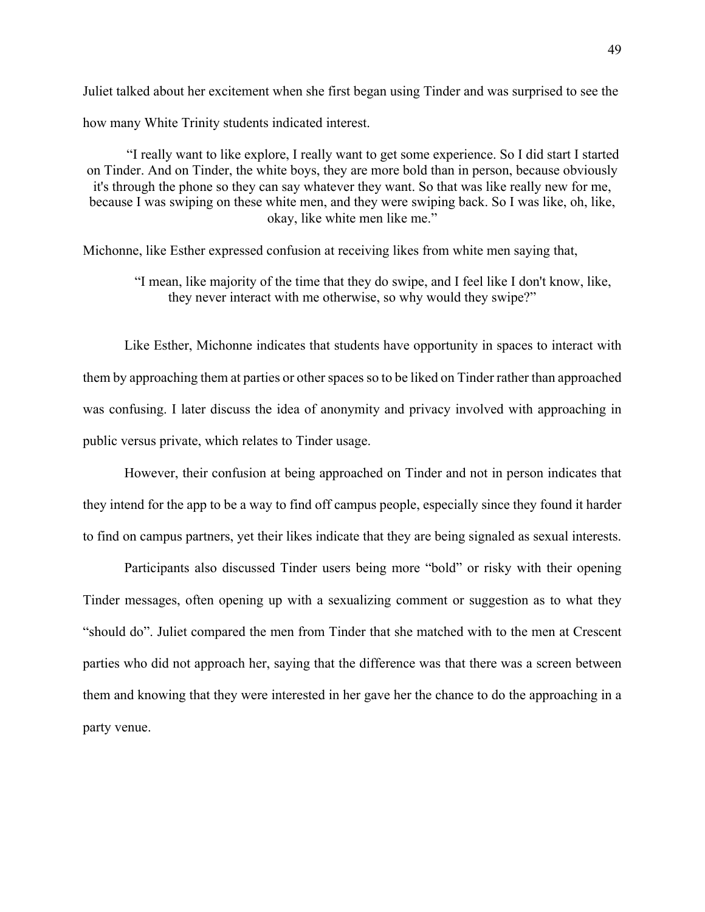Juliet talked about her excitement when she first began using Tinder and was surprised to see the how many White Trinity students indicated interest.

> "I really want to like explore, I really want to get some experience. So I did start I started on Tinder. And on Tinder, the white boys, they are more bold than in person, because obviously it's through the phone so they can say whatever they want. So that was like really new for me, because I was swiping on these white men, and they were swiping back. So I was like, oh, like, okay, like white men like me."

Michonne, like Esther expressed confusion at receiving likes from white men saying that,

> "I mean, like majority of the time that they do swipe, and I feel like I don't know, like, they never interact with me otherwise, so why would they swipe?"

Like Esther, Michonne indicates that students have opportunity in spaces to interact with them by approaching them at parties or other spaces so to be liked on Tinder rather than approached was confusing. I later discuss the idea of anonymity and privacy involved with approaching in public versus private, which relates to Tinder usage.

However, their confusion at being approached on Tinder and not in person indicates that they intend for the app to be a way to find off campus people, especially since they found it harder to find on campus partners, yet their likes indicate that they are being signaled as sexual interests.

Participants also discussed Tinder users being more "bold" or risky with their opening Tinder messages, often opening up with a sexualizing comment or suggestion as to what they "should do". Juliet compared the men from Tinder that she matched with to the men at Crescent parties who did not approach her, saying that the difference was that there was a screen between them and knowing that they were interested in her gave her the chance to do the approaching in a party venue.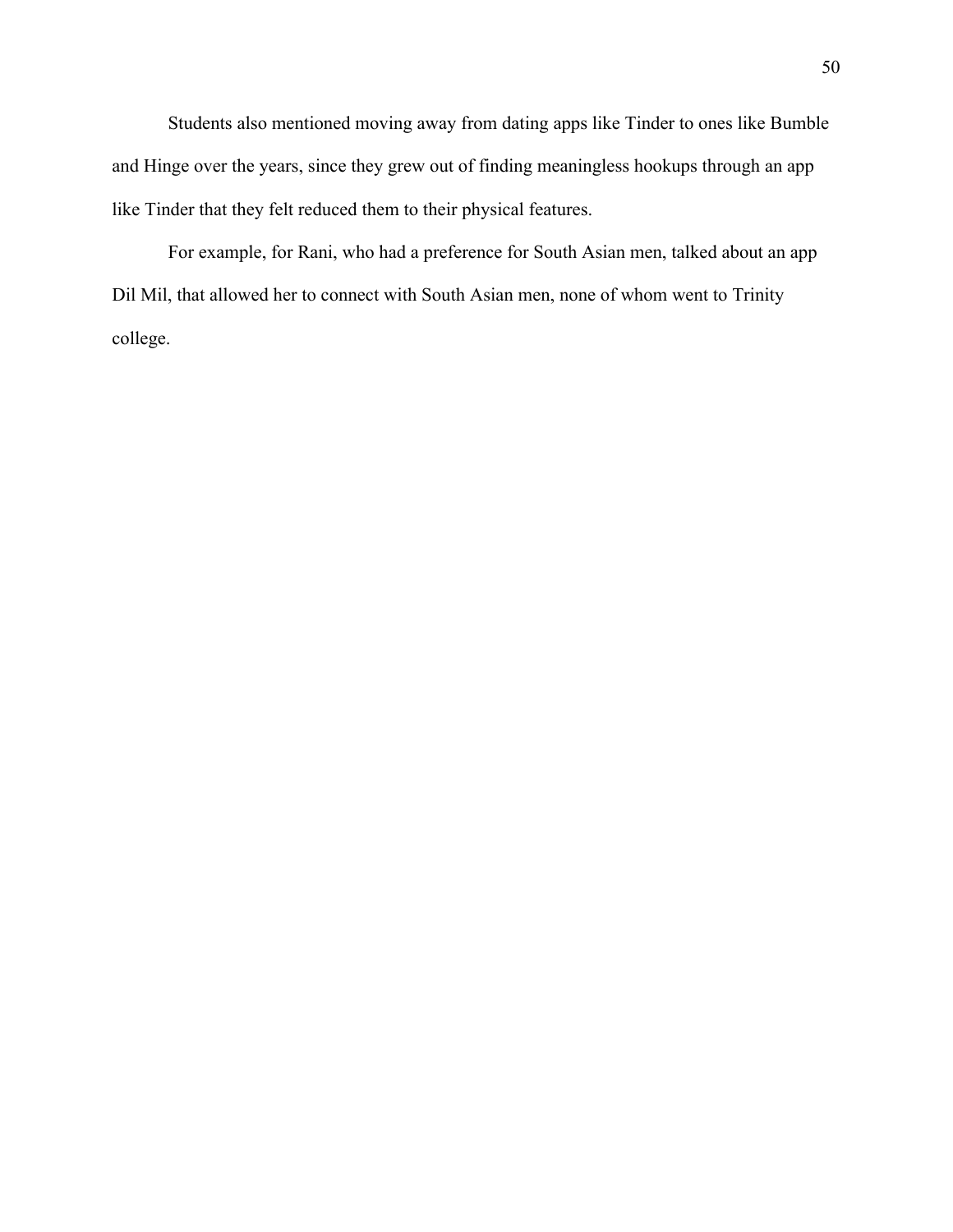Students also mentioned moving away from dating apps like Tinder to ones like Bumble and Hinge over the years, since they grew out of finding meaningless hookups through an app like Tinder that they felt reduced them to their physical features.

For example, for Rani, who had a preference for South Asian men, talked about an app Dil Mil, that allowed her to connect with South Asian men, none of whom went to Trinity college.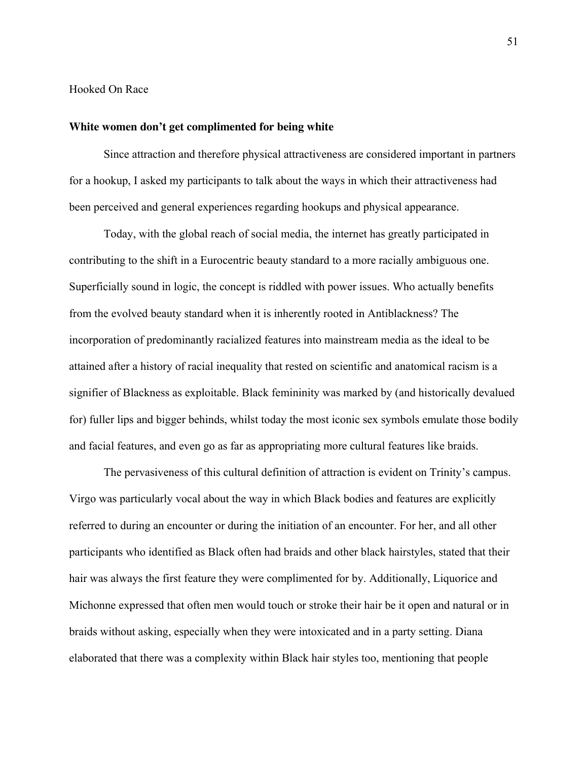**White women don't get complimented for being white**

Since attraction and therefore physical attractiveness are considered important in partners for a hookup, I asked my participants to talk about the ways in which their attractiveness had been perceived and general experiences regarding hookups and physical appearance.

Today, with the global reach of social media, the internet has greatly participated in contributing to the shift in a Eurocentric beauty standard to a more racially ambiguous one. Superficially sound in logic, the concept is riddled with power issues. Who actually benefits from the evolved beauty standard when it is inherently rooted in Antiblackness? The incorporation of predominantly racialized features into mainstream media as the ideal to be attained after a history of racial inequality that rested on scientific and anatomical racism is a signifier of Blackness as exploitable. Black femininity was marked by (and historically devalued for) fuller lips and bigger behinds, whilst today the most iconic sex symbols emulate those bodily and facial features, and even go as far as appropriating more cultural features like braids.

The pervasiveness of this cultural definition of attraction is evident on Trinity's campus. Virgo was particularly vocal about the way in which Black bodies and features are explicitly referred to during an encounter or during the initiation of an encounter. For her, and all other participants who identified as Black often had braids and other black hairstyles, stated that their hair was always the first feature they were complimented for by. Additionally, Liquorice and Michonne expressed that often men would touch or stroke their hair be it open and natural or in braids without asking, especially when they were intoxicated and in a party setting. Diana elaborated that there was a complexity within Black hair styles too, mentioning that people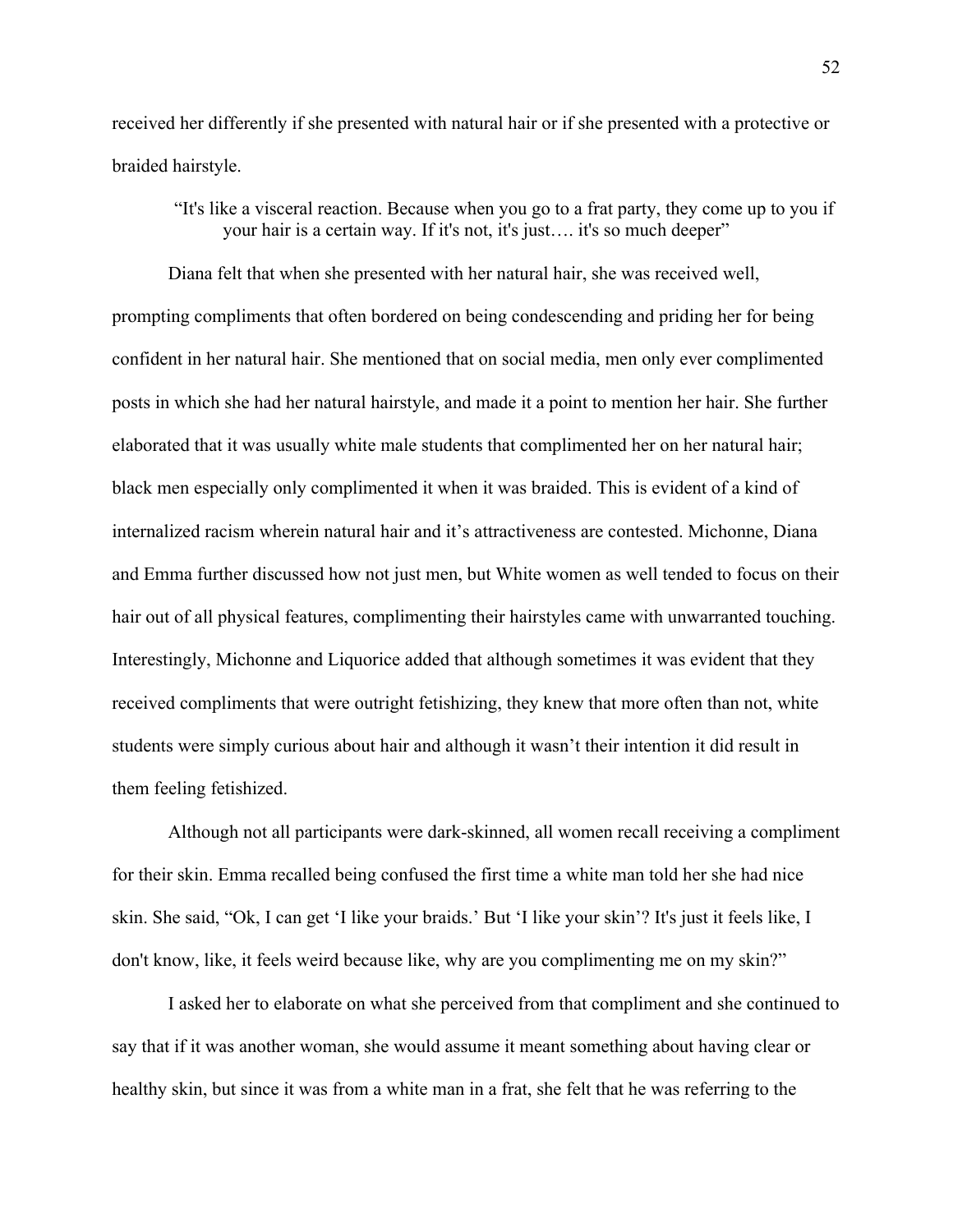received her differently if she presented with natural hair or if she presented with a protective or braided hairstyle.

> "It's like a visceral reaction. Because when you go to a frat party, they come up to you if your hair is a certain way. If it's not, it's just…. it's so much deeper"

Diana felt that when she presented with her natural hair, she was received well, prompting compliments that often bordered on being condescending and priding her for being confident in her natural hair. She mentioned that on social media, men only ever complimented posts in which she had her natural hairstyle, and made it a point to mention her hair. She further elaborated that it was usually white male students that complimented her on her natural hair; black men especially only complimented it when it was braided. This is evident of a kind of internalized racism wherein natural hair and it's attractiveness are contested. Michonne, Diana and Emma further discussed how not just men, but White women as well tended to focus on their hair out of all physical features, complimenting their hairstyles came with unwarranted touching. Interestingly, Michonne and Liquorice added that although sometimes it was evident that they received compliments that were outright fetishizing, they knew that more often than not, white students were simply curious about hair and although it wasn't their intention it did result in them feeling fetishized.

Although not all participants were dark-skinned, all women recall receiving a compliment for their skin. Emma recalled being confused the first time a white man told her she had nice skin. She said, "Ok, I can get 'I like your braids.' But 'I like your skin'? It's just it feels like, I don't know, like, it feels weird because like, why are you complimenting me on my skin?"

I asked her to elaborate on what she perceived from that compliment and she continued to say that if it was another woman, she would assume it meant something about having clear or healthy skin, but since it was from a white man in a frat, she felt that he was referring to the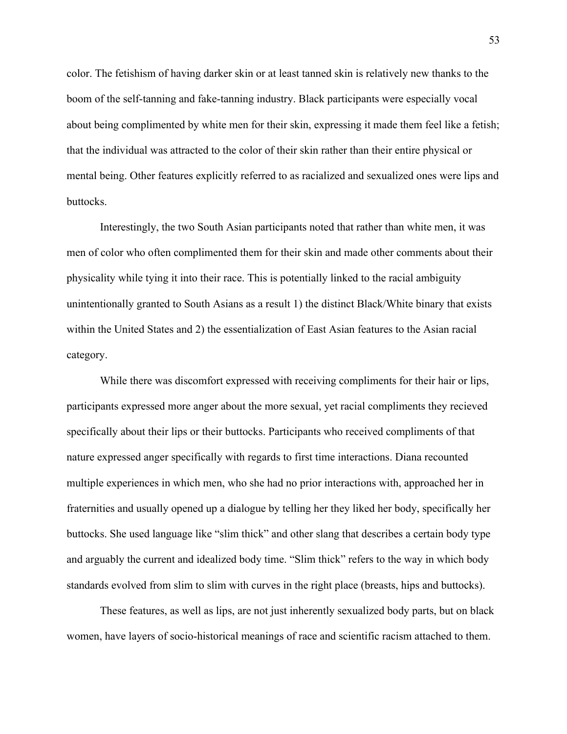color. The fetishism of having darker skin or at least tanned skin is relatively new thanks to the boom of the self-tanning and fake-tanning industry. Black participants were especially vocal about being complimented by white men for their skin, expressing it made them feel like a fetish; that the individual was attracted to the color of their skin rather than their entire physical or mental being. Other features explicitly referred to as racialized and sexualized ones were lips and buttocks.

Interestingly, the two South Asian participants noted that rather than white men, it was men of color who often complimented them for their skin and made other comments about their physicality while tying it into their race. This is potentially linked to the racial ambiguity unintentionally granted to South Asians as a result 1) the distinct Black/White binary that exists within the United States and 2) the essentialization of East Asian features to the Asian racial category.

While there was discomfort expressed with receiving compliments for their hair or lips, participants expressed more anger about the more sexual, yet racial compliments they recieved specifically about their lips or their buttocks. Participants who received compliments of that nature expressed anger specifically with regards to first time interactions. Diana recounted multiple experiences in which men, who she had no prior interactions with, approached her in fraternities and usually opened up a dialogue by telling her they liked her body, specifically her buttocks. She used language like "slim thick" and other slang that describes a certain body type and arguably the current and idealized body time. "Slim thick" refers to the way in which body standards evolved from slim to slim with curves in the right place (breasts, hips and buttocks).

These features, as well as lips, are not just inherently sexualized body parts, but on black women, have layers of socio-historical meanings of race and scientific racism attached to them.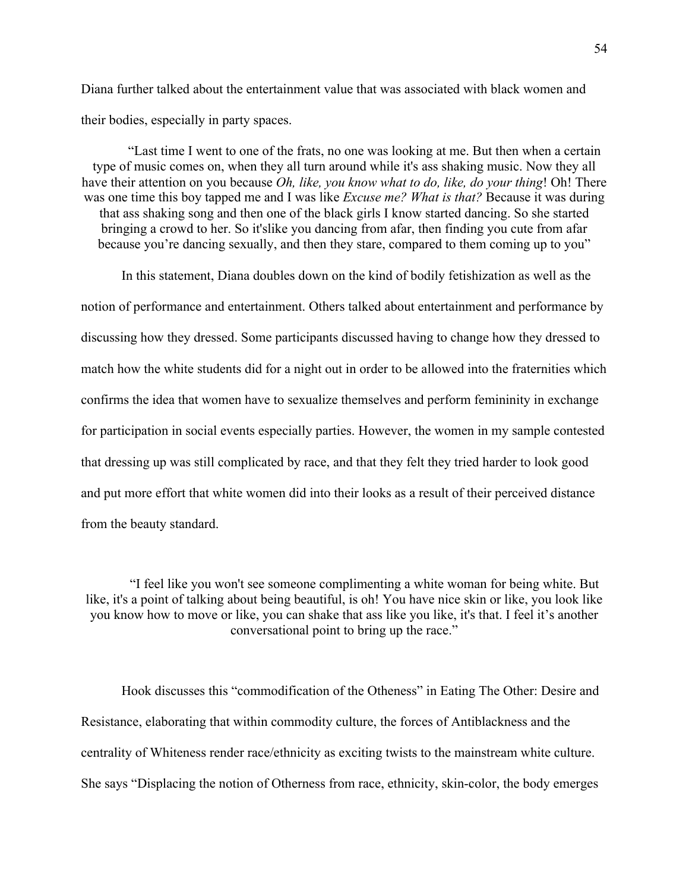Diana further talked about the entertainment value that was associated with black women and their bodies, especially in party spaces.

> "Last time I went to one of the frats, no one was looking at me. But then when a certain type of music comes on, when they all turn around while it's ass shaking music. Now they all have their attention on you because *Oh, like, you know what to do, like, do your thing*! Oh! There was one time this boy tapped me and I was like *Excuse me? What is that?* Because it was during that ass shaking song and then one of the black girls I know started dancing. So she started bringing a crowd to her. So it'slike you dancing from afar, then finding you cute from afar because you're dancing sexually, and then they stare, compared to them coming up to you"

In this statement, Diana doubles down on the kind of bodily fetishization as well as the notion of performance and entertainment. Others talked about entertainment and performance by discussing how they dressed. Some participants discussed having to change how they dressed to match how the white students did for a night out in order to be allowed into the fraternities which confirms the idea that women have to sexualize themselves and perform femininity in exchange for participation in social events especially parties. However, the women in my sample contested that dressing up was still complicated by race, and that they felt they tried harder to look good and put more effort that white women did into their looks as a result of their perceived distance from the beauty standard.

> "I feel like you won't see someone complimenting a white woman for being white. But like, it's a point of talking about being beautiful, is oh! You have nice skin or like, you look like you know how to move or like, you can shake that ass like you like, it's that. I feel it's another conversational point to bring up the race."

Hook discusses this "commodification of the Otheness" in Eating The Other: Desire and Resistance, elaborating that within commodity culture, the forces of Antiblackness and the centrality of Whiteness render race/ethnicity as exciting twists to the mainstream white culture. She says "Displacing the notion of Otherness from race, ethnicity, skin-color, the body emerges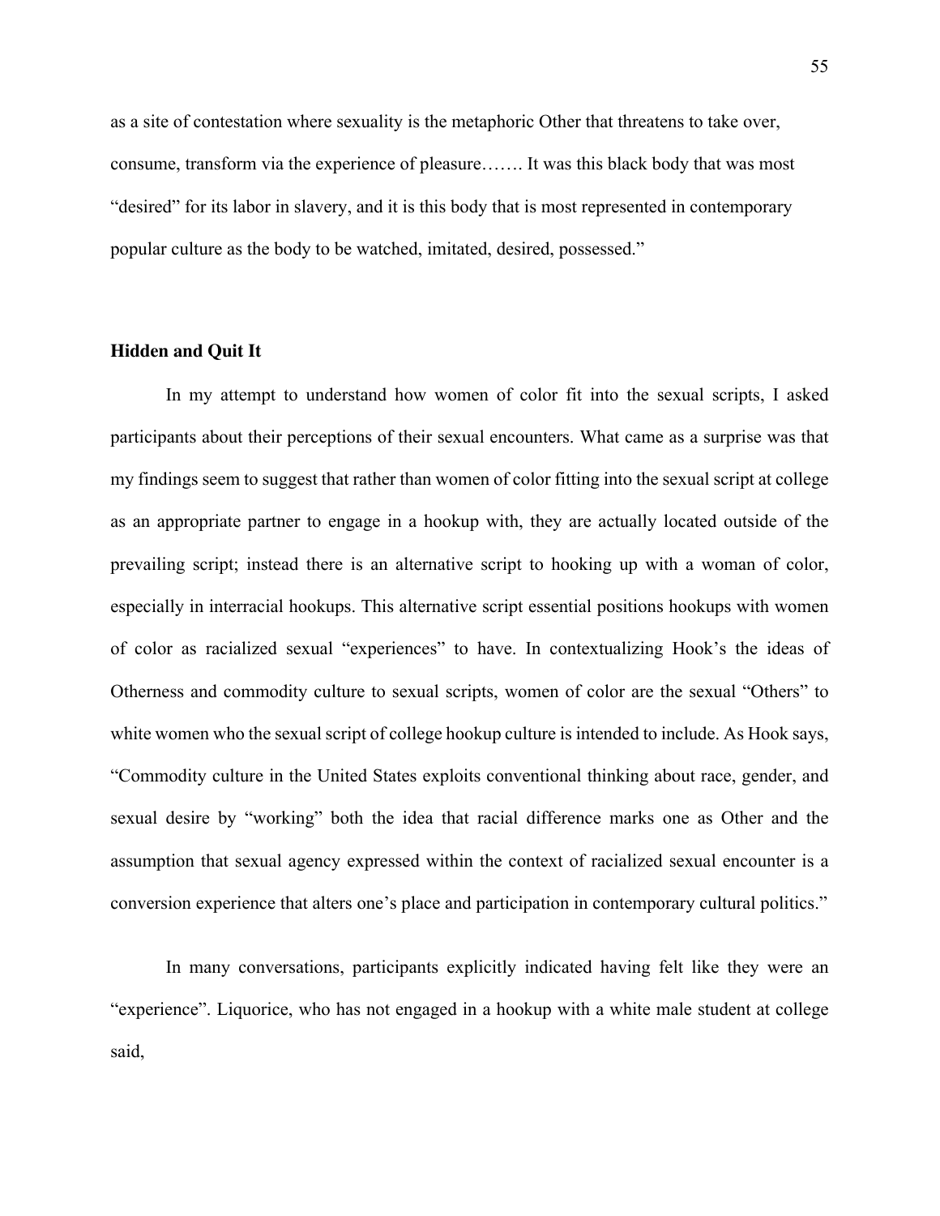as a site of contestation where sexuality is the metaphoric Other that threatens to take over, consume, transform via the experience of pleasure……. It was this black body that was most "desired" for its labor in slavery, and it is this body that is most represented in contemporary popular culture as the body to be watched, imitated, desired, possessed."

**Hidden and Quit It**

In my attempt to understand how women of color fit into the sexual scripts, I asked participants about their perceptions of their sexual encounters. What came as a surprise was that my findings seem to suggest that rather than women of color fitting into the sexual script at college as an appropriate partner to engage in a hookup with, they are actually located outside of the prevailing script; instead there is an alternative script to hooking up with a woman of color, especially in interracial hookups. This alternative script essential positions hookups with women of color as racialized sexual "experiences" to have. In contextualizing Hook's the ideas of Otherness and commodity culture to sexual scripts, women of color are the sexual "Others" to white women who the sexual script of college hookup culture is intended to include. As Hook says, "Commodity culture in the United States exploits conventional thinking about race, gender, and sexual desire by "working" both the idea that racial difference marks one as Other and the assumption that sexual agency expressed within the context of racialized sexual encounter is a conversion experience that alters one's place and participation in contemporary cultural politics."

In many conversations, participants explicitly indicated having felt like they were an "experience". Liquorice, who has not engaged in a hookup with a white male student at college said,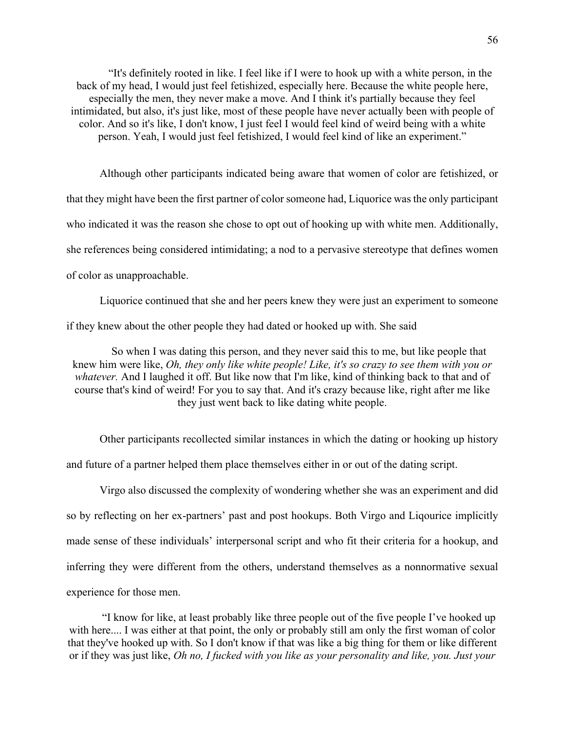"It's definitely rooted in like. I feel like if I were to hook up with a white person, in the back of my head, I would just feel fetishized, especially here. Because the white people here, especially the men, they never make a move. And I think it's partially because they feel intimidated, but also, it's just like, most of these people have never actually been with people of color. And so it's like, I don't know, I just feel I would feel kind of weird being with a white person. Yeah, I would just feel fetishized, I would feel kind of like an experiment."

Although other participants indicated being aware that women of color are fetishized, or that they might have been the first partner of color someone had, Liquorice was the only participant who indicated it was the reason she chose to opt out of hooking up with white men. Additionally, she references being considered intimidating; a nod to a pervasive stereotype that defines women of color as unapproachable.

Liquorice continued that she and her peers knew they were just an experiment to someone if they knew about the other people they had dated or hooked up with. She said

So when I was dating this person, and they never said this to me, but like people that knew him were like, *Oh, they only like white people! Like, it's so crazy to see them with you or whatever.* And I laughed it off. But like now that I'm like, kind of thinking back to that and of course that's kind of weird! For you to say that. And it's crazy because like, right after me like they just went back to like dating white people.

Other participants recollected similar instances in which the dating or hooking up history and future of a partner helped them place themselves either in or out of the dating script.

Virgo also discussed the complexity of wondering whether she was an experiment and did so by reflecting on her ex-partners' past and post hookups. Both Virgo and Liqourice implicitly made sense of these individuals' interpersonal script and who fit their criteria for a hookup, and inferring they were different from the others, understand themselves as a nonnormative sexual experience for those men.

"I know for like, at least probably like three people out of the five people I've hooked up with here.... I was either at that point, the only or probably still am only the first woman of color that they've hooked up with. So I don't know if that was like a big thing for them or like different or if they was just like, *Oh no, I fucked with you like as your personality and like, you. Just your*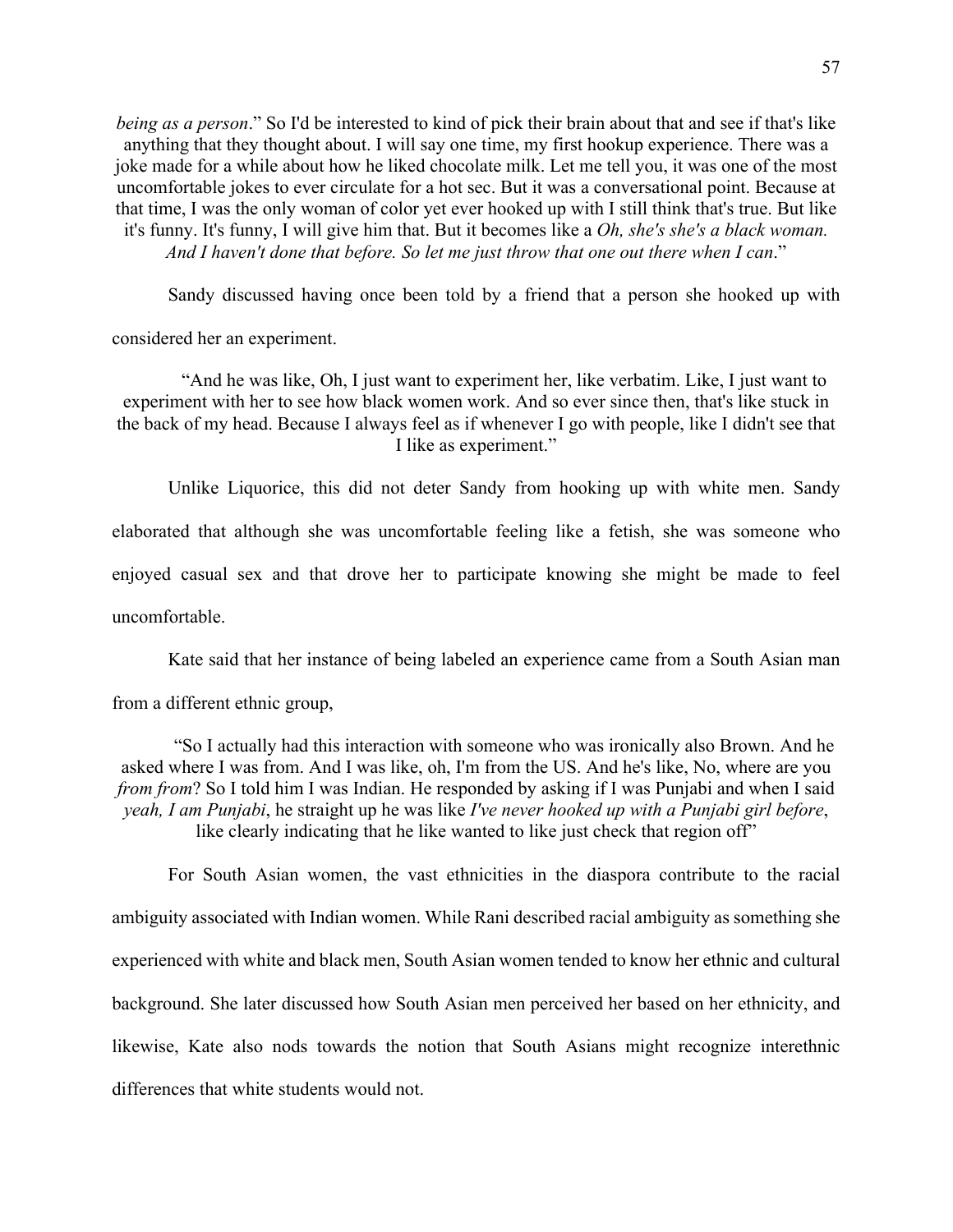*being as a person*." So I'd be interested to kind of pick their brain about that and see if that's like anything that they thought about. I will say one time, my first hookup experience. There was a joke made for a while about how he liked chocolate milk. Let me tell you, it was one of the most uncomfortable jokes to ever circulate for a hot sec. But it was a conversational point. Because at that time, I was the only woman of color yet ever hooked up with I still think that's true. But like it's funny. It's funny, I will give him that. But it becomes like a *Oh, she's she's a black woman. And I haven't done that before. So let me just throw that one out there when I can*."

Sandy discussed having once been told by a friend that a person she hooked up with considered her an experiment.

> "And he was like, Oh, I just want to experiment her, like verbatim. Like, I just want to experiment with her to see how black women work. And so ever since then, that's like stuck in the back of my head. Because I always feel as if whenever I go with people, like I didn't see that I like as experiment."

Unlike Liquorice, this did not deter Sandy from hooking up with white men. Sandy elaborated that although she was uncomfortable feeling like a fetish, she was someone who enjoyed casual sex and that drove her to participate knowing she might be made to feel uncomfortable.

Kate said that her instance of being labeled an experience came from a South Asian man from a different ethnic group,

> "So I actually had this interaction with someone who was ironically also Brown. And he asked where I was from. And I was like, oh, I'm from the US. And he's like, No, where are you *from from*? So I told him I was Indian. He responded by asking if I was Punjabi and when I said *yeah, I am Punjabi*, he straight up he was like *I've never hooked up with a Punjabi girl before*, like clearly indicating that he like wanted to like just check that region off"

For South Asian women, the vast ethnicities in the diaspora contribute to the racial ambiguity associated with Indian women. While Rani described racial ambiguity as something she experienced with white and black men, South Asian women tended to know her ethnic and cultural background. She later discussed how South Asian men perceived her based on her ethnicity, and likewise, Kate also nods towards the notion that South Asians might recognize interethnic differences that white students would not.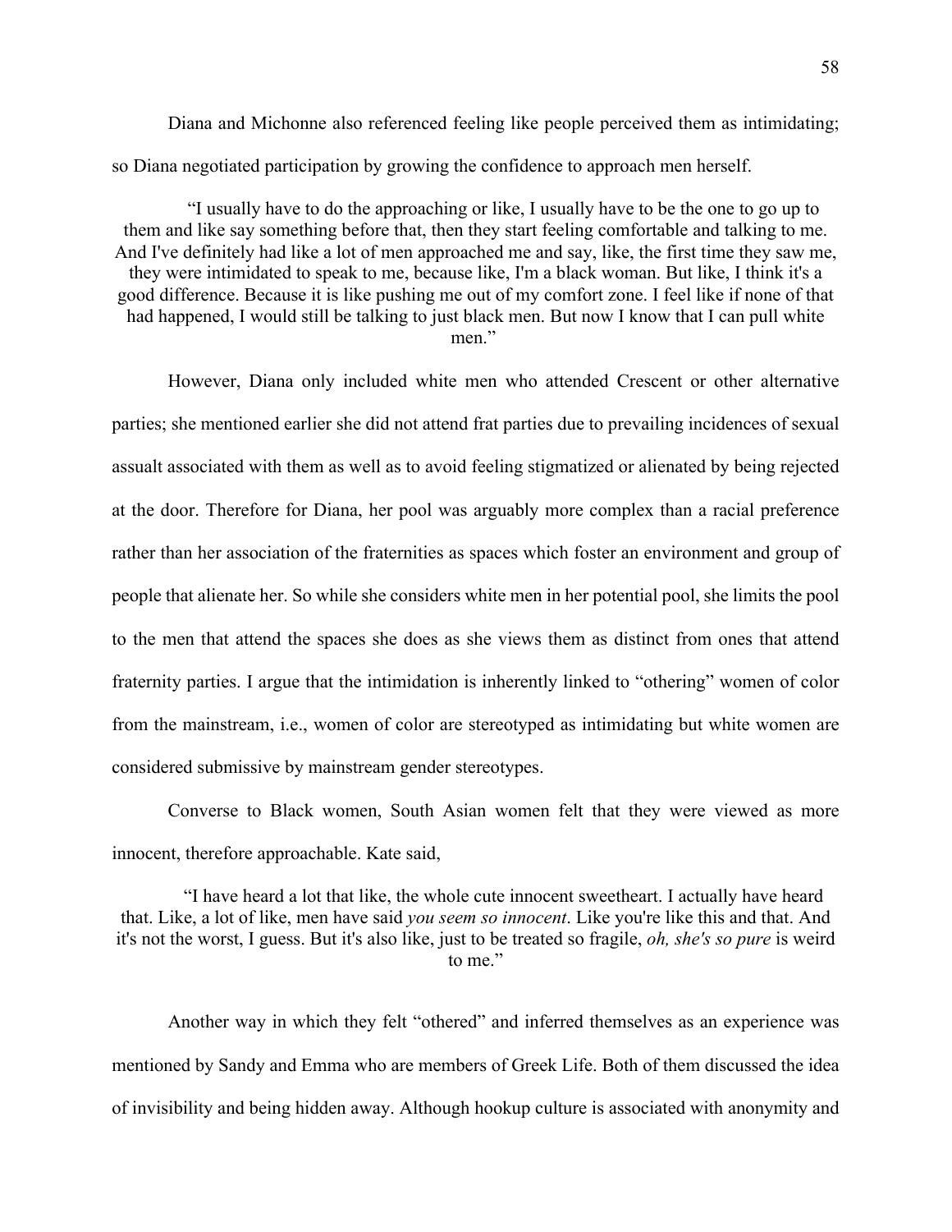Diana and Michonne also referenced feeling like people perceived them as intimidating; so Diana negotiated participation by growing the confidence to approach men herself.

> "I usually have to do the approaching or like, I usually have to be the one to go up to them and like say something before that, then they start feeling comfortable and talking to me. And I've definitely had like a lot of men approached me and say, like, the first time they saw me, they were intimidated to speak to me, because like, I'm a black woman. But like, I think it's a good difference. Because it is like pushing me out of my comfort zone. I feel like if none of that had happened, I would still be talking to just black men. But now I know that I can pull white men."

However, Diana only included white men who attended Crescent or other alternative parties; she mentioned earlier she did not attend frat parties due to prevailing incidences of sexual assualt associated with them as well as to avoid feeling stigmatized or alienated by being rejected at the door. Therefore for Diana, her pool was arguably more complex than a racial preference rather than her association of the fraternities as spaces which foster an environment and group of people that alienate her. So while she considers white men in her potential pool, she limits the pool to the men that attend the spaces she does as she views them as distinct from ones that attend fraternity parties. I argue that the intimidation is inherently linked to "othering" women of color from the mainstream, i.e., women of color are stereotyped as intimidating but white women are considered submissive by mainstream gender stereotypes.

Converse to Black women, South Asian women felt that they were viewed as more innocent, therefore approachable. Kate said,

> "I have heard a lot that like, the whole cute innocent sweetheart. I actually have heard that. Like, a lot of like, men have said *you seem so innocent*. Like you're like this and that. And it's not the worst, I guess. But it's also like, just to be treated so fragile, *oh, she's so pure* is weird to me."

Another way in which they felt "othered" and inferred themselves as an experience was mentioned by Sandy and Emma who are members of Greek Life. Both of them discussed the idea of invisibility and being hidden away. Although hookup culture is associated with anonymity and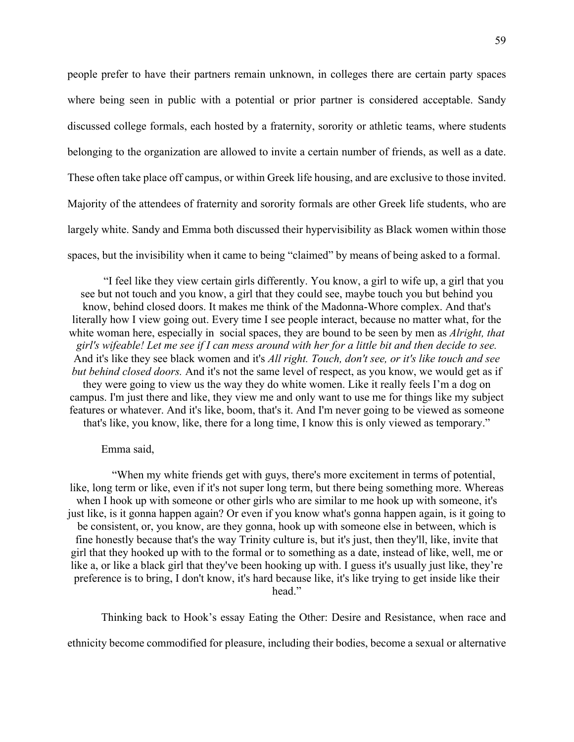people prefer to have their partners remain unknown, in colleges there are certain party spaces where being seen in public with a potential or prior partner is considered acceptable. Sandy discussed college formals, each hosted by a fraternity, sorority or athletic teams, where students belonging to the organization are allowed to invite a certain number of friends, as well as a date. These often take place off campus, or within Greek life housing, and are exclusive to those invited. Majority of the attendees of fraternity and sorority formals are other Greek life students, who are largely white. Sandy and Emma both discussed their hypervisibility as Black women within those spaces, but the invisibility when it came to being "claimed" by means of being asked to a formal.

> "I feel like they view certain girls differently. You know, a girl to wife up, a girl that you see but not touch and you know, a girl that they could see, maybe touch you but behind you know, behind closed doors. It makes me think of the Madonna-Whore complex. And that's literally how I view going out. Every time I see people interact, because no matter what, for the white woman here, especially in social spaces, they are bound to be seen by men as *Alright, that girl's wifeable! Let me see if I can mess around with her for a little bit and then decide to see.* And it's like they see black women and it's *All right. Touch, don't see, or it's like touch and see but behind closed doors.* And it's not the same level of respect, as you know, we would get as if they were going to view us the way they do white women. Like it really feels I'm a dog on campus. I'm just there and like, they view me and only want to use me for things like my subject features or whatever. And it's like, boom, that's it. And I'm never going to be viewed as someone that's like, you know, like, there for a long time, I know this is only viewed as temporary."

Emma said,

> "When my white friends get with guys, there's more excitement in terms of potential, like, long term or like, even if it's not super long term, but there being something more. Whereas when I hook up with someone or other girls who are similar to me hook up with someone, it's just like, is it gonna happen again? Or even if you know what's gonna happen again, is it going to be consistent, or, you know, are they gonna, hook up with someone else in between, which is fine honestly because that's the way Trinity culture is, but it's just, then they'll, like, invite that girl that they hooked up with to the formal or to something as a date, instead of like, well, me or like a, or like a black girl that they've been hooking up with. I guess it's usually just like, they're preference is to bring, I don't know, it's hard because like, it's like trying to get inside like their head."

Thinking back to Hook's essay Eating the Other: Desire and Resistance, when race and ethnicity become commodified for pleasure, including their bodies, become a sexual or alternative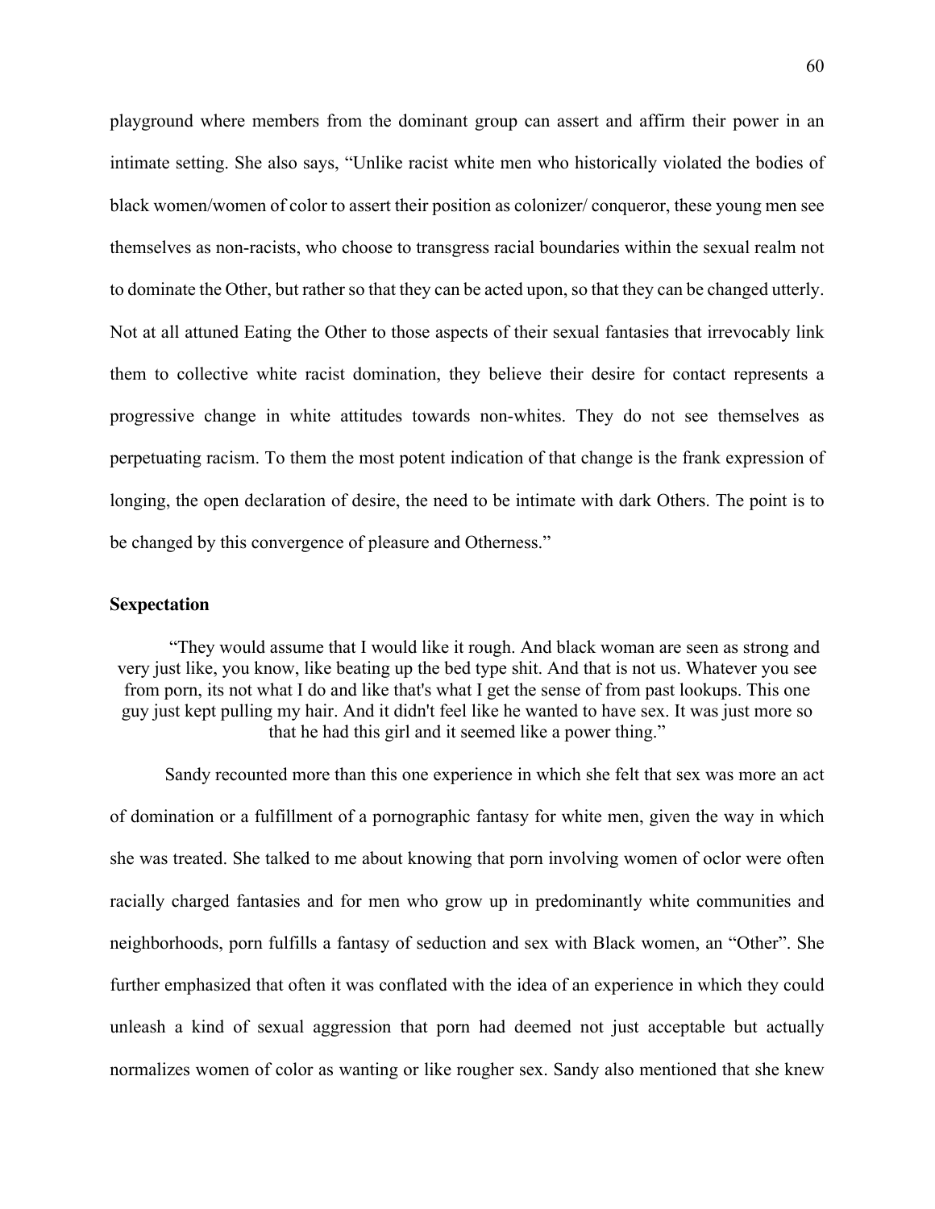playground where members from the dominant group can assert and affirm their power in an intimate setting. She also says, "Unlike racist white men who historically violated the bodies of black women/women of color to assert their position as colonizer/ conqueror, these young men see themselves as non-racists, who choose to transgress racial boundaries within the sexual realm not to dominate the Other, but rather so that they can be acted upon, so that they can be changed utterly. Not at all attuned Eating the Other to those aspects of their sexual fantasies that irrevocably link them to collective white racist domination, they believe their desire for contact represents a progressive change in white attitudes towards non-whites. They do not see themselves as perpetuating racism. To them the most potent indication of that change is the frank expression of longing, the open declaration of desire, the need to be intimate with dark Others. The point is to be changed by this convergence of pleasure and Otherness."

**Sexpectation**

> "They would assume that I would like it rough. And black woman are seen as strong and very just like, you know, like beating up the bed type shit. And that is not us. Whatever you see from porn, its not what I do and like that's what I get the sense of from past lookups. This one guy just kept pulling my hair. And it didn't feel like he wanted to have sex. It was just more so that he had this girl and it seemed like a power thing."

Sandy recounted more than this one experience in which she felt that sex was more an act of domination or a fulfillment of a pornographic fantasy for white men, given the way in which she was treated. She talked to me about knowing that porn involving women of oclor were often racially charged fantasies and for men who grow up in predominantly white communities and neighborhoods, porn fulfills a fantasy of seduction and sex with Black women, an "Other". She further emphasized that often it was conflated with the idea of an experience in which they could unleash a kind of sexual aggression that porn had deemed not just acceptable but actually normalizes women of color as wanting or like rougher sex. Sandy also mentioned that she knew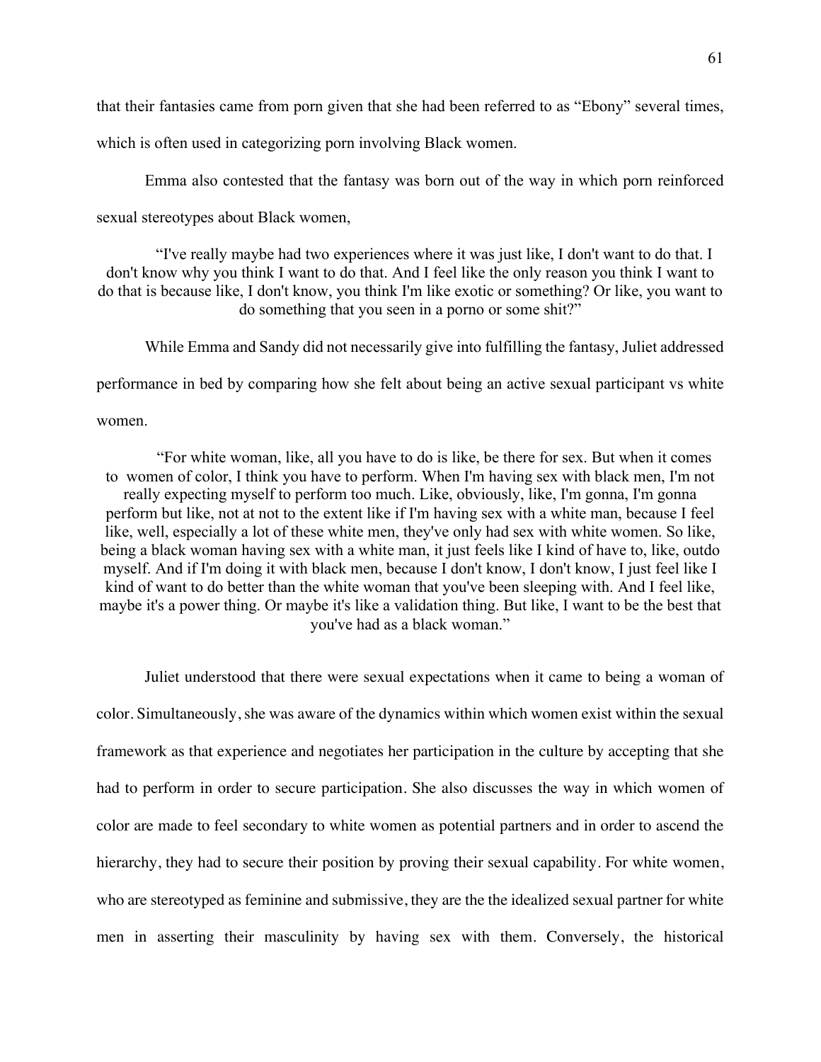that their fantasies came from porn given that she had been referred to as "Ebony" several times, which is often used in categorizing porn involving Black women.

Emma also contested that the fantasy was born out of the way in which porn reinforced sexual stereotypes about Black women,

> "I've really maybe had two experiences where it was just like, I don't want to do that. I don't know why you think I want to do that. And I feel like the only reason you think I want to do that is because like, I don't know, you think I'm like exotic or something? Or like, you want to do something that you seen in a porno or some shit?"

While Emma and Sandy did not necessarily give into fulfilling the fantasy, Juliet addressed performance in bed by comparing how she felt about being an active sexual participant vs white women.

> "For white woman, like, all you have to do is like, be there for sex. But when it comes to women of color, I think you have to perform. When I'm having sex with black men, I'm not really expecting myself to perform too much. Like, obviously, like, I'm gonna, I'm gonna perform but like, not at not to the extent like if I'm having sex with a white man, because I feel like, well, especially a lot of these white men, they've only had sex with white women. So like, being a black woman having sex with a white man, it just feels like I kind of have to, like, outdo myself. And if I'm doing it with black men, because I don't know, I don't know, I just feel like I kind of want to do better than the white woman that you've been sleeping with. And I feel like, maybe it's a power thing. Or maybe it's like a validation thing. But like, I want to be the best that you've had as a black woman."

Juliet understood that there were sexual expectations when it came to being a woman of color. Simultaneously, she was aware of the dynamics within which women exist within the sexual framework as that experience and negotiates her participation in the culture by accepting that she had to perform in order to secure participation. She also discusses the way in which women of color are made to feel secondary to white women as potential partners and in order to ascend the hierarchy, they had to secure their position by proving their sexual capability. For white women, who are stereotyped as feminine and submissive, they are the the idealized sexual partner for white men in asserting their masculinity by having sex with them. Conversely, the historical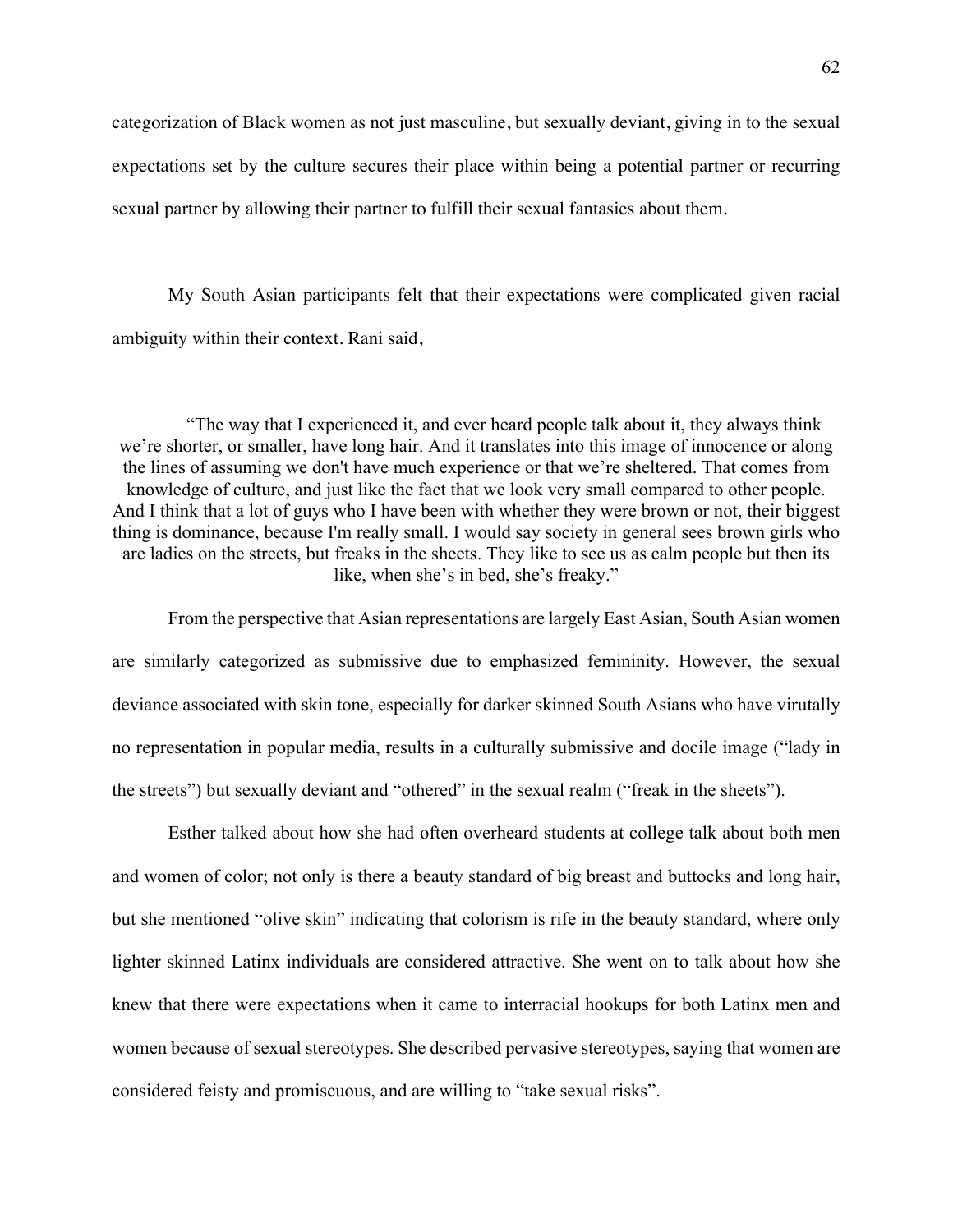categorization of Black women as not just masculine, but sexually deviant, giving in to the sexual expectations set by the culture secures their place within being a potential partner or recurring sexual partner by allowing their partner to fulfill their sexual fantasies about them.

My South Asian participants felt that their expectations were complicated given racial ambiguity within their context. Rani said,

> "The way that I experienced it, and ever heard people talk about it, they always think we're shorter, or smaller, have long hair. And it translates into this image of innocence or along the lines of assuming we don't have much experience or that we're sheltered. That comes from knowledge of culture, and just like the fact that we look very small compared to other people. And I think that a lot of guys who I have been with whether they were brown or not, their biggest thing is dominance, because I'm really small. I would say society in general sees brown girls who are ladies on the streets, but freaks in the sheets. They like to see us as calm people but then its like, when she's in bed, she's freaky."

From the perspective that Asian representations are largely East Asian, South Asian women are similarly categorized as submissive due to emphasized femininity. However, the sexual deviance associated with skin tone, especially for darker skinned South Asians who have virutally no representation in popular media, results in a culturally submissive and docile image ("lady in the streets") but sexually deviant and "othered" in the sexual realm ("freak in the sheets").

Esther talked about how she had often overheard students at college talk about both men and women of color; not only is there a beauty standard of big breast and buttocks and long hair, but she mentioned "olive skin" indicating that colorism is rife in the beauty standard, where only lighter skinned Latinx individuals are considered attractive. She went on to talk about how she knew that there were expectations when it came to interracial hookups for both Latinx men and women because of sexual stereotypes. She described pervasive stereotypes, saying that women are considered feisty and promiscuous, and are willing to "take sexual risks".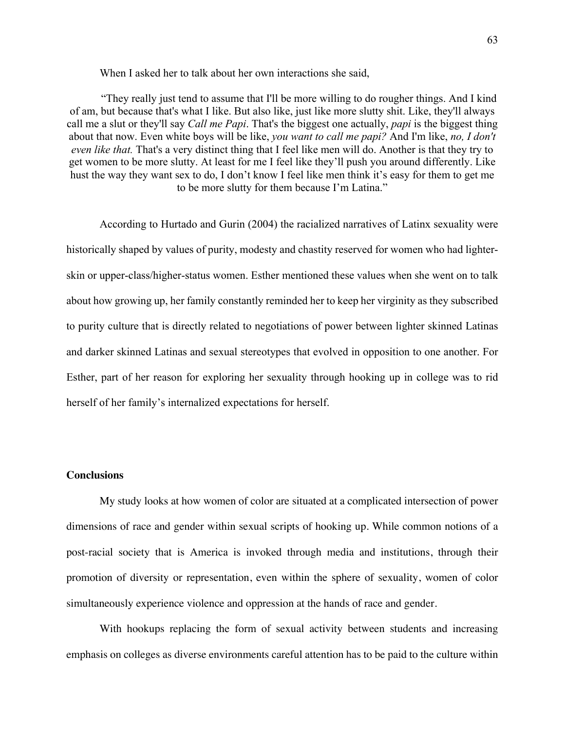When I asked her to talk about her own interactions she said,

> "They really just tend to assume that I'll be more willing to do rougher things. And I kind of am, but because that's what I like. But also like, just like more slutty shit. Like, they'll always call me a slut or they'll say *Call me Papi*. That's the biggest one actually, *papi* is the biggest thing about that now. Even white boys will be like, *you want to call me papi?* And I'm like, *no, I don't even like that.* That's a very distinct thing that I feel like men will do. Another is that they try to get women to be more slutty. At least for me I feel like they'll push you around differently. Like hust the way they want sex to do, I don't know I feel like men think it's easy for them to get me to be more slutty for them because I'm Latina."

According to Hurtado and Gurin (2004) the racialized narratives of Latinx sexuality were historically shaped by values of purity, modesty and chastity reserved for women who had lighter-skin or upper-class/higher-status women. Esther mentioned these values when she went on to talk about how growing up, her family constantly reminded her to keep her virginity as they subscribed to purity culture that is directly related to negotiations of power between lighter skinned Latinas and darker skinned Latinas and sexual stereotypes that evolved in opposition to one another. For Esther, part of her reason for exploring her sexuality through hooking up in college was to rid herself of her family's internalized expectations for herself.

**Conclusions**

My study looks at how women of color are situated at a complicated intersection of power dimensions of race and gender within sexual scripts of hooking up. While common notions of a post-racial society that is America is invoked through media and institutions, through their promotion of diversity or representation, even within the sphere of sexuality, women of color simultaneously experience violence and oppression at the hands of race and gender.

With hookups replacing the form of sexual activity between students and increasing emphasis on colleges as diverse environments careful attention has to be paid to the culture within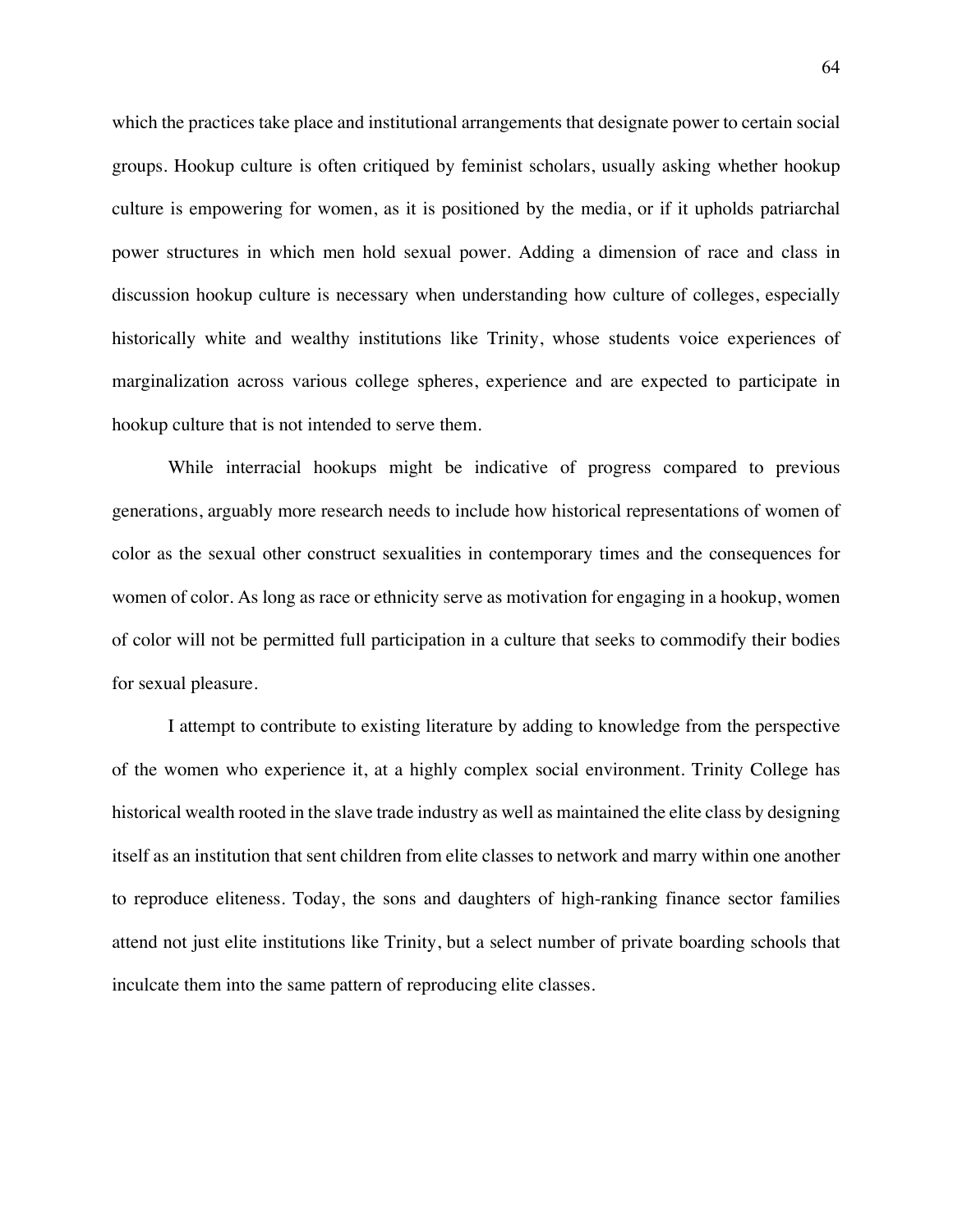which the practices take place and institutional arrangements that designate power to certain social groups. Hookup culture is often critiqued by feminist scholars, usually asking whether hookup culture is empowering for women, as it is positioned by the media, or if it upholds patriarchal power structures in which men hold sexual power. Adding a dimension of race and class in discussion hookup culture is necessary when understanding how culture of colleges, especially historically white and wealthy institutions like Trinity, whose students voice experiences of marginalization across various college spheres, experience and are expected to participate in hookup culture that is not intended to serve them.

While interracial hookups might be indicative of progress compared to previous generations, arguably more research needs to include how historical representations of women of color as the sexual other construct sexualities in contemporary times and the consequences for women of color. As long as race or ethnicity serve as motivation for engaging in a hookup, women of color will not be permitted full participation in a culture that seeks to commodify their bodies for sexual pleasure.

I attempt to contribute to existing literature by adding to knowledge from the perspective of the women who experience it, at a highly complex social environment. Trinity College has historical wealth rooted in the slave trade industry as well as maintained the elite class by designing itself as an institution that sent children from elite classes to network and marry within one another to reproduce eliteness. Today, the sons and daughters of high-ranking finance sector families attend not just elite institutions like Trinity, but a select number of private boarding schools that inculcate them into the same pattern of reproducing elite classes.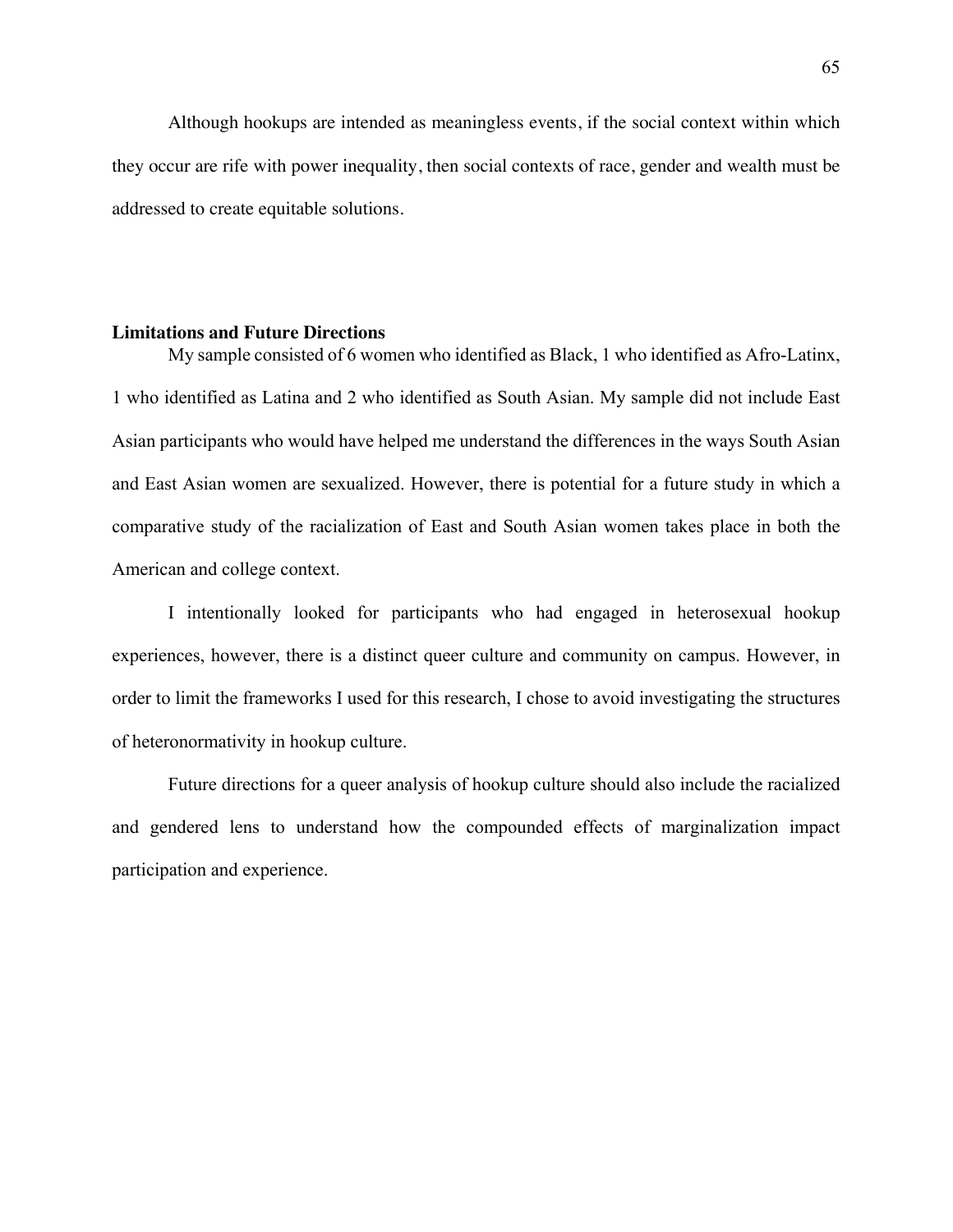Although hookups are intended as meaningless events, if the social context within which they occur are rife with power inequality, then social contexts of race, gender and wealth must be addressed to create equitable solutions.

**Limitations and Future Directions**

My sample consisted of 6 women who identified as Black, 1 who identified as Afro-Latinx, 1 who identified as Latina and 2 who identified as South Asian. My sample did not include East Asian participants who would have helped me understand the differences in the ways South Asian and East Asian women are sexualized. However, there is potential for a future study in which a comparative study of the racialization of East and South Asian women takes place in both the American and college context.

I intentionally looked for participants who had engaged in heterosexual hookup experiences, however, there is a distinct queer culture and community on campus. However, in order to limit the frameworks I used for this research, I chose to avoid investigating the structures of heteronormativity in hookup culture.

Future directions for a queer analysis of hookup culture should also include the racialized and gendered lens to understand how the compounded effects of marginalization impact participation and experience.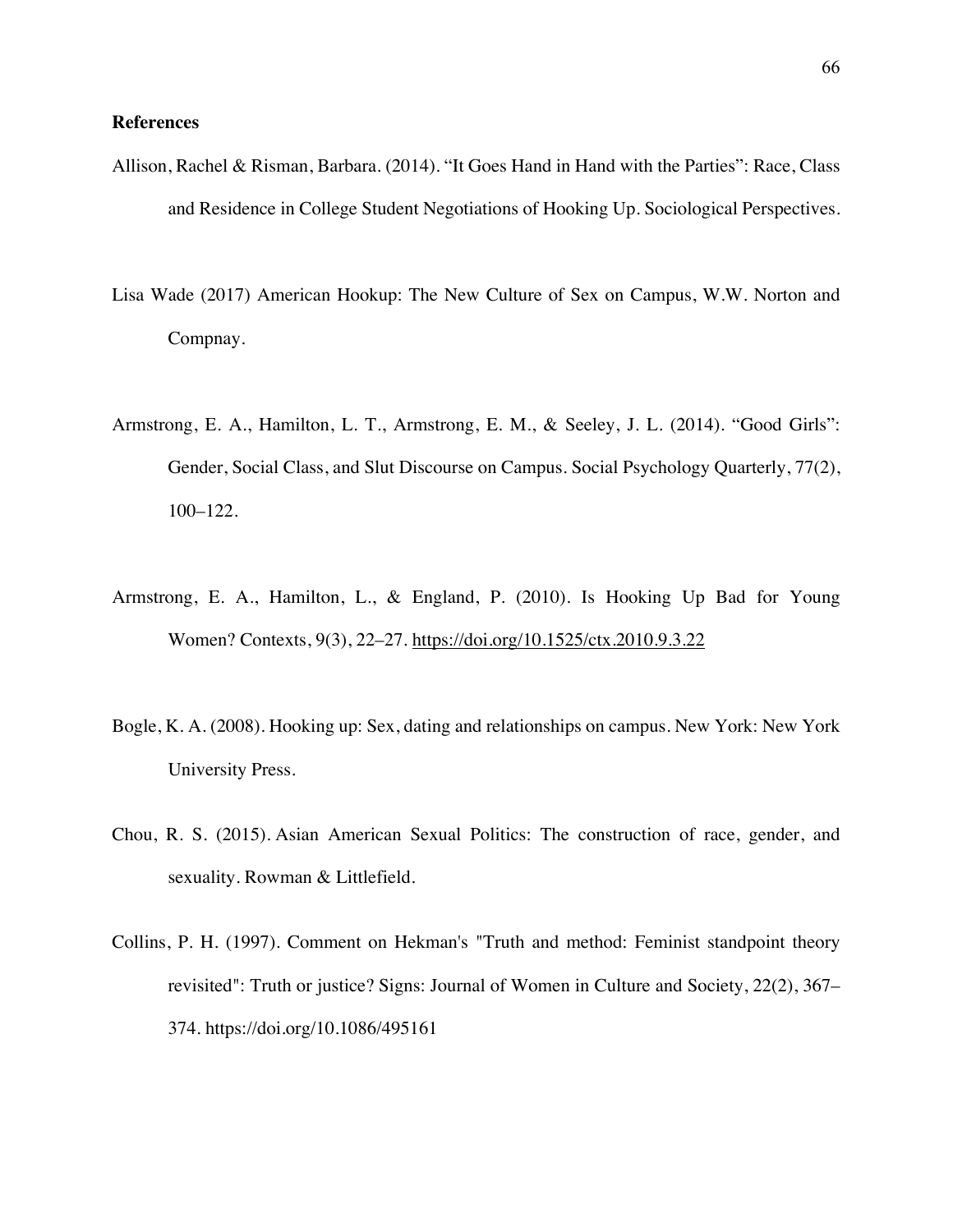**References**

Allison, Rachel & Risman, Barbara. (2014). “It Goes Hand in Hand with the Parties”: Race, Class and Residence in College Student Negotiations of Hooking Up. Sociological Perspectives.

Lisa Wade (2017) American Hookup: The New Culture of Sex on Campus, W.W. Norton and Compnay.

Armstrong, E. A., Hamilton, L. T., Armstrong, E. M., & Seeley, J. L. (2014). “Good Girls”: Gender, Social Class, and Slut Discourse on Campus. Social Psychology Quarterly, 77(2), 100–122.

Armstrong, E. A., Hamilton, L., & England, P. (2010). Is Hooking Up Bad for Young Women? Contexts, 9(3), 22–27. https://doi.org/10.1525/ctx.2010.9.3.22

Bogle, K. A. (2008). Hooking up: Sex, dating and relationships on campus. New York: New York University Press.

Chou, R. S. (2015). Asian American Sexual Politics: The construction of race, gender, and sexuality. Rowman & Littlefield.

Collins, P. H. (1997). Comment on Hekman's "Truth and method: Feminist standpoint theory revisited": Truth or justice? Signs: Journal of Women in Culture and Society, 22(2), 367–374. https://doi.org/10.1086/495161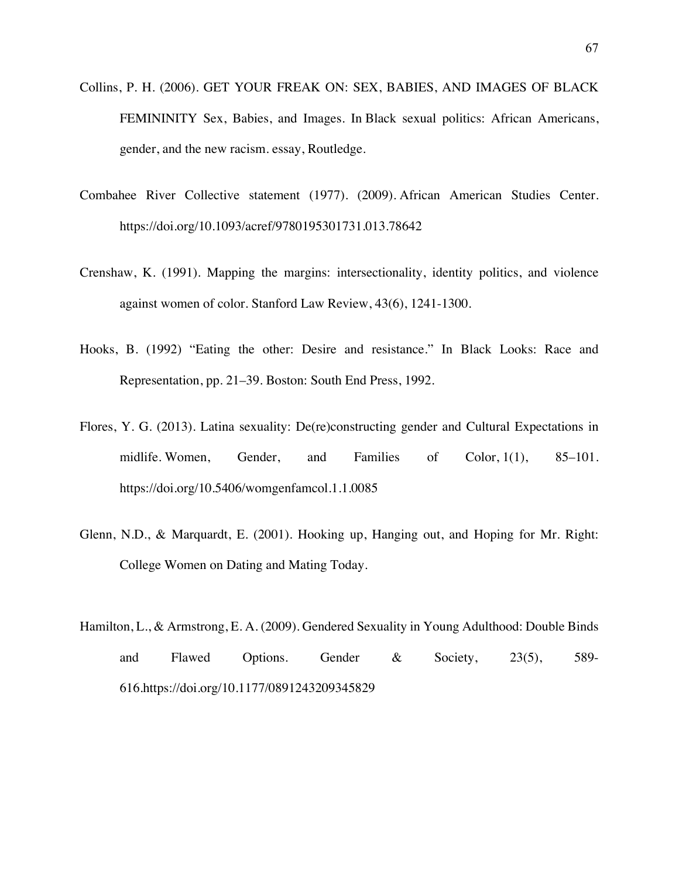Collins, P. H. (2006). GET YOUR FREAK ON: SEX, BABIES, AND IMAGES OF BLACK FEMININITY Sex, Babies, and Images. In Black sexual politics: African Americans, gender, and the new racism. essay, Routledge.

Combahee River Collective statement (1977). (2009). African American Studies Center. https://doi.org/10.1093/acref/9780195301731.013.78642

Crenshaw, K. (1991). Mapping the margins: intersectionality, identity politics, and violence against women of color. Stanford Law Review, 43(6), 1241-1300.

Hooks, B. (1992) "Eating the other: Desire and resistance." In Black Looks: Race and Representation, pp. 21–39. Boston: South End Press, 1992.

Flores, Y. G. (2013). Latina sexuality: De(re)constructing gender and Cultural Expectations in midlife. Women, Gender, and Families of Color, 1(1), 85–101. https://doi.org/10.5406/womgenfamcol.1.1.0085

Glenn, N.D., & Marquardt, E. (2001). Hooking up, Hanging out, and Hoping for Mr. Right: College Women on Dating and Mating Today.

Hamilton, L., & Armstrong, E. A. (2009). Gendered Sexuality in Young Adulthood: Double Binds and Flawed Options. Gender & Society, 23(5), 589-616.https://doi.org/10.1177/0891243209345829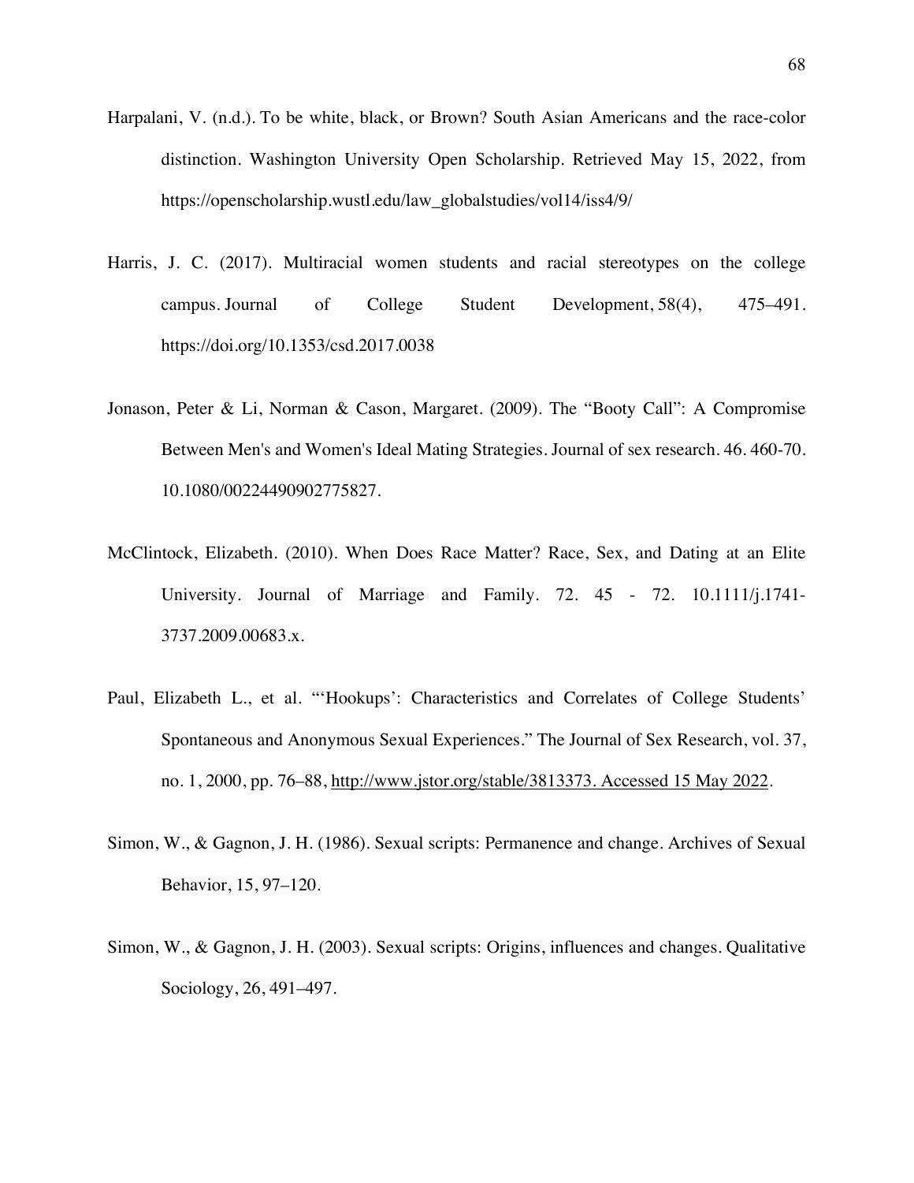Harpalani, V. (n.d.). To be white, black, or Brown? South Asian Americans and the race-color distinction. Washington University Open Scholarship. Retrieved May 15, 2022, from https://openscholarship.wustl.edu/law_globalstudies/vol14/iss4/9/

Harris, J. C. (2017). Multiracial women students and racial stereotypes on the college campus. Journal of College Student Development, 58(4), 475–491. https://doi.org/10.1353/csd.2017.0038

Jonason, Peter & Li, Norman & Cason, Margaret. (2009). The "Booty Call": A Compromise Between Men's and Women's Ideal Mating Strategies. Journal of sex research. 46. 460-70. 10.1080/00224490902775827.

McClintock, Elizabeth. (2010). When Does Race Matter? Race, Sex, and Dating at an Elite University. Journal of Marriage and Family. 72. 45 - 72. 10.1111/j.1741-3737.2009.00683.x.

Paul, Elizabeth L., et al. "'Hookups': Characteristics and Correlates of College Students' Spontaneous and Anonymous Sexual Experiences." The Journal of Sex Research, vol. 37, no. 1, 2000, pp. 76–88, http://www.jstor.org/stable/3813373. Accessed 15 May 2022.

Simon, W., & Gagnon, J. H. (1986). Sexual scripts: Permanence and change. Archives of Sexual Behavior, 15, 97–120.

Simon, W., & Gagnon, J. H. (2003). Sexual scripts: Origins, influences and changes. Qualitative Sociology, 26, 491–497.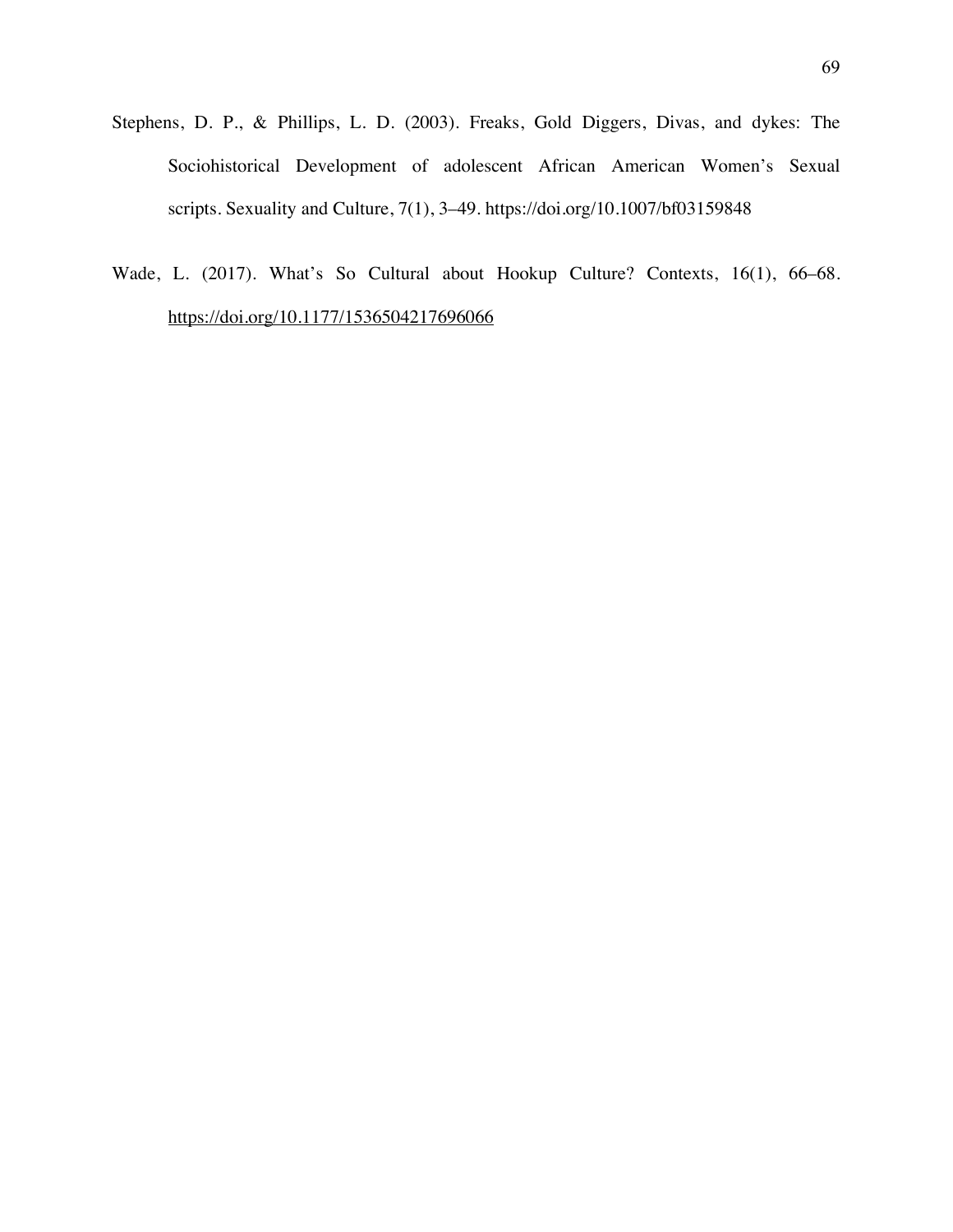Stephens, D. P., & Phillips, L. D. (2003). Freaks, Gold Diggers, Divas, and dykes: The Sociohistorical Development of adolescent African American Women's Sexual scripts. Sexuality and Culture, 7(1), 3–49. https://doi.org/10.1007/bf03159848

Wade, L. (2017). What's So Cultural about Hookup Culture? Contexts, 16(1), 66–68. https://doi.org/10.1177/1536504217696066